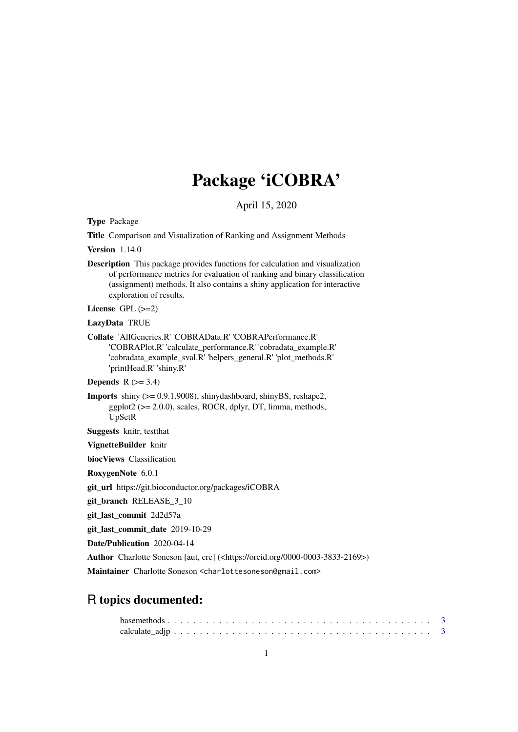# Package 'iCOBRA'

April 15, 2020

**Type** Package

**Title** Comparison and Visualization of Ranking and Assignment Methods

**Version** 1.14.0

**Description** This package provides functions for calculation and visualization of performance metrics for evaluation of ranking and binary classification (assignment) methods. It also contains a shiny application for interactive exploration of results.

**License** GPL (>=2)

**LazyData** TRUE

**Collate** 'AllGenerics.R' 'COBRAData.R' 'COBRAPerformance.R' 'COBRAPlot.R' 'calculate_performance.R' 'cobradata_example.R' 'cobradata_example_sval.R' 'helpers_general.R' 'plot_methods.R' 'printHead.R' 'shiny.R'

**Depends** R (>= 3.4)

**Imports** shiny (>= 0.9.1.9008), shinydashboard, shinyBS, reshape2, ggplot2 (>= 2.0.0), scales, ROCR, dplyr, DT, limma, methods, UpSetR

**Suggests** knitr, testthat

**VignetteBuilder** knitr

**biocViews** Classification

**RoxygenNote** 6.0.1

**git_url** https://git.bioconductor.org/packages/iCOBRA

**git_branch** RELEASE_3_10

**git_last_commit** 2d2d57a

**git_last_commit_date** 2019-10-29

**Date/Publication** 2020-04-14

**Author** Charlotte Soneson [aut, cre] (<https://orcid.org/0000-0003-3833-2169>)

**Maintainer** Charlotte Soneson <charlottesoneson@gmail.com>

## R topics documented:

basemethods . . . . . . . . . . . . . . . . . . . . . . . . . . . . . . . . . . . . . . . . 3
calculate_adjp . . . . . . . . . . . . . . . . . . . . . . . . . . . . . . . . . . . . . . . . 3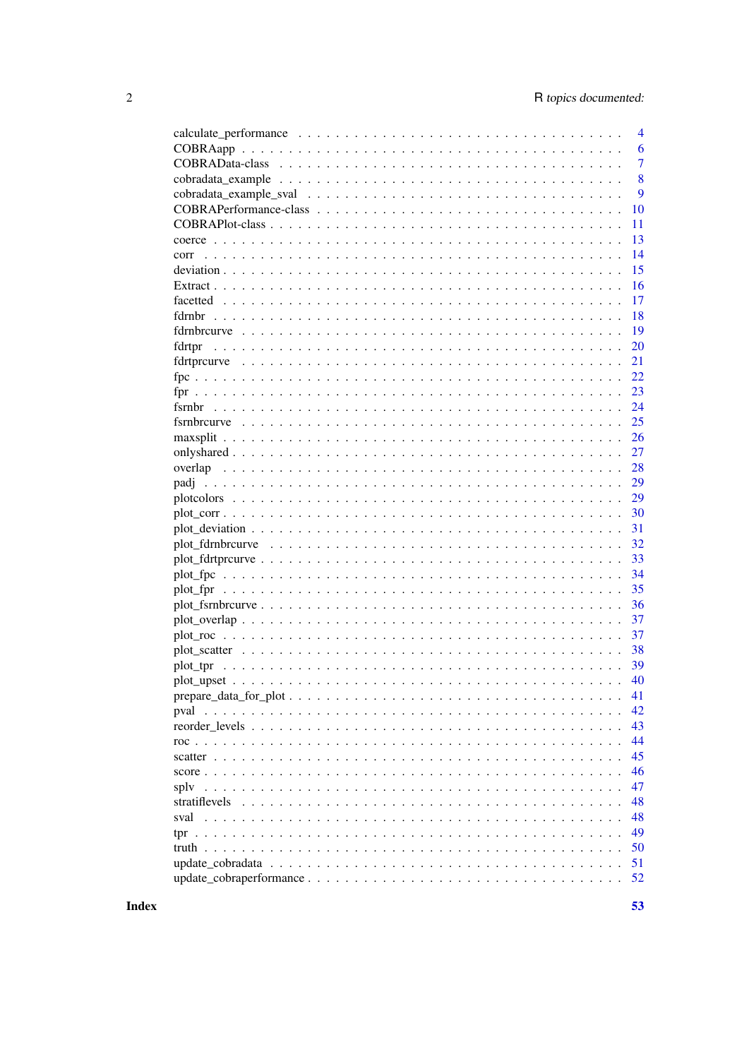calculate_performance . . . . . . . . . . . . . . . . . . . . . . . . . . . . . . . . . . . 4
COBRAapp . . . . . . . . . . . . . . . . . . . . . . . . . . . . . . . . . . . . . . . . . 6
COBRAData-class . . . . . . . . . . . . . . . . . . . . . . . . . . . . . . . . . . . . . . 7
cobradata_example . . . . . . . . . . . . . . . . . . . . . . . . . . . . . . . . . . . . . 8
cobradata_example_sval . . . . . . . . . . . . . . . . . . . . . . . . . . . . . . . . . . 9
COBRAPerformance-class . . . . . . . . . . . . . . . . . . . . . . . . . . . . . . . . . . 10
COBRAPlot-class . . . . . . . . . . . . . . . . . . . . . . . . . . . . . . . . . . . . . . 11
coerce . . . . . . . . . . . . . . . . . . . . . . . . . . . . . . . . . . . . . . . . . . . 13
corr . . . . . . . . . . . . . . . . . . . . . . . . . . . . . . . . . . . . . . . . . . . . 14
deviation . . . . . . . . . . . . . . . . . . . . . . . . . . . . . . . . . . . . . . . . . 15
Extract . . . . . . . . . . . . . . . . . . . . . . . . . . . . . . . . . . . . . . . . . . 16
facetted . . . . . . . . . . . . . . . . . . . . . . . . . . . . . . . . . . . . . . . . . . 17
fdrnbr . . . . . . . . . . . . . . . . . . . . . . . . . . . . . . . . . . . . . . . . . . . 18
fdrnbrcurve . . . . . . . . . . . . . . . . . . . . . . . . . . . . . . . . . . . . . . . . 19
fdrtpr . . . . . . . . . . . . . . . . . . . . . . . . . . . . . . . . . . . . . . . . . . . 20
fdrtprcurve . . . . . . . . . . . . . . . . . . . . . . . . . . . . . . . . . . . . . . . . 21
fpc . . . . . . . . . . . . . . . . . . . . . . . . . . . . . . . . . . . . . . . . . . . . . 22
fpr . . . . . . . . . . . . . . . . . . . . . . . . . . . . . . . . . . . . . . . . . . . . . 23
fsrnbr . . . . . . . . . . . . . . . . . . . . . . . . . . . . . . . . . . . . . . . . . . . 24
fsrnbrcurve . . . . . . . . . . . . . . . . . . . . . . . . . . . . . . . . . . . . . . . . 25
maxsplit . . . . . . . . . . . . . . . . . . . . . . . . . . . . . . . . . . . . . . . . . . 26
onlyshared . . . . . . . . . . . . . . . . . . . . . . . . . . . . . . . . . . . . . . . . . 27
overlap . . . . . . . . . . . . . . . . . . . . . . . . . . . . . . . . . . . . . . . . . . 28
padj . . . . . . . . . . . . . . . . . . . . . . . . . . . . . . . . . . . . . . . . . . . . 29
plotcolors . . . . . . . . . . . . . . . . . . . . . . . . . . . . . . . . . . . . . . . . . 29
plot_corr . . . . . . . . . . . . . . . . . . . . . . . . . . . . . . . . . . . . . . . . . 30
plot_deviation . . . . . . . . . . . . . . . . . . . . . . . . . . . . . . . . . . . . . . 31
plot_fdrnbrcurve . . . . . . . . . . . . . . . . . . . . . . . . . . . . . . . . . . . . . 32
plot_fdrtprcurve . . . . . . . . . . . . . . . . . . . . . . . . . . . . . . . . . . . . . 33
plot_fpc . . . . . . . . . . . . . . . . . . . . . . . . . . . . . . . . . . . . . . . . . . 34
plot_fpr . . . . . . . . . . . . . . . . . . . . . . . . . . . . . . . . . . . . . . . . . . 35
plot_fsrnbrcurve . . . . . . . . . . . . . . . . . . . . . . . . . . . . . . . . . . . . . 36
plot_overlap . . . . . . . . . . . . . . . . . . . . . . . . . . . . . . . . . . . . . . . . 37
plot_roc . . . . . . . . . . . . . . . . . . . . . . . . . . . . . . . . . . . . . . . . . . 37
plot_scatter . . . . . . . . . . . . . . . . . . . . . . . . . . . . . . . . . . . . . . . . 38
plot_tpr . . . . . . . . . . . . . . . . . . . . . . . . . . . . . . . . . . . . . . . . . . 39
plot_upset . . . . . . . . . . . . . . . . . . . . . . . . . . . . . . . . . . . . . . . . . 40
prepare_data_for_plot . . . . . . . . . . . . . . . . . . . . . . . . . . . . . . . . . . . 41
pval . . . . . . . . . . . . . . . . . . . . . . . . . . . . . . . . . . . . . . . . . . . . 42
reorder_levels . . . . . . . . . . . . . . . . . . . . . . . . . . . . . . . . . . . . . . . 43
roc . . . . . . . . . . . . . . . . . . . . . . . . . . . . . . . . . . . . . . . . . . . . . 44
scatter . . . . . . . . . . . . . . . . . . . . . . . . . . . . . . . . . . . . . . . . . . . 45
score . . . . . . . . . . . . . . . . . . . . . . . . . . . . . . . . . . . . . . . . . . . . 46
splv . . . . . . . . . . . . . . . . . . . . . . . . . . . . . . . . . . . . . . . . . . . . 47
stratiflevels . . . . . . . . . . . . . . . . . . . . . . . . . . . . . . . . . . . . . . . . 48
sval . . . . . . . . . . . . . . . . . . . . . . . . . . . . . . . . . . . . . . . . . . . . 48
tpr . . . . . . . . . . . . . . . . . . . . . . . . . . . . . . . . . . . . . . . . . . . . . 49
truth . . . . . . . . . . . . . . . . . . . . . . . . . . . . . . . . . . . . . . . . . . . . 50
update_cobradata . . . . . . . . . . . . . . . . . . . . . . . . . . . . . . . . . . . . . 51
update_cobraperformance . . . . . . . . . . . . . . . . . . . . . . . . . . . . . . . . . 52

**Index** **53**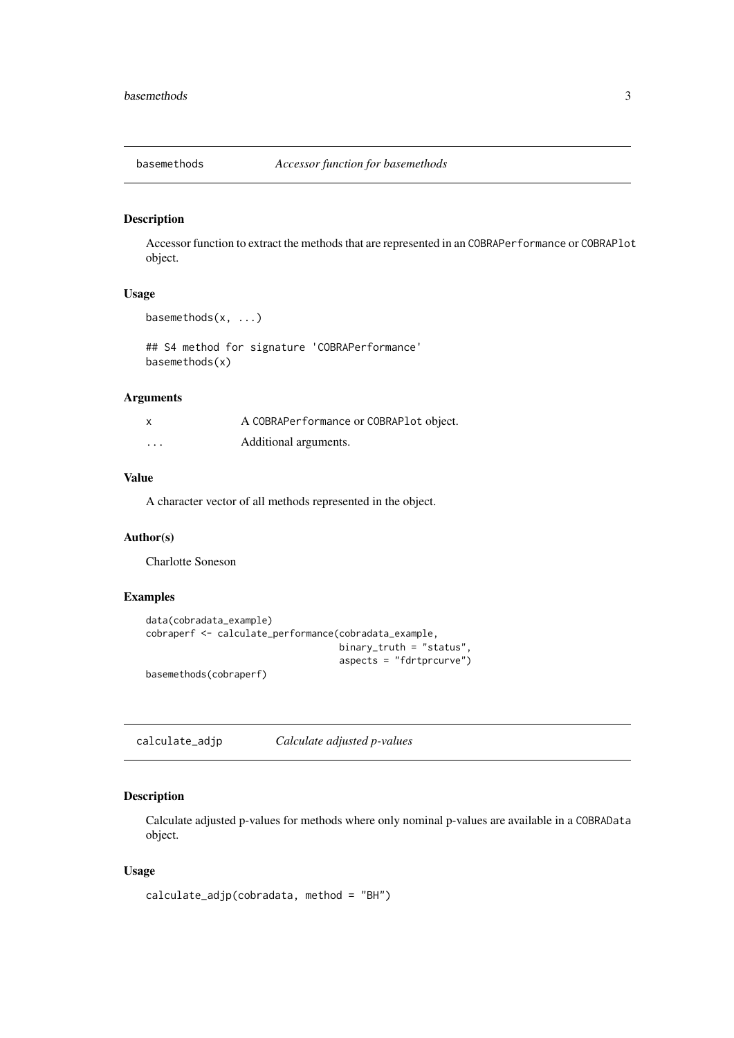## basemethods — *Accessor function for basemethods*

### Description

Accessor function to extract the methods that are represented in an COBRAPerformance or COBRAPlot object.

### Usage

```
basemethods(x, ...)

## S4 method for signature 'COBRAPerformance'
basemethods(x)
```

### Arguments

| | |
|---|---|
| x | A COBRAPerformance or COBRAPlot object. |
| ... | Additional arguments. |

### Value

A character vector of all methods represented in the object.

### Author(s)

Charlotte Soneson

### Examples

```
data(cobradata_example)
cobraperf <- calculate_performance(cobradata_example,
                                   binary_truth = "status",
                                   aspects = "fdrtprcurve")
basemethods(cobraperf)
```

## calculate_adjp — *Calculate adjusted p-values*

### Description

Calculate adjusted p-values for methods where only nominal p-values are available in a COBRAData object.

### Usage

```
calculate_adjp(cobradata, method = "BH")
```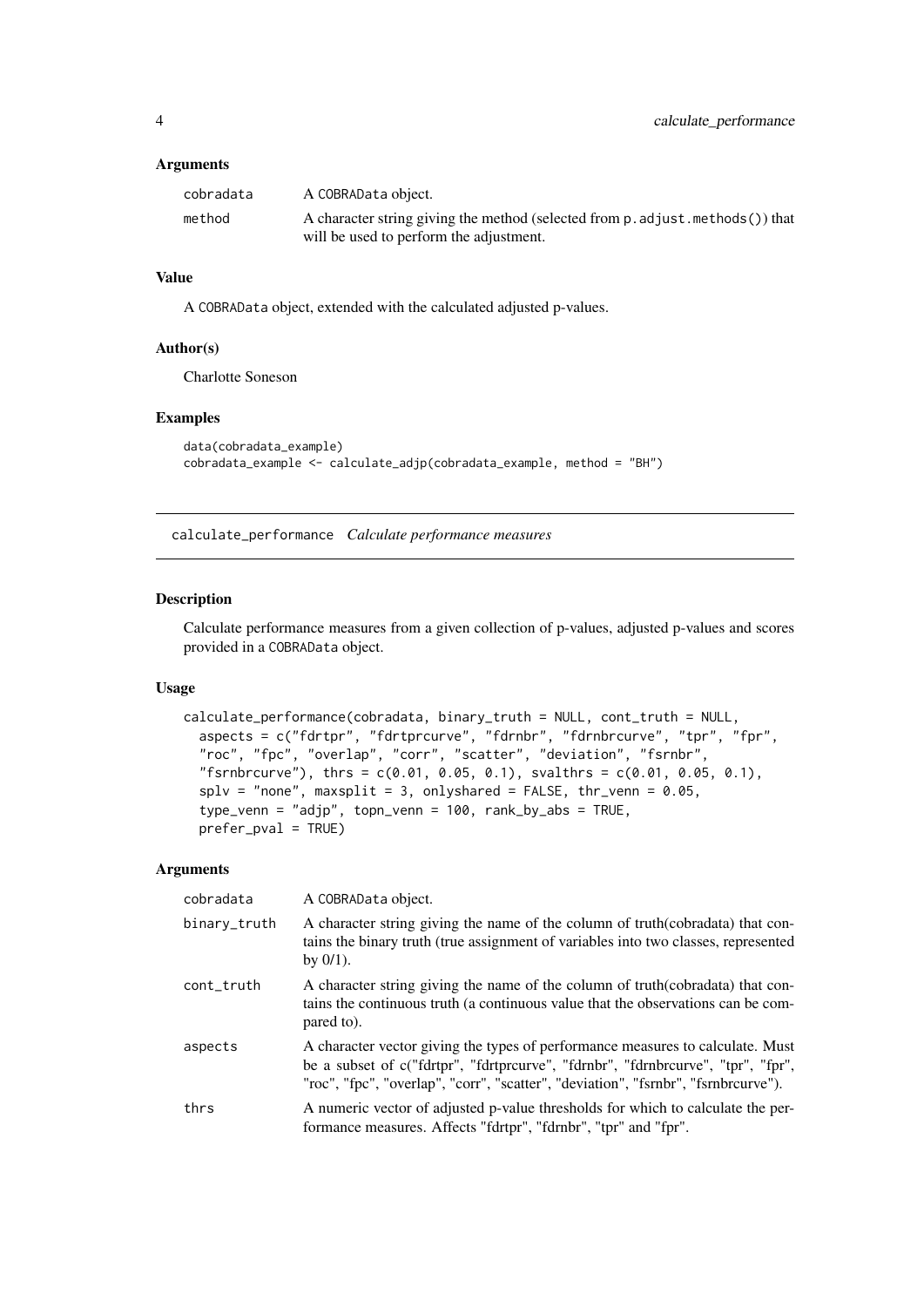### Arguments

| | |
|---|---|
| cobradata | A COBRAData object. |
| method | A character string giving the method (selected from p.adjust.methods()) that will be used to perform the adjustment. |

### Value

A COBRAData object, extended with the calculated adjusted p-values.

### Author(s)

Charlotte Soneson

### Examples

```
data(cobradata_example)
cobradata_example <- calculate_adjp(cobradata_example, method = "BH")
```

---

## calculate_performance *Calculate performance measures*

---

### Description

Calculate performance measures from a given collection of p-values, adjusted p-values and scores provided in a COBRAData object.

### Usage

```
calculate_performance(cobradata, binary_truth = NULL, cont_truth = NULL,
  aspects = c("fdrtpr", "fdrtprcurve", "fdrnbr", "fdrnbrcurve", "tpr", "fpr",
  "roc", "fpc", "overlap", "corr", "scatter", "deviation", "fsrnbr",
  "fsrnbrcurve"), thrs = c(0.01, 0.05, 0.1), svalthrs = c(0.01, 0.05, 0.1),
  splv = "none", maxsplit = 3, onlyshared = FALSE, thr_venn = 0.05,
  type_venn = "adjp", topn_venn = 100, rank_by_abs = TRUE,
  prefer_pval = TRUE)
```

### Arguments

| | |
|---|---|
| cobradata | A COBRAData object. |
| binary_truth | A character string giving the name of the column of truth(cobradata) that contains the binary truth (true assignment of variables into two classes, represented by 0/1). |
| cont_truth | A character string giving the name of the column of truth(cobradata) that contains the continuous truth (a continuous value that the observations can be compared to). |
| aspects | A character vector giving the types of performance measures to calculate. Must be a subset of c("fdrtpr", "fdrtprcurve", "fdrnbr", "fdrnbrcurve", "tpr", "fpr", "roc", "fpc", "overlap", "corr", "scatter", "deviation", "fsrnbr", "fsrnbrcurve"). |
| thrs | A numeric vector of adjusted p-value thresholds for which to calculate the performance measures. Affects "fdrtpr", "fdrnbr", "tpr" and "fpr". |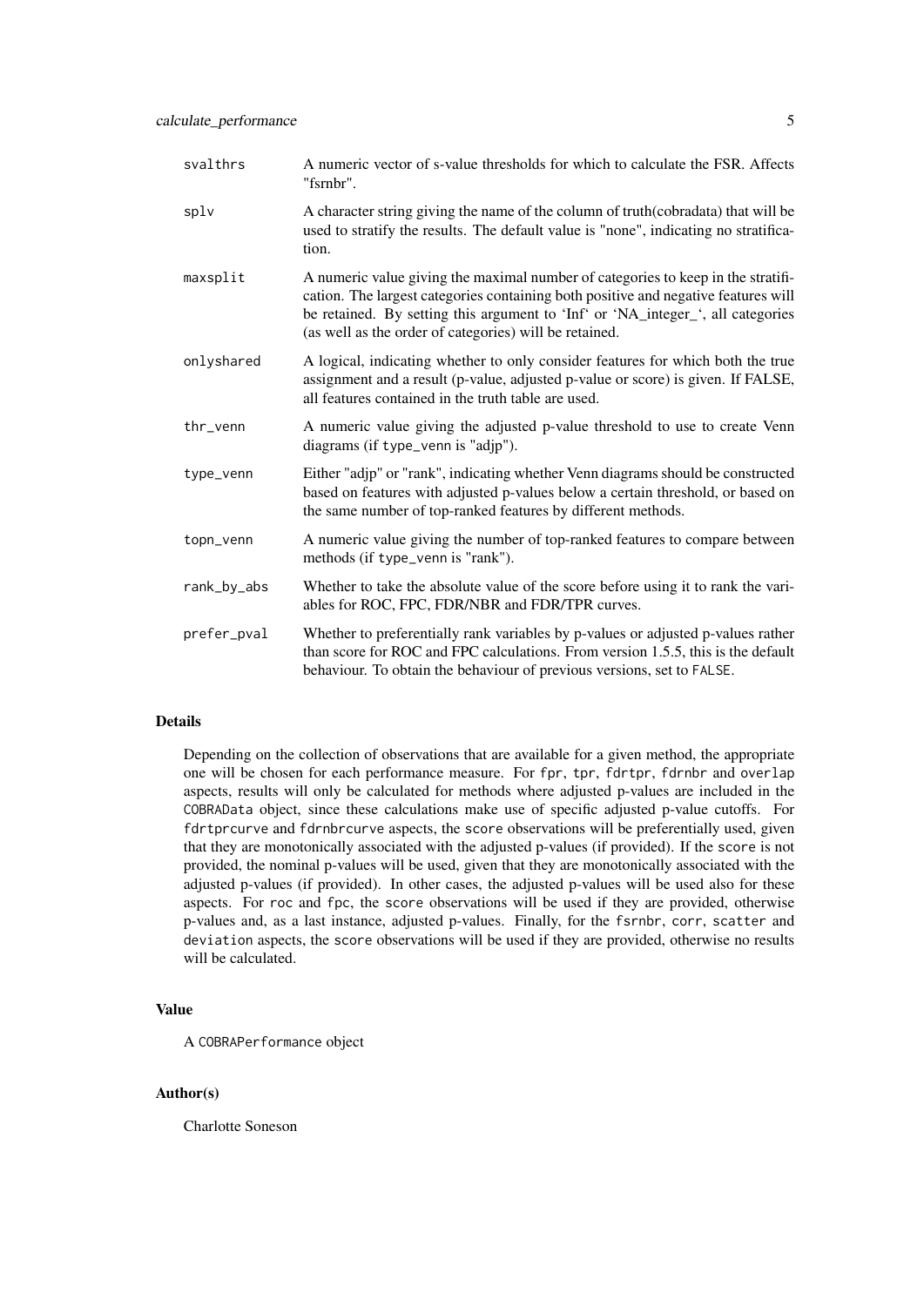| | |
|---|---|
| svalthrs | A numeric vector of s-value thresholds for which to calculate the FSR. Affects "fsrnbr". |
| splv | A character string giving the name of the column of truth(cobradata) that will be used to stratify the results. The default value is "none", indicating no stratification. |
| maxsplit | A numeric value giving the maximal number of categories to keep in the stratification. The largest categories containing both positive and negative features will be retained. By setting this argument to 'Inf' or 'NA_integer_', all categories (as well as the order of categories) will be retained. |
| onlyshared | A logical, indicating whether to only consider features for which both the true assignment and a result (p-value, adjusted p-value or score) is given. If FALSE, all features contained in the truth table are used. |
| thr_venn | A numeric value giving the adjusted p-value threshold to use to create Venn diagrams (if `type_venn` is "adjp"). |
| type_venn | Either "adjp" or "rank", indicating whether Venn diagrams should be constructed based on features with adjusted p-values below a certain threshold, or based on the same number of top-ranked features by different methods. |
| topn_venn | A numeric value giving the number of top-ranked features to compare between methods (if `type_venn` is "rank"). |
| rank_by_abs | Whether to take the absolute value of the score before using it to rank the variables for ROC, FPC, FDR/NBR and FDR/TPR curves. |
| prefer_pval | Whether to preferentially rank variables by p-values or adjusted p-values rather than score for ROC and FPC calculations. From version 1.5.5, this is the default behaviour. To obtain the behaviour of previous versions, set to `FALSE`. |

## Details

Depending on the collection of observations that are available for a given method, the appropriate one will be chosen for each performance measure. For `fpr`, `tpr`, `fdrtpr`, `fdrnbr` and `overlap` aspects, results will only be calculated for methods where adjusted p-values are included in the `COBRAData` object, since these calculations make use of specific adjusted p-value cutoffs. For `fdrtprcurve` and `fdrnbrcurve` aspects, the `score` observations will be preferentially used, given that they are monotonically associated with the adjusted p-values (if provided). If the `score` is not provided, the nominal p-values will be used, given that they are monotonically associated with the adjusted p-values (if provided). In other cases, the adjusted p-values will be used also for these aspects. For `roc` and `fpc`, the `score` observations will be used if they are provided, otherwise p-values and, as a last instance, adjusted p-values. Finally, for the `fsrnbr`, `corr`, `scatter` and `deviation` aspects, the `score` observations will be used if they are provided, otherwise no results will be calculated.

## Value

A `COBRAPerformance` object

## Author(s)

Charlotte Soneson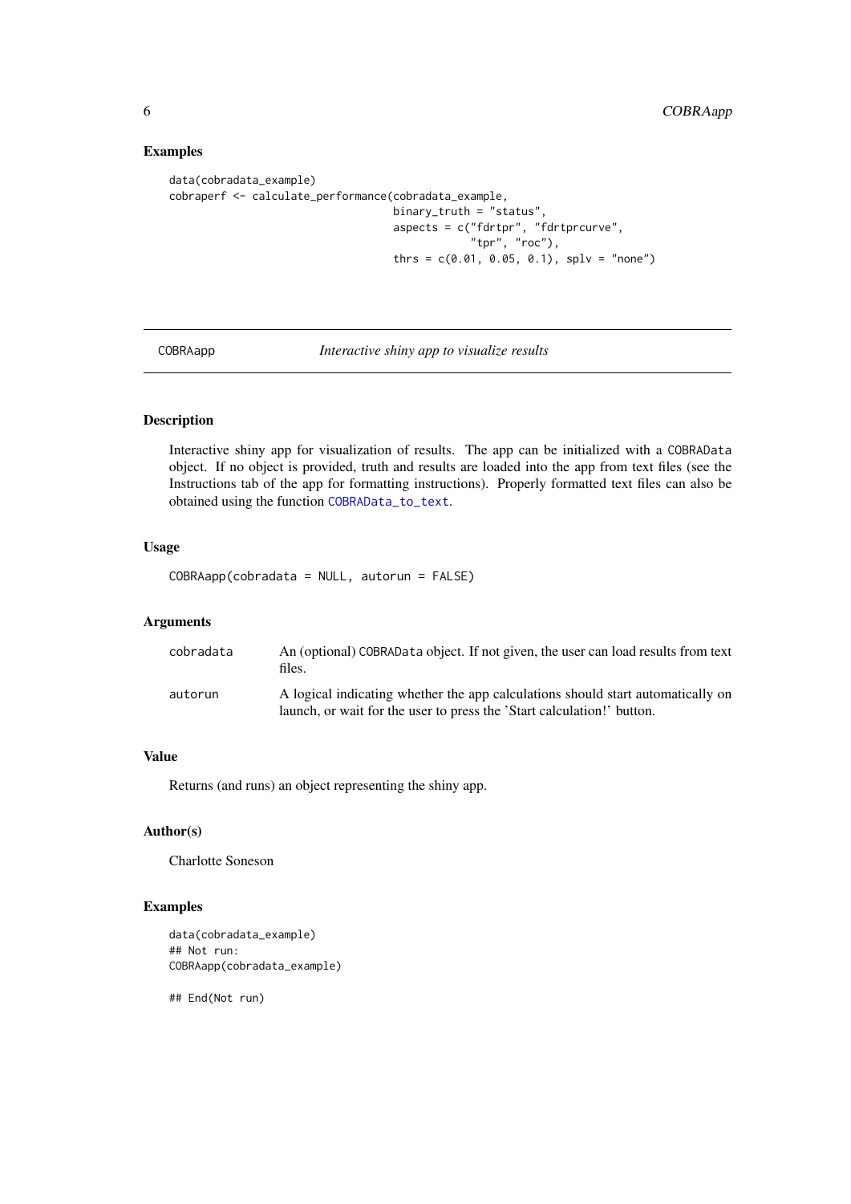## Examples

```
data(cobradata_example)
cobraperf <- calculate_performance(cobradata_example,
                                   binary_truth = "status",
                                   aspects = c("fdrtpr", "fdrtprcurve",
                                               "tpr", "roc"),
                                   thrs = c(0.01, 0.05, 0.1), splv = "none")
```

---

COBRAapp &nbsp;&nbsp;&nbsp;&nbsp;&nbsp;&nbsp; *Interactive shiny app to visualize results*

---

## Description

Interactive shiny app for visualization of results. The app can be initialized with a COBRAData object. If no object is provided, truth and results are loaded into the app from text files (see the Instructions tab of the app for formatting instructions). Properly formatted text files can also be obtained using the function COBRAData_to_text.

## Usage

```
COBRAapp(cobradata = NULL, autorun = FALSE)
```

## Arguments

| | |
|---|---|
| cobradata | An (optional) COBRAData object. If not given, the user can load results from text files. |
| autorun | A logical indicating whether the app calculations should start automatically on launch, or wait for the user to press the 'Start calculation!' button. |

## Value

Returns (and runs) an object representing the shiny app.

## Author(s)

Charlotte Soneson

## Examples

```
data(cobradata_example)
## Not run:
COBRAapp(cobradata_example)

## End(Not run)
```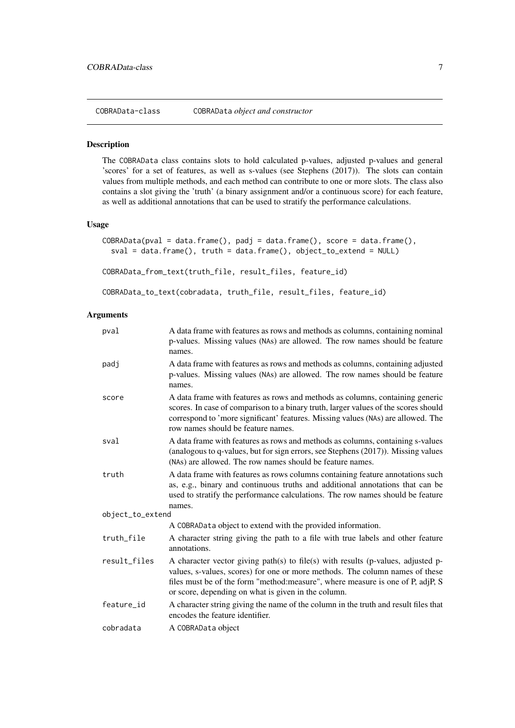## COBRAData-class — COBRAData *object and constructor*

### Description

The COBRAData class contains slots to hold calculated p-values, adjusted p-values and general 'scores' for a set of features, as well as s-values (see Stephens (2017)). The slots can contain values from multiple methods, and each method can contribute to one or more slots. The class also contains a slot giving the 'truth' (a binary assignment and/or a continuous score) for each feature, as well as additional annotations that can be used to stratify the performance calculations.

### Usage

```
COBRAData(pval = data.frame(), padj = data.frame(), score = data.frame(),
  sval = data.frame(), truth = data.frame(), object_to_extend = NULL)

COBRAData_from_text(truth_file, result_files, feature_id)

COBRAData_to_text(cobradata, truth_file, result_files, feature_id)
```

### Arguments

| Argument | Description |
|---|---|
| `pval` | A data frame with features as rows and methods as columns, containing nominal p-values. Missing values (NAs) are allowed. The row names should be feature names. |
| `padj` | A data frame with features as rows and methods as columns, containing adjusted p-values. Missing values (NAs) are allowed. The row names should be feature names. |
| `score` | A data frame with features as rows and methods as columns, containing generic scores. In case of comparison to a binary truth, larger values of the scores should correspond to 'more significant' features. Missing values (NAs) are allowed. The row names should be feature names. |
| `sval` | A data frame with features as rows and methods as columns, containing s-values (analogous to q-values, but for sign errors, see Stephens (2017)). Missing values (NAs) are allowed. The row names should be feature names. |
| `truth` | A data frame with features as rows columns containing feature annotations such as, e.g., binary and continuous truths and additional annotations that can be used to stratify the performance calculations. The row names should be feature names. |
| `object_to_extend` | A COBRAData object to extend with the provided information. |
| `truth_file` | A character string giving the path to a file with true labels and other feature annotations. |
| `result_files` | A character vector giving path(s) to file(s) with results (p-values, adjusted p-values, s-values, scores) for one or more methods. The column names of these files must be of the form "method:measure", where measure is one of P, adjP, S or score, depending on what is given in the column. |
| `feature_id` | A character string giving the name of the column in the truth and result files that encodes the feature identifier. |
| `cobradata` | A COBRAData object |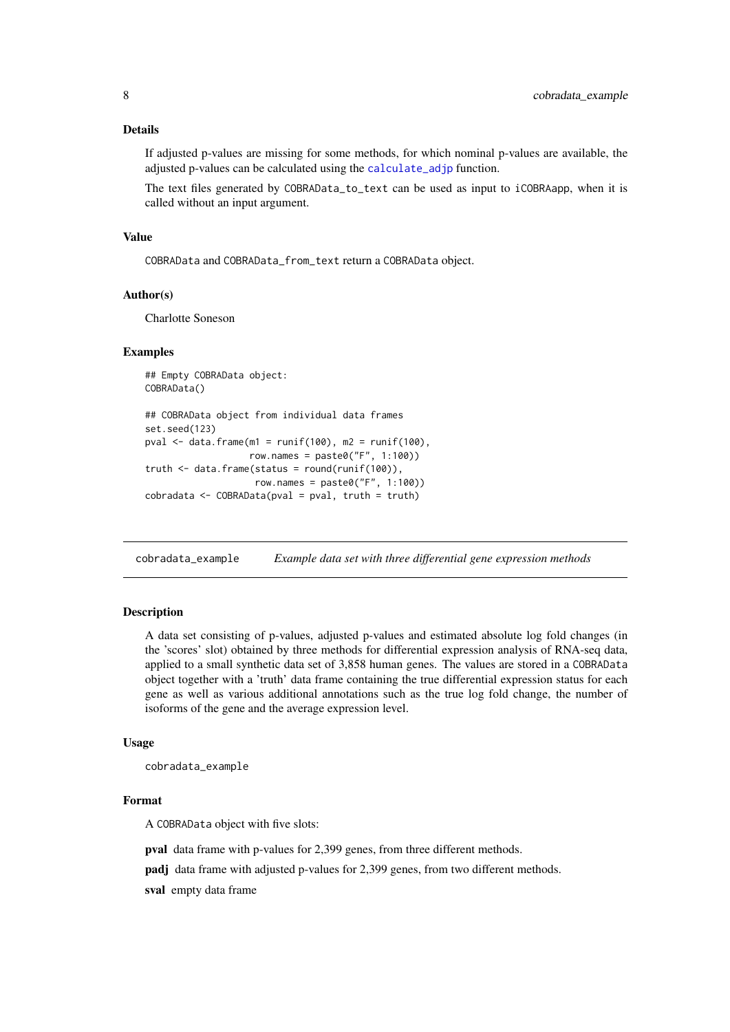### Details

If adjusted p-values are missing for some methods, for which nominal p-values are available, the adjusted p-values can be calculated using the `calculate_adjp` function.

The text files generated by `COBRAData_to_text` can be used as input to `iCOBRAapp`, when it is called without an input argument.

### Value

`COBRAData` and `COBRAData_from_text` return a `COBRAData` object.

### Author(s)

Charlotte Soneson

### Examples

```
## Empty COBRAData object:
COBRAData()

## COBRAData object from individual data frames
set.seed(123)
pval <- data.frame(m1 = runif(100), m2 = runif(100),
                   row.names = paste0("F", 1:100))
truth <- data.frame(status = round(runif(100)),
                    row.names = paste0("F", 1:100))
cobradata <- COBRAData(pval = pval, truth = truth)
```

---

## cobradata_example — *Example data set with three differential gene expression methods*

---

### Description

A data set consisting of p-values, adjusted p-values and estimated absolute log fold changes (in the 'scores' slot) obtained by three methods for differential expression analysis of RNA-seq data, applied to a small synthetic data set of 3,858 human genes. The values are stored in a `COBRAData` object together with a 'truth' data frame containing the true differential expression status for each gene as well as various additional annotations such as the true log fold change, the number of isoforms of the gene and the average expression level.

### Usage

```
cobradata_example
```

### Format

A `COBRAData` object with five slots:

**pval** data frame with p-values for 2,399 genes, from three different methods.

**padj** data frame with adjusted p-values for 2,399 genes, from two different methods.

**sval** empty data frame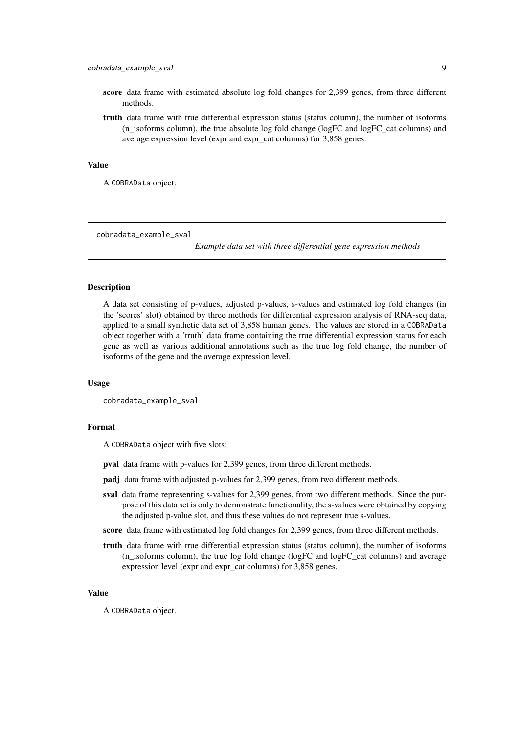- **score** data frame with estimated absolute log fold changes for 2,399 genes, from three different methods.
- **truth** data frame with true differential expression status (status column), the number of isoforms (n_isoforms column), the true absolute log fold change (logFC and logFC_cat columns) and average expression level (expr and expr_cat columns) for 3,858 genes.

### Value

A COBRAData object.

---

## cobradata_example_sval

*Example data set with three differential gene expression methods*

---

### Description

A data set consisting of p-values, adjusted p-values, s-values and estimated log fold changes (in the 'scores' slot) obtained by three methods for differential expression analysis of RNA-seq data, applied to a small synthetic data set of 3,858 human genes. The values are stored in a COBRAData object together with a 'truth' data frame containing the true differential expression status for each gene as well as various additional annotations such as the true log fold change, the number of isoforms of the gene and the average expression level.

### Usage

```
cobradata_example_sval
```

### Format

A COBRAData object with five slots:

- **pval** data frame with p-values for 2,399 genes, from three different methods.
- **padj** data frame with adjusted p-values for 2,399 genes, from two different methods.
- **sval** data frame representing s-values for 2,399 genes, from two different methods. Since the purpose of this data set is only to demonstrate functionality, the s-values were obtained by copying the adjusted p-value slot, and thus these values do not represent true s-values.
- **score** data frame with estimated log fold changes for 2,399 genes, from three different methods.
- **truth** data frame with true differential expression status (status column), the number of isoforms (n_isoforms column), the true log fold change (logFC and logFC_cat columns) and average expression level (expr and expr_cat columns) for 3,858 genes.

### Value

A COBRAData object.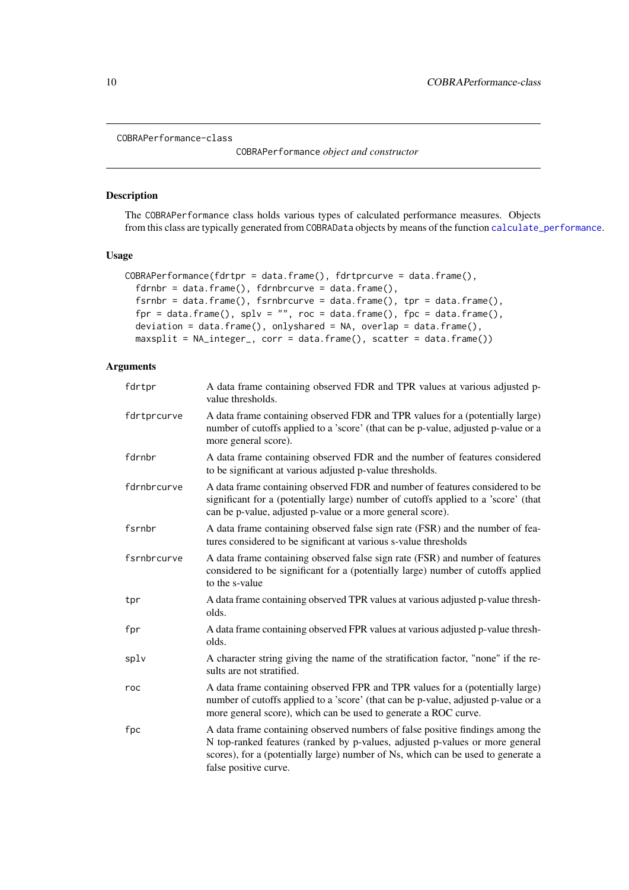# COBRAPerformance-class

*COBRAPerformance object and constructor*

## Description

The COBRAPerformance class holds various types of calculated performance measures. Objects from this class are typically generated from COBRAData objects by means of the function calculate_performance.

## Usage

```
COBRAPerformance(fdrtpr = data.frame(), fdrtprcurve = data.frame(),
  fdrnbr = data.frame(), fdrnbrcurve = data.frame(),
  fsrnbr = data.frame(), fsrnbrcurve = data.frame(), tpr = data.frame(),
  fpr = data.frame(), splv = "", roc = data.frame(), fpc = data.frame(),
  deviation = data.frame(), onlyshared = NA, overlap = data.frame(),
  maxsplit = NA_integer_, corr = data.frame(), scatter = data.frame())
```

## Arguments

| | |
|---|---|
| fdrtpr | A data frame containing observed FDR and TPR values at various adjusted p-value thresholds. |
| fdrtprcurve | A data frame containing observed FDR and TPR values for a (potentially large) number of cutoffs applied to a 'score' (that can be p-value, adjusted p-value or a more general score). |
| fdrnbr | A data frame containing observed FDR and the number of features considered to be significant at various adjusted p-value thresholds. |
| fdrnbrcurve | A data frame containing observed FDR and number of features considered to be significant for a (potentially large) number of cutoffs applied to a 'score' (that can be p-value, adjusted p-value or a more general score). |
| fsrnbr | A data frame containing observed false sign rate (FSR) and the number of features considered to be significant at various s-value thresholds |
| fsrnbrcurve | A data frame containing observed false sign rate (FSR) and number of features considered to be significant for a (potentially large) number of cutoffs applied to the s-value |
| tpr | A data frame containing observed TPR values at various adjusted p-value thresholds. |
| fpr | A data frame containing observed FPR values at various adjusted p-value thresholds. |
| splv | A character string giving the name of the stratification factor, "none" if the results are not stratified. |
| roc | A data frame containing observed FPR and TPR values for a (potentially large) number of cutoffs applied to a 'score' (that can be p-value, adjusted p-value or a more general score), which can be used to generate a ROC curve. |
| fpc | A data frame containing observed numbers of false positive findings among the N top-ranked features (ranked by p-values, adjusted p-values or more general scores), for a (potentially large) number of Ns, which can be used to generate a false positive curve. |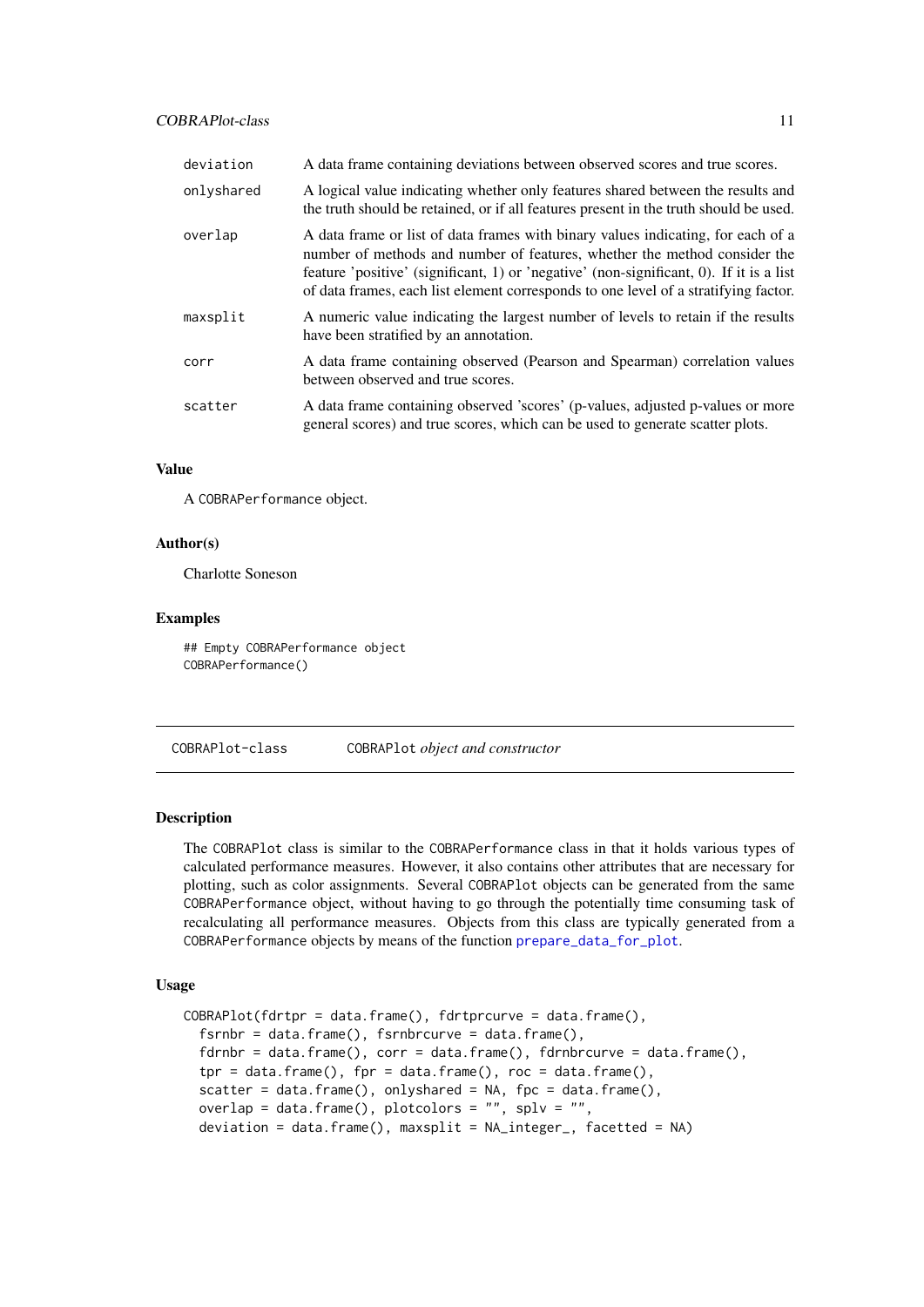| | |
|---|---|
| deviation | A data frame containing deviations between observed scores and true scores. |
| onlyshared | A logical value indicating whether only features shared between the results and the truth should be retained, or if all features present in the truth should be used. |
| overlap | A data frame or list of data frames with binary values indicating, for each of a number of methods and number of features, whether the method consider the feature 'positive' (significant, 1) or 'negative' (non-significant, 0). If it is a list of data frames, each list element corresponds to one level of a stratifying factor. |
| maxsplit | A numeric value indicating the largest number of levels to retain if the results have been stratified by an annotation. |
| corr | A data frame containing observed (Pearson and Spearman) correlation values between observed and true scores. |
| scatter | A data frame containing observed 'scores' (p-values, adjusted p-values or more general scores) and true scores, which can be used to generate scatter plots. |

### Value

A `COBRAPerformance` object.

### Author(s)

Charlotte Soneson

### Examples

```
## Empty COBRAPerformance object
COBRAPerformance()
```

---

## COBRAPlot-class — `COBRAPlot` *object and constructor*

---

### Description

The `COBRAPlot` class is similar to the `COBRAPerformance` class in that it holds various types of calculated performance measures. However, it also contains other attributes that are necessary for plotting, such as color assignments. Several `COBRAPlot` objects can be generated from the same `COBRAPerformance` object, without having to go through the potentially time consuming task of recalculating all performance measures. Objects from this class are typically generated from a `COBRAPerformance` objects by means of the function `prepare_data_for_plot`.

### Usage

```
COBRAPlot(fdrtpr = data.frame(), fdrtprcurve = data.frame(),
  fsrnbr = data.frame(), fsrnbrcurve = data.frame(),
  fdrnbr = data.frame(), corr = data.frame(), fdrnbrcurve = data.frame(),
  tpr = data.frame(), fpr = data.frame(), roc = data.frame(),
  scatter = data.frame(), onlyshared = NA, fpc = data.frame(),
  overlap = data.frame(), plotcolors = "", splv = "",
  deviation = data.frame(), maxsplit = NA_integer_, facetted = NA)
```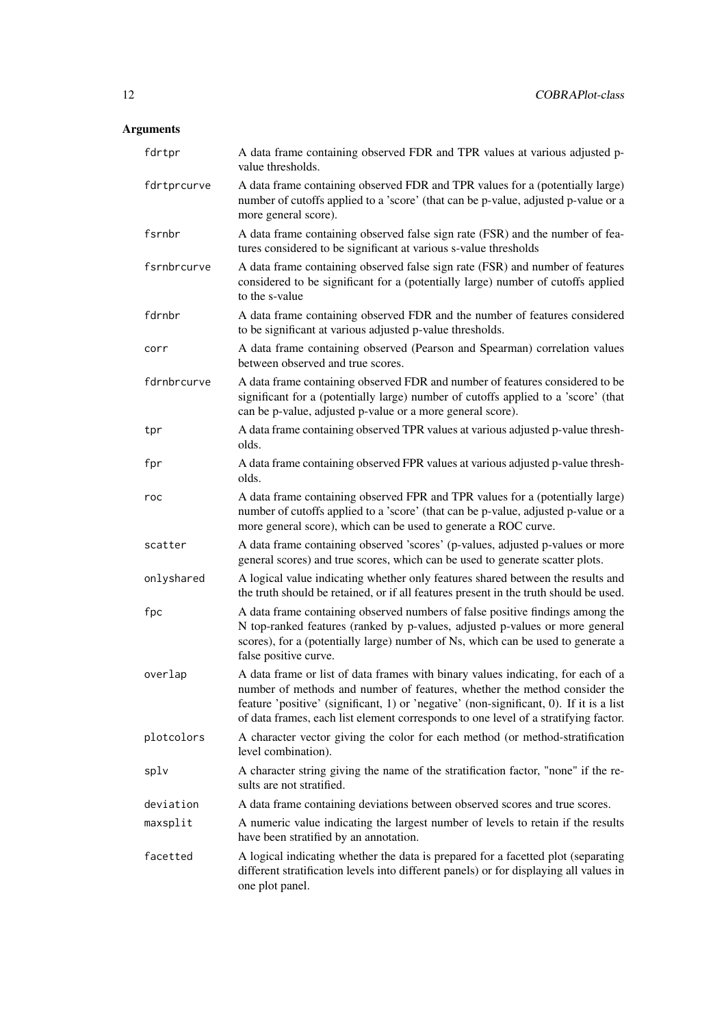## Arguments

| | |
|---|---|
| `fdrtpr` | A data frame containing observed FDR and TPR values at various adjusted p-value thresholds. |
| `fdrtprcurve` | A data frame containing observed FDR and TPR values for a (potentially large) number of cutoffs applied to a 'score' (that can be p-value, adjusted p-value or a more general score). |
| `fsrnbr` | A data frame containing observed false sign rate (FSR) and the number of features considered to be significant at various s-value thresholds |
| `fsrnbrcurve` | A data frame containing observed false sign rate (FSR) and number of features considered to be significant for a (potentially large) number of cutoffs applied to the s-value |
| `fdrnbr` | A data frame containing observed FDR and the number of features considered to be significant at various adjusted p-value thresholds. |
| `corr` | A data frame containing observed (Pearson and Spearman) correlation values between observed and true scores. |
| `fdrnbrcurve` | A data frame containing observed FDR and number of features considered to be significant for a (potentially large) number of cutoffs applied to a 'score' (that can be p-value, adjusted p-value or a more general score). |
| `tpr` | A data frame containing observed TPR values at various adjusted p-value thresholds. |
| `fpr` | A data frame containing observed FPR values at various adjusted p-value thresholds. |
| `roc` | A data frame containing observed FPR and TPR values for a (potentially large) number of cutoffs applied to a 'score' (that can be p-value, adjusted p-value or a more general score), which can be used to generate a ROC curve. |
| `scatter` | A data frame containing observed 'scores' (p-values, adjusted p-values or more general scores) and true scores, which can be used to generate scatter plots. |
| `onlyshared` | A logical value indicating whether only features shared between the results and the truth should be retained, or if all features present in the truth should be used. |
| `fpc` | A data frame containing observed numbers of false positive findings among the N top-ranked features (ranked by p-values, adjusted p-values or more general scores), for a (potentially large) number of Ns, which can be used to generate a false positive curve. |
| `overlap` | A data frame or list of data frames with binary values indicating, for each of a number of methods and number of features, whether the method consider the feature 'positive' (significant, 1) or 'negative' (non-significant, 0). If it is a list of data frames, each list element corresponds to one level of a stratifying factor. |
| `plotcolors` | A character vector giving the color for each method (or method-stratification level combination). |
| `splv` | A character string giving the name of the stratification factor, "none" if the results are not stratified. |
| `deviation` | A data frame containing deviations between observed scores and true scores. |
| `maxsplit` | A numeric value indicating the largest number of levels to retain if the results have been stratified by an annotation. |
| `facetted` | A logical indicating whether the data is prepared for a facetted plot (separating different stratification levels into different panels) or for displaying all values in one plot panel. |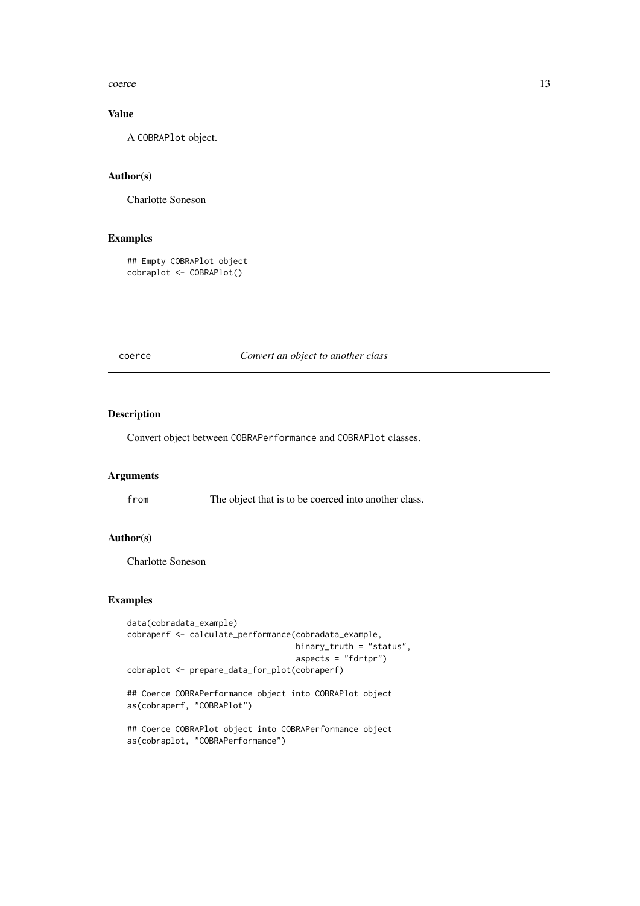### Value

A `COBRAPlot` object.

### Author(s)

Charlotte Soneson

### Examples

```
## Empty COBRAPlot object
cobraplot <- COBRAPlot()
```

---

## coerce — *Convert an object to another class*

### Description

Convert object between `COBRAPerformance` and `COBRAPlot` classes.

### Arguments

| | |
|---|---|
| `from` | The object that is to be coerced into another class. |

### Author(s)

Charlotte Soneson

### Examples

```
data(cobradata_example)
cobraperf <- calculate_performance(cobradata_example,
                                   binary_truth = "status",
                                   aspects = "fdrtpr")
cobraplot <- prepare_data_for_plot(cobraperf)

## Coerce COBRAPerformance object into COBRAPlot object
as(cobraperf, "COBRAPlot")

## Coerce COBRAPlot object into COBRAPerformance object
as(cobraplot, "COBRAPerformance")
```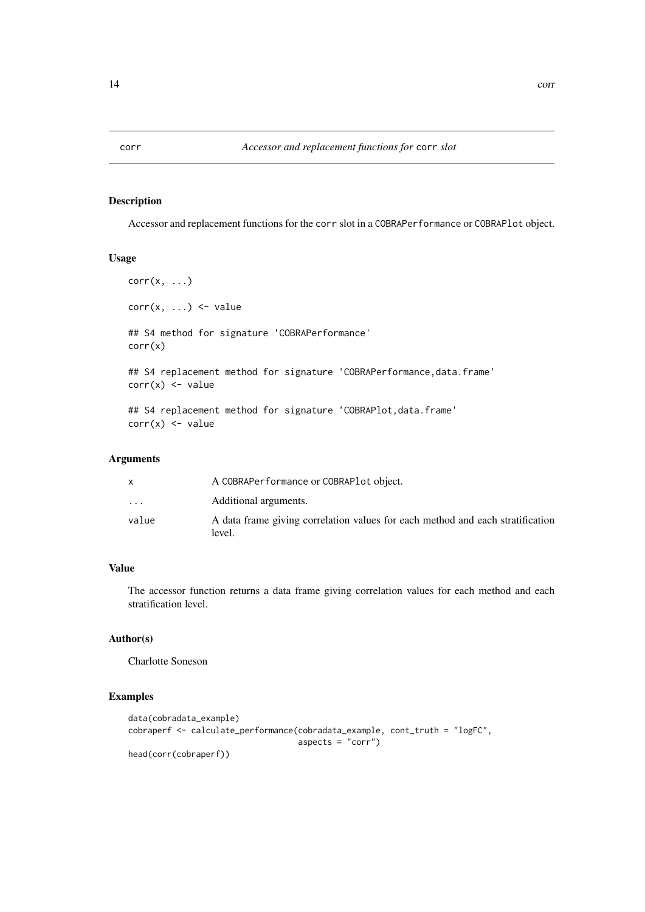# corr — *Accessor and replacement functions for* `corr` *slot*

## Description

Accessor and replacement functions for the `corr` slot in a `COBRAPerformance` or `COBRAPlot` object.

## Usage

```
corr(x, ...)

corr(x, ...) <- value

## S4 method for signature 'COBRAPerformance'
corr(x)

## S4 replacement method for signature 'COBRAPerformance,data.frame'
corr(x) <- value

## S4 replacement method for signature 'COBRAPlot,data.frame'
corr(x) <- value
```

## Arguments

| | |
|---|---|
| `x` | A `COBRAPerformance` or `COBRAPlot` object. |
| `...` | Additional arguments. |
| `value` | A data frame giving correlation values for each method and each stratification level. |

## Value

The accessor function returns a data frame giving correlation values for each method and each stratification level.

## Author(s)

Charlotte Soneson

## Examples

```
data(cobradata_example)
cobraperf <- calculate_performance(cobradata_example, cont_truth = "logFC",
                                   aspects = "corr")
head(corr(cobraperf))
```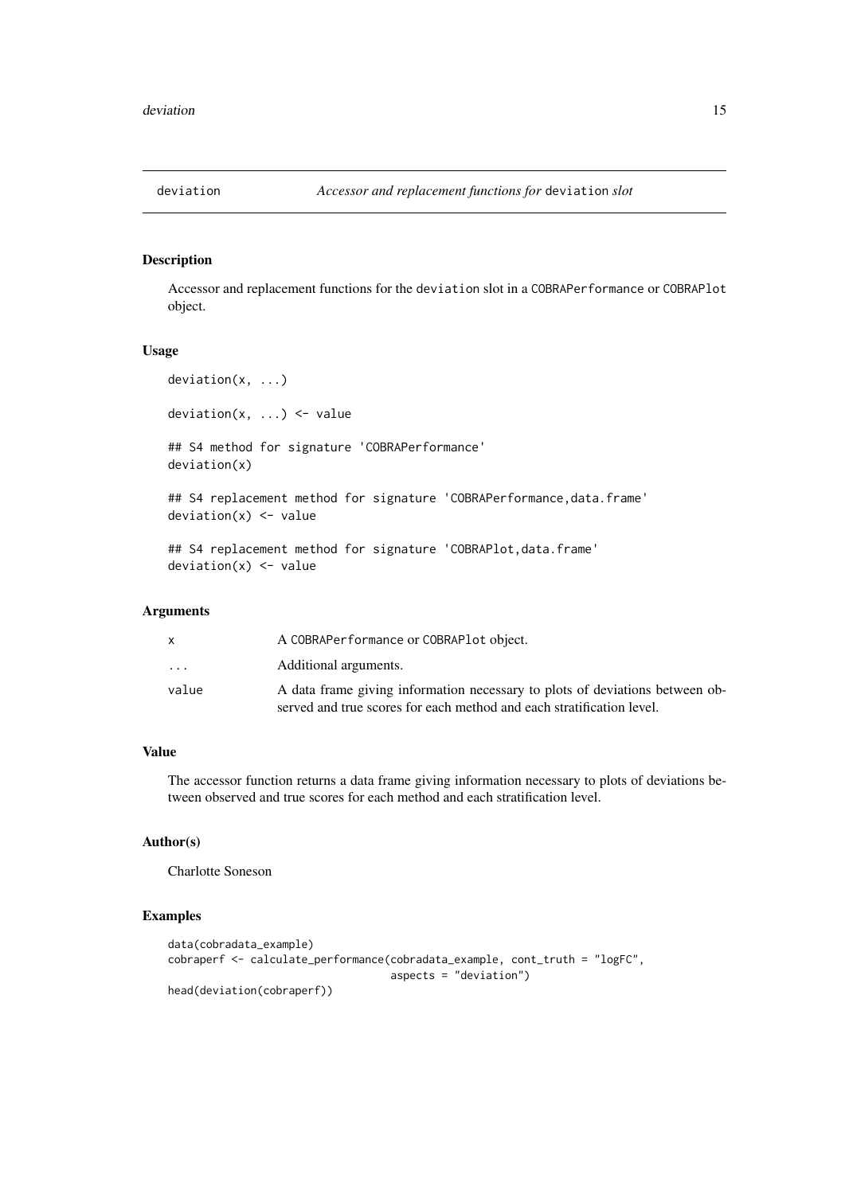# deviation — *Accessor and replacement functions for* `deviation` *slot*

## Description

Accessor and replacement functions for the `deviation` slot in a `COBRAPerformance` or `COBRAPlot` object.

## Usage

```
deviation(x, ...)

deviation(x, ...) <- value

## S4 method for signature 'COBRAPerformance'
deviation(x)

## S4 replacement method for signature 'COBRAPerformance,data.frame'
deviation(x) <- value

## S4 replacement method for signature 'COBRAPlot,data.frame'
deviation(x) <- value
```

## Arguments

| | |
|---|---|
| `x` | A `COBRAPerformance` or `COBRAPlot` object. |
| `...` | Additional arguments. |
| `value` | A data frame giving information necessary to plots of deviations between observed and true scores for each method and each stratification level. |

## Value

The accessor function returns a data frame giving information necessary to plots of deviations between observed and true scores for each method and each stratification level.

## Author(s)

Charlotte Soneson

## Examples

```
data(cobradata_example)
cobraperf <- calculate_performance(cobradata_example, cont_truth = "logFC",
                                   aspects = "deviation")
head(deviation(cobraperf))
```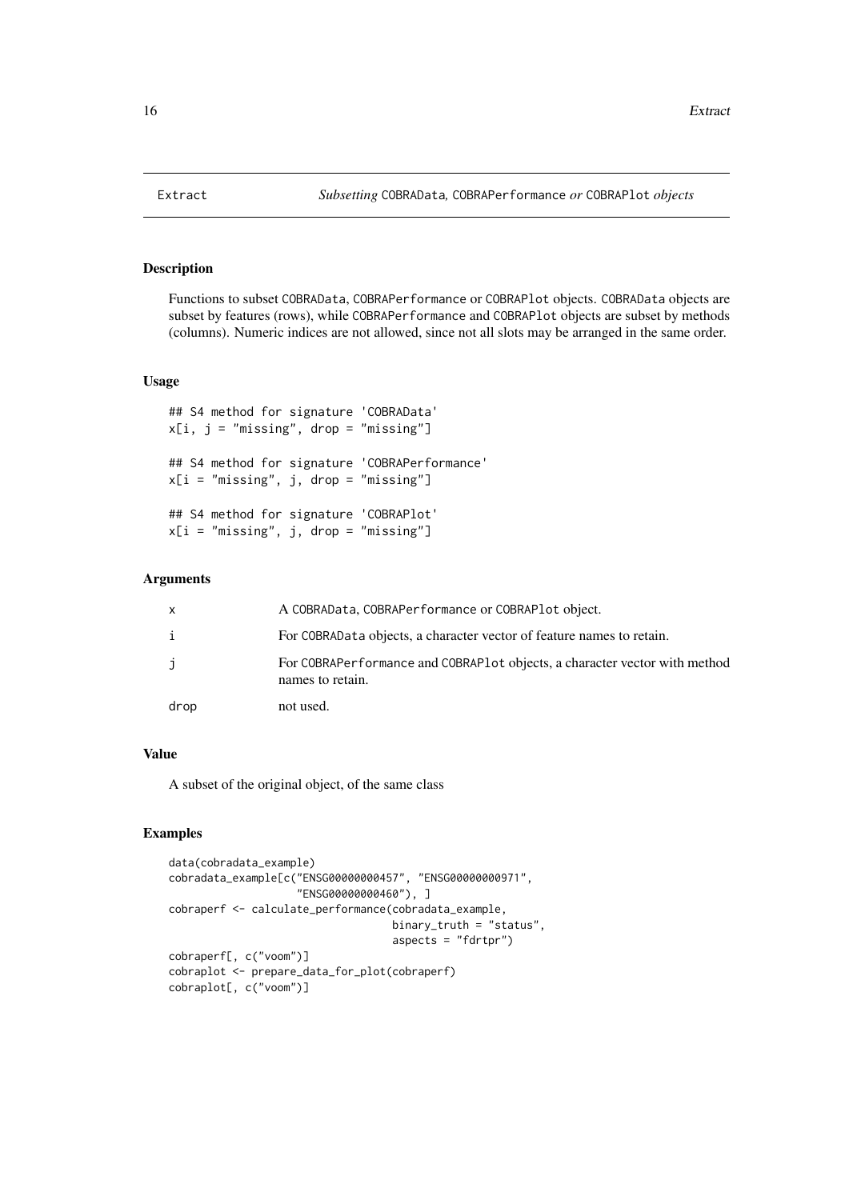# Extract — *Subsetting* COBRAData*,* COBRAPerformance *or* COBRAPlot *objects*

## Description

Functions to subset COBRAData, COBRAPerformance or COBRAPlot objects. COBRAData objects are subset by features (rows), while COBRAPerformance and COBRAPlot objects are subset by methods (columns). Numeric indices are not allowed, since not all slots may be arranged in the same order.

## Usage

```
## S4 method for signature 'COBRAData'
x[i, j = "missing", drop = "missing"]

## S4 method for signature 'COBRAPerformance'
x[i = "missing", j, drop = "missing"]

## S4 method for signature 'COBRAPlot'
x[i = "missing", j, drop = "missing"]
```

## Arguments

| | |
|---|---|
| x | A COBRAData, COBRAPerformance or COBRAPlot object. |
| i | For COBRAData objects, a character vector of feature names to retain. |
| j | For COBRAPerformance and COBRAPlot objects, a character vector with method names to retain. |
| drop | not used. |

## Value

A subset of the original object, of the same class

## Examples

```
data(cobradata_example)
cobradata_example[c("ENSG00000000457", "ENSG00000000971",
                    "ENSG00000000460"), ]
cobraperf <- calculate_performance(cobradata_example,
                                   binary_truth = "status",
                                   aspects = "fdrtpr")
cobraperf[, c("voom")]
cobraplot <- prepare_data_for_plot(cobraperf)
cobraplot[, c("voom")]
```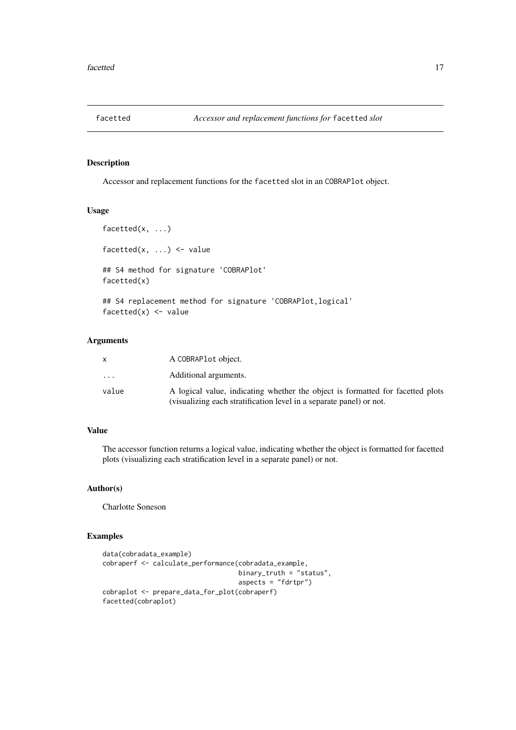# facetted — *Accessor and replacement functions for* facetted *slot*

## Description

Accessor and replacement functions for the facetted slot in an COBRAPlot object.

## Usage

```
facetted(x, ...)

facetted(x, ...) <- value

## S4 method for signature 'COBRAPlot'
facetted(x)

## S4 replacement method for signature 'COBRAPlot,logical'
facetted(x) <- value
```

## Arguments

| | |
|---|---|
| x | A COBRAPlot object. |
| ... | Additional arguments. |
| value | A logical value, indicating whether the object is formatted for facetted plots (visualizing each stratification level in a separate panel) or not. |

## Value

The accessor function returns a logical value, indicating whether the object is formatted for facetted plots (visualizing each stratification level in a separate panel) or not.

## Author(s)

Charlotte Soneson

## Examples

```
data(cobradata_example)
cobraperf <- calculate_performance(cobradata_example,
                                   binary_truth = "status",
                                   aspects = "fdrtpr")
cobraplot <- prepare_data_for_plot(cobraperf)
facetted(cobraplot)
```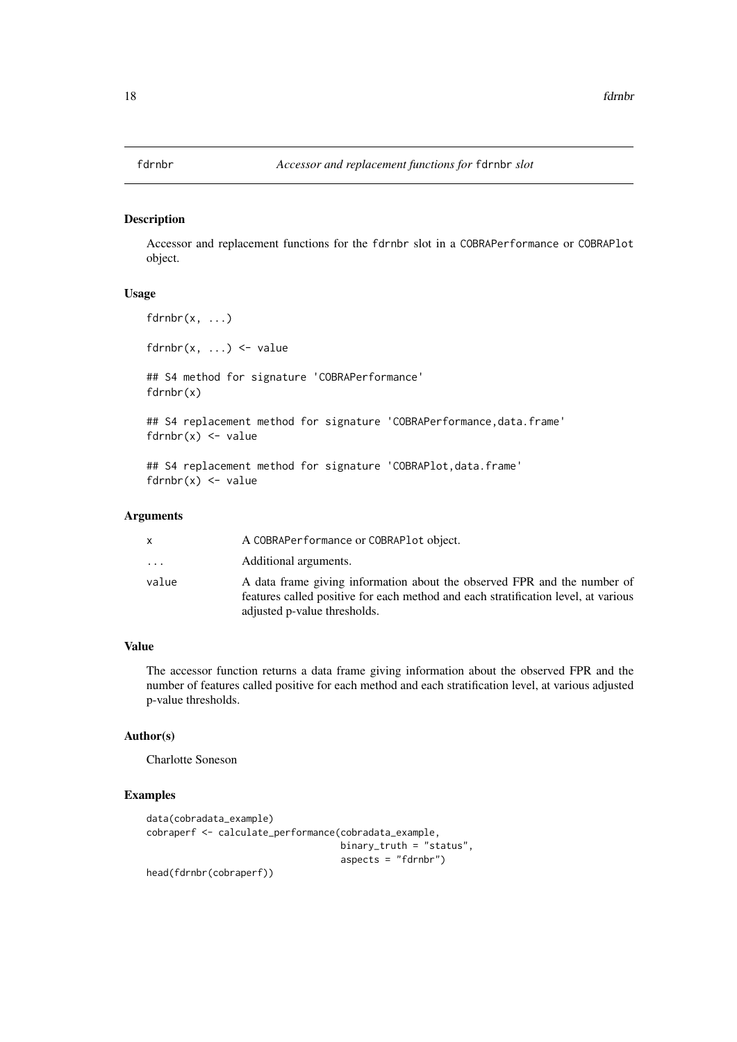# fdrnbr — *Accessor and replacement functions for* fdrnbr *slot*

## Description

Accessor and replacement functions for the fdrnbr slot in a COBRAPerformance or COBRAPlot object.

## Usage

```
fdrnbr(x, ...)

fdrnbr(x, ...) <- value

## S4 method for signature 'COBRAPerformance'
fdrnbr(x)

## S4 replacement method for signature 'COBRAPerformance,data.frame'
fdrnbr(x) <- value

## S4 replacement method for signature 'COBRAPlot,data.frame'
fdrnbr(x) <- value
```

## Arguments

| | |
|---|---|
| x | A COBRAPerformance or COBRAPlot object. |
| ... | Additional arguments. |
| value | A data frame giving information about the observed FPR and the number of features called positive for each method and each stratification level, at various adjusted p-value thresholds. |

## Value

The accessor function returns a data frame giving information about the observed FPR and the number of features called positive for each method and each stratification level, at various adjusted p-value thresholds.

## Author(s)

Charlotte Soneson

## Examples

```
data(cobradata_example)
cobraperf <- calculate_performance(cobradata_example,
                                   binary_truth = "status",
                                   aspects = "fdrnbr")
head(fdrnbr(cobraperf))
```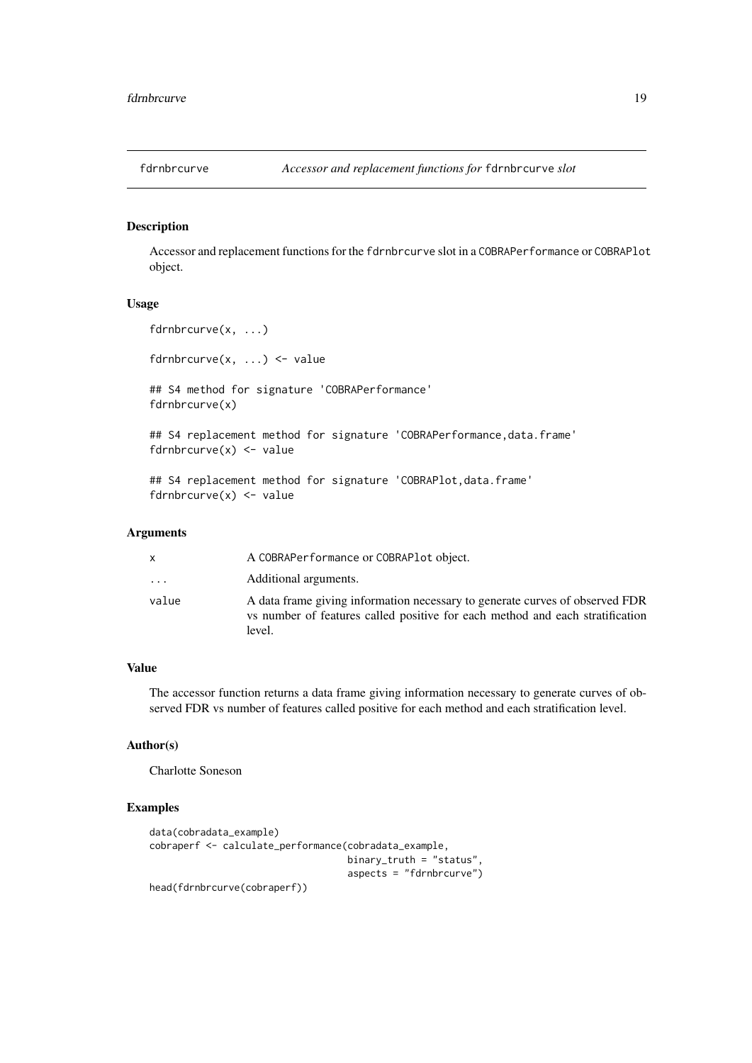# fdrnbrcurve *Accessor and replacement functions for* fdrnbrcurve *slot*

## Description

Accessor and replacement functions for the fdrnbrcurve slot in a COBRAPerformance or COBRAPlot object.

## Usage

```
fdrnbrcurve(x, ...)

fdrnbrcurve(x, ...) <- value

## S4 method for signature 'COBRAPerformance'
fdrnbrcurve(x)

## S4 replacement method for signature 'COBRAPerformance,data.frame'
fdrnbrcurve(x) <- value

## S4 replacement method for signature 'COBRAPlot,data.frame'
fdrnbrcurve(x) <- value
```

## Arguments

| | |
|---|---|
| x | A COBRAPerformance or COBRAPlot object. |
| ... | Additional arguments. |
| value | A data frame giving information necessary to generate curves of observed FDR vs number of features called positive for each method and each stratification level. |

## Value

The accessor function returns a data frame giving information necessary to generate curves of observed FDR vs number of features called positive for each method and each stratification level.

## Author(s)

Charlotte Soneson

## Examples

```
data(cobradata_example)
cobraperf <- calculate_performance(cobradata_example,
                                   binary_truth = "status",
                                   aspects = "fdrnbrcurve")
head(fdrnbrcurve(cobraperf))
```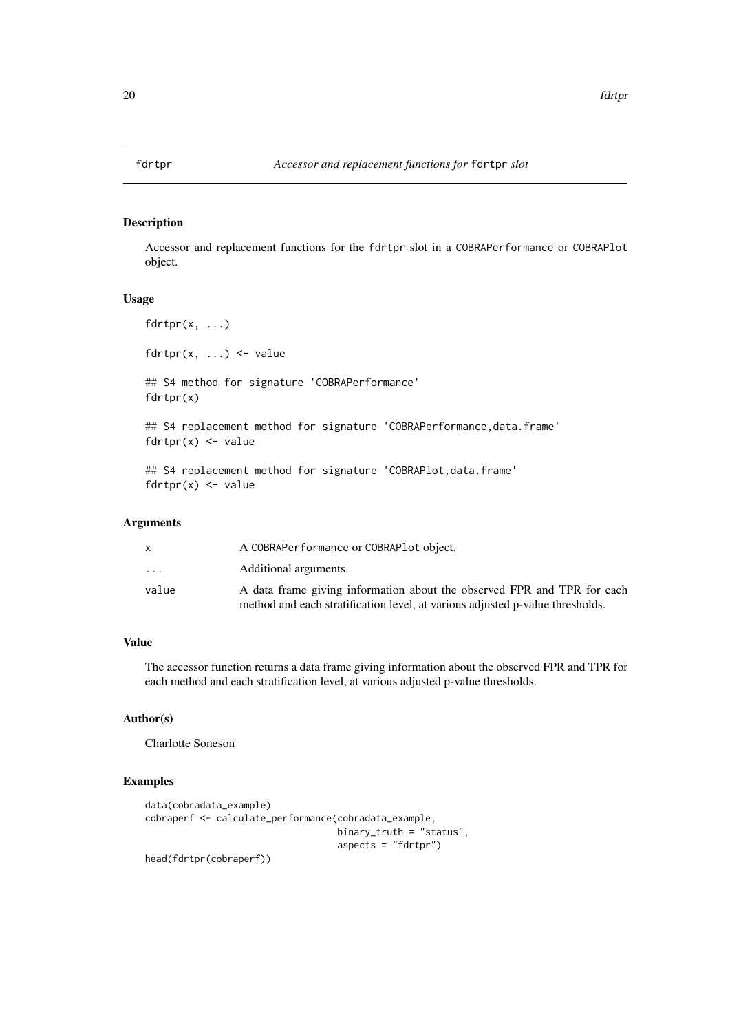# fdrtpr — *Accessor and replacement functions for* `fdrtpr` *slot*

## Description

Accessor and replacement functions for the `fdrtpr` slot in a `COBRAPerformance` or `COBRAPlot` object.

## Usage

```
fdrtpr(x, ...)

fdrtpr(x, ...) <- value

## S4 method for signature 'COBRAPerformance'
fdrtpr(x)

## S4 replacement method for signature 'COBRAPerformance,data.frame'
fdrtpr(x) <- value

## S4 replacement method for signature 'COBRAPlot,data.frame'
fdrtpr(x) <- value
```

## Arguments

| | |
|---|---|
| `x` | A `COBRAPerformance` or `COBRAPlot` object. |
| `...` | Additional arguments. |
| `value` | A data frame giving information about the observed FPR and TPR for each method and each stratification level, at various adjusted p-value thresholds. |

## Value

The accessor function returns a data frame giving information about the observed FPR and TPR for each method and each stratification level, at various adjusted p-value thresholds.

## Author(s)

Charlotte Soneson

## Examples

```
data(cobradata_example)
cobraperf <- calculate_performance(cobradata_example,
                                   binary_truth = "status",
                                   aspects = "fdrtpr")
head(fdrtpr(cobraperf))
```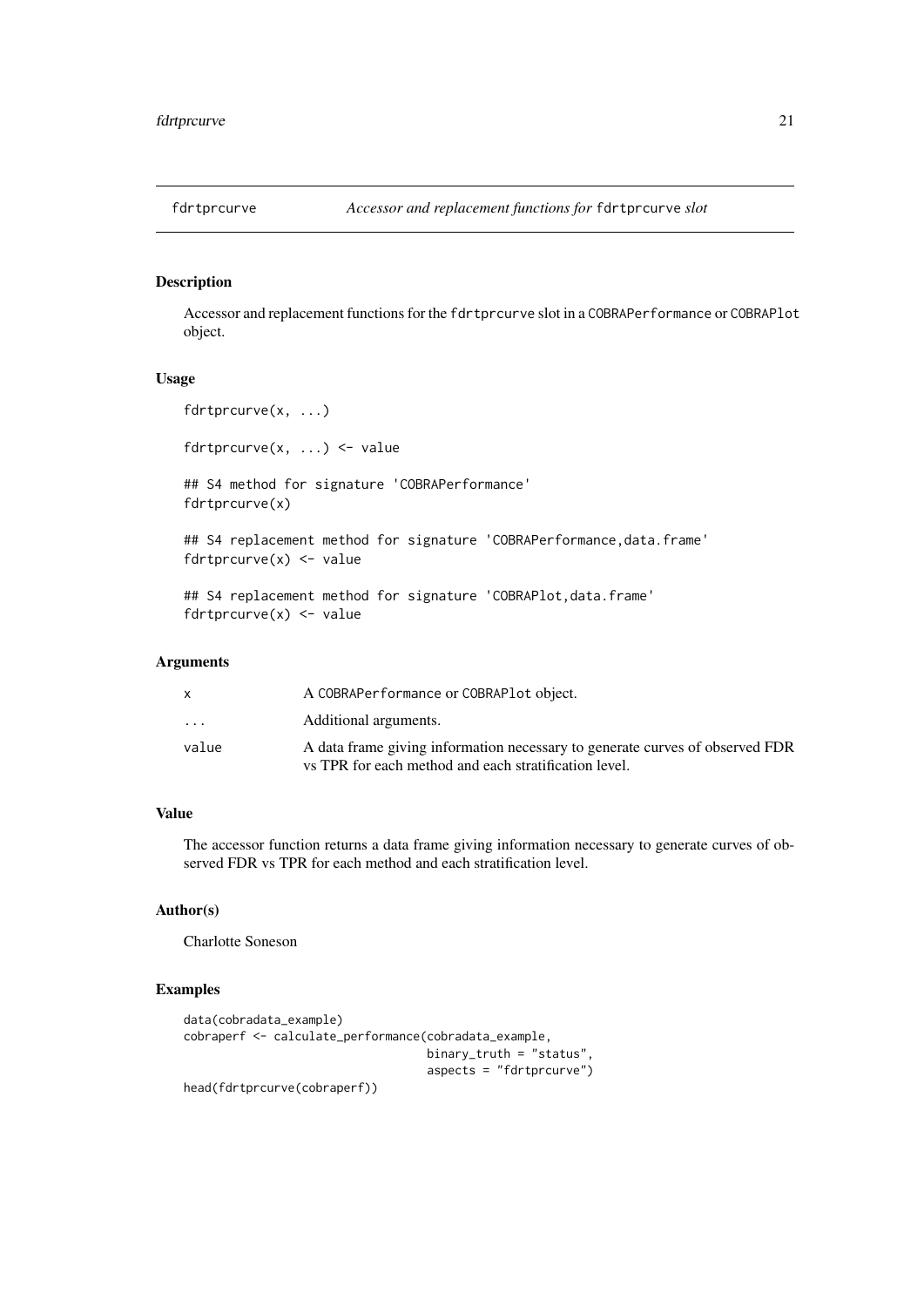# fdrtprcurve — *Accessor and replacement functions for* fdrtprcurve *slot*

## Description

Accessor and replacement functions for the `fdrtprcurve` slot in a `COBRAPerformance` or `COBRAPlot` object.

## Usage

```
fdrtprcurve(x, ...)

fdrtprcurve(x, ...) <- value

## S4 method for signature 'COBRAPerformance'
fdrtprcurve(x)

## S4 replacement method for signature 'COBRAPerformance,data.frame'
fdrtprcurve(x) <- value

## S4 replacement method for signature 'COBRAPlot,data.frame'
fdrtprcurve(x) <- value
```

## Arguments

| | |
|---|---|
| `x` | A `COBRAPerformance` or `COBRAPlot` object. |
| `...` | Additional arguments. |
| `value` | A data frame giving information necessary to generate curves of observed FDR vs TPR for each method and each stratification level. |

## Value

The accessor function returns a data frame giving information necessary to generate curves of observed FDR vs TPR for each method and each stratification level.

## Author(s)

Charlotte Soneson

## Examples

```
data(cobradata_example)
cobraperf <- calculate_performance(cobradata_example,
                                   binary_truth = "status",
                                   aspects = "fdrtprcurve")
head(fdrtprcurve(cobraperf))
```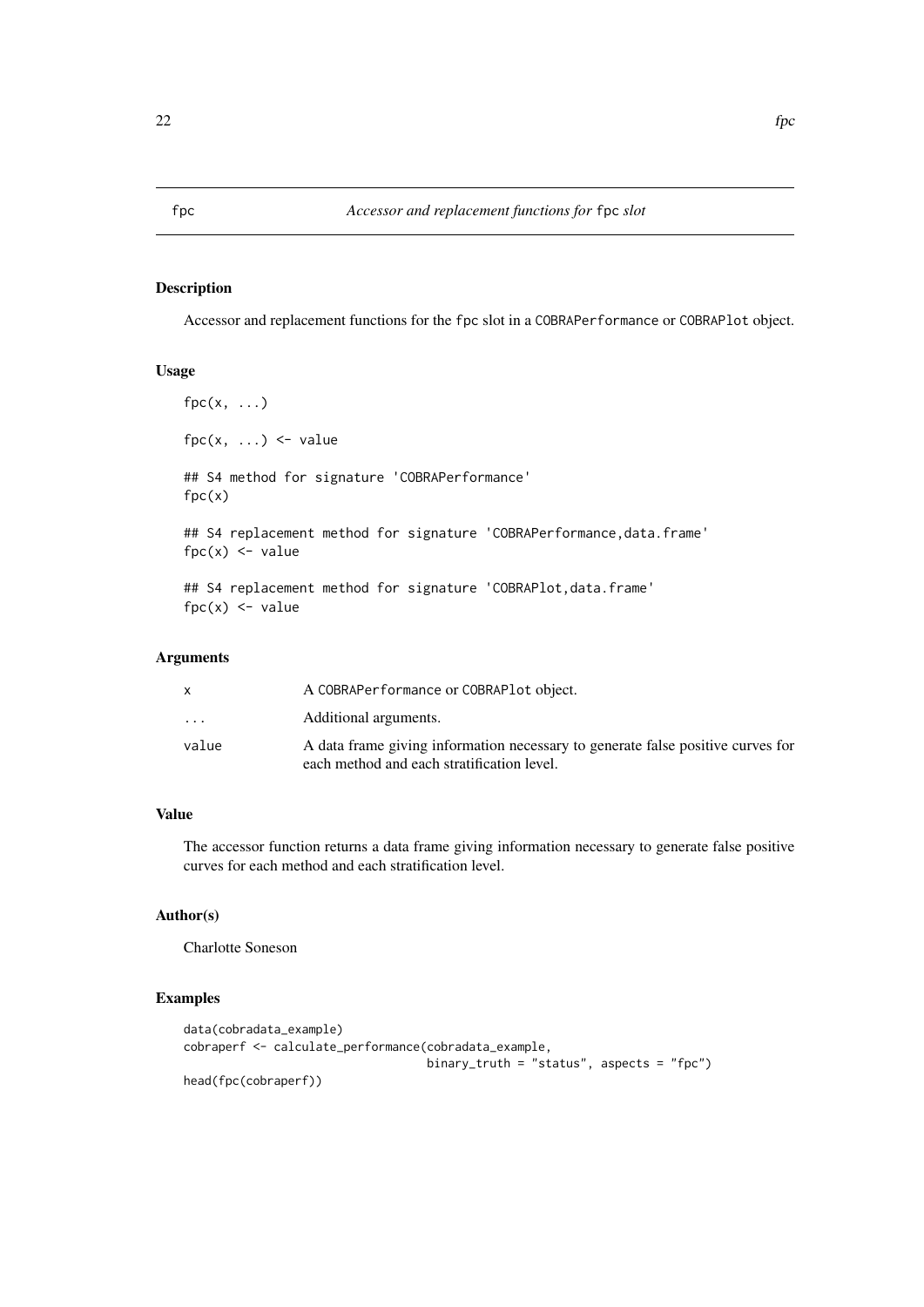# fpc — *Accessor and replacement functions for* fpc *slot*

## Description

Accessor and replacement functions for the fpc slot in a COBRAPerformance or COBRAPlot object.

## Usage

```
fpc(x, ...)

fpc(x, ...) <- value

## S4 method for signature 'COBRAPerformance'
fpc(x)

## S4 replacement method for signature 'COBRAPerformance,data.frame'
fpc(x) <- value

## S4 replacement method for signature 'COBRAPlot,data.frame'
fpc(x) <- value
```

## Arguments

| | |
|---|---|
| x | A COBRAPerformance or COBRAPlot object. |
| ... | Additional arguments. |
| value | A data frame giving information necessary to generate false positive curves for each method and each stratification level. |

## Value

The accessor function returns a data frame giving information necessary to generate false positive curves for each method and each stratification level.

## Author(s)

Charlotte Soneson

## Examples

```
data(cobradata_example)
cobraperf <- calculate_performance(cobradata_example,
                                   binary_truth = "status", aspects = "fpc")
head(fpc(cobraperf))
```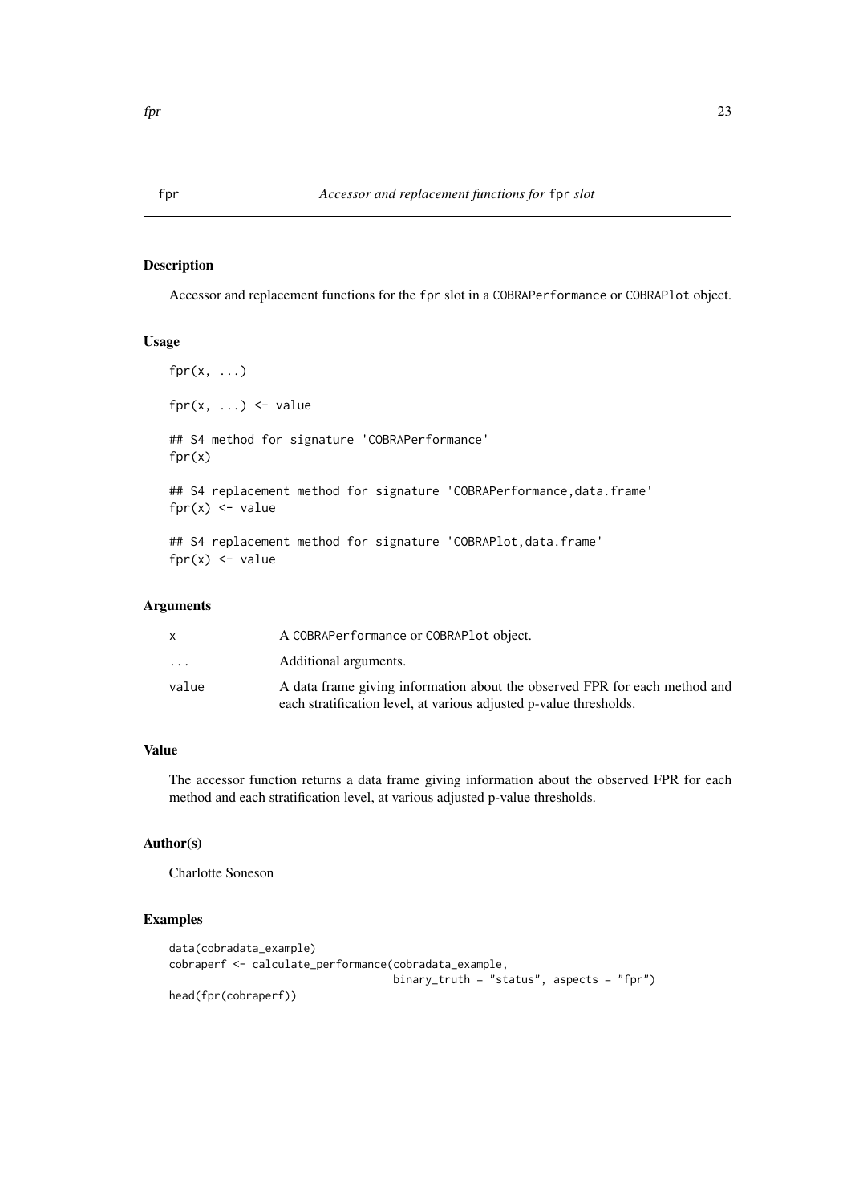# fpr — *Accessor and replacement functions for* fpr *slot*

## Description

Accessor and replacement functions for the fpr slot in a COBRAPerformance or COBRAPlot object.

## Usage

```
fpr(x, ...)

fpr(x, ...) <- value

## S4 method for signature 'COBRAPerformance'
fpr(x)

## S4 replacement method for signature 'COBRAPerformance,data.frame'
fpr(x) <- value

## S4 replacement method for signature 'COBRAPlot,data.frame'
fpr(x) <- value
```

## Arguments

| | |
|---|---|
| x | A COBRAPerformance or COBRAPlot object. |
| ... | Additional arguments. |
| value | A data frame giving information about the observed FPR for each method and each stratification level, at various adjusted p-value thresholds. |

## Value

The accessor function returns a data frame giving information about the observed FPR for each method and each stratification level, at various adjusted p-value thresholds.

## Author(s)

Charlotte Soneson

## Examples

```
data(cobradata_example)
cobraperf <- calculate_performance(cobradata_example,
                                   binary_truth = "status", aspects = "fpr")
head(fpr(cobraperf))
```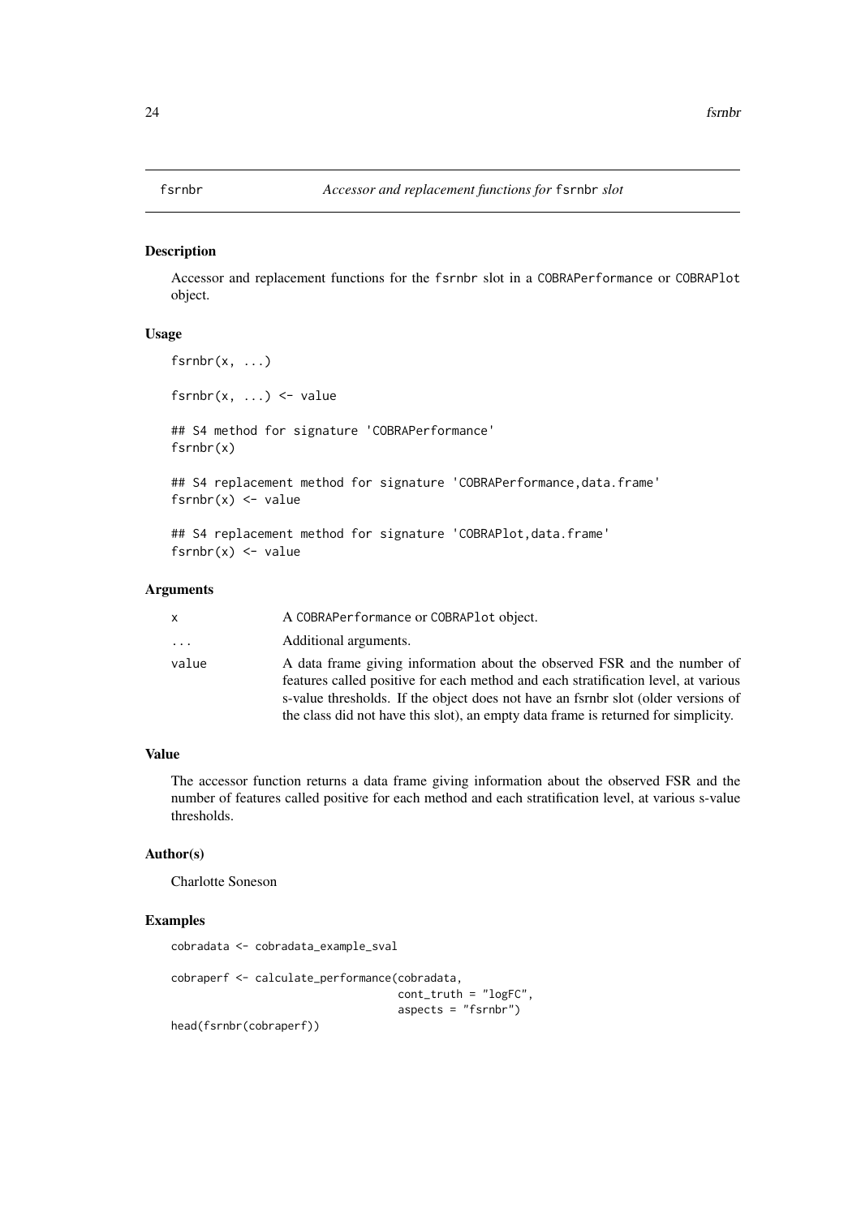# fsrnbr — *Accessor and replacement functions for* fsrnbr *slot*

## Description

Accessor and replacement functions for the fsrnbr slot in a COBRAPerformance or COBRAPlot object.

## Usage

```
fsrnbr(x, ...)

fsrnbr(x, ...) <- value

## S4 method for signature 'COBRAPerformance'
fsrnbr(x)

## S4 replacement method for signature 'COBRAPerformance,data.frame'
fsrnbr(x) <- value

## S4 replacement method for signature 'COBRAPlot,data.frame'
fsrnbr(x) <- value
```

## Arguments

| | |
|---|---|
| x | A COBRAPerformance or COBRAPlot object. |
| ... | Additional arguments. |
| value | A data frame giving information about the observed FSR and the number of features called positive for each method and each stratification level, at various s-value thresholds. If the object does not have an fsrnbr slot (older versions of the class did not have this slot), an empty data frame is returned for simplicity. |

## Value

The accessor function returns a data frame giving information about the observed FSR and the number of features called positive for each method and each stratification level, at various s-value thresholds.

## Author(s)

Charlotte Soneson

## Examples

```
cobradata <- cobradata_example_sval

cobraperf <- calculate_performance(cobradata,
                                   cont_truth = "logFC",
                                   aspects = "fsrnbr")
head(fsrnbr(cobraperf))
```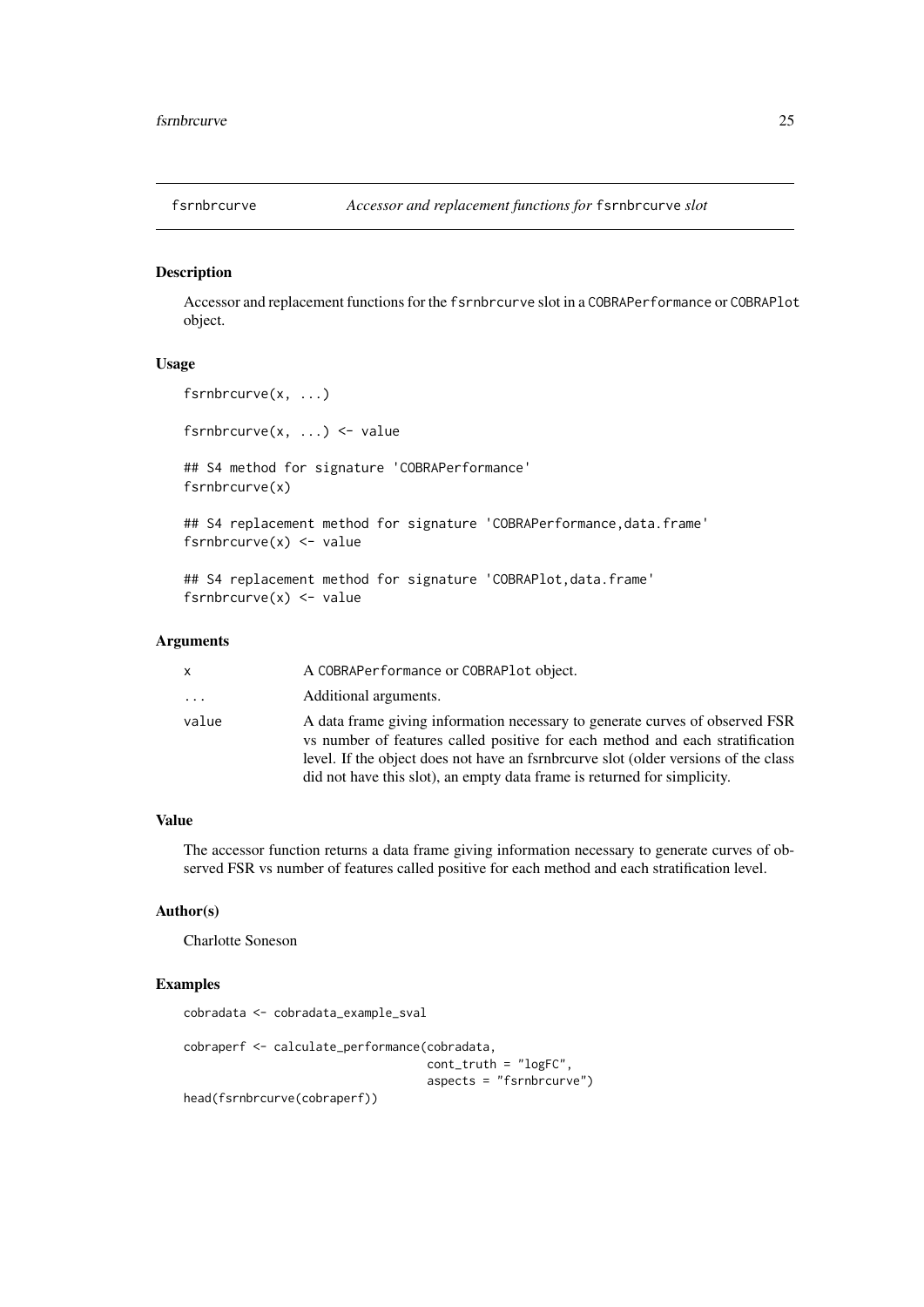# fsrnbrcurve *Accessor and replacement functions for* fsrnbrcurve *slot*

## Description

Accessor and replacement functions for the fsrnbrcurve slot in a COBRAPerformance or COBRAPlot object.

## Usage

```
fsrnbrcurve(x, ...)

fsrnbrcurve(x, ...) <- value

## S4 method for signature 'COBRAPerformance'
fsrnbrcurve(x)

## S4 replacement method for signature 'COBRAPerformance,data.frame'
fsrnbrcurve(x) <- value

## S4 replacement method for signature 'COBRAPlot,data.frame'
fsrnbrcurve(x) <- value
```

## Arguments

| | |
|---|---|
| x | A COBRAPerformance or COBRAPlot object. |
| ... | Additional arguments. |
| value | A data frame giving information necessary to generate curves of observed FSR vs number of features called positive for each method and each stratification level. If the object does not have an fsrnbrcurve slot (older versions of the class did not have this slot), an empty data frame is returned for simplicity. |

## Value

The accessor function returns a data frame giving information necessary to generate curves of observed FSR vs number of features called positive for each method and each stratification level.

## Author(s)

Charlotte Soneson

## Examples

```
cobradata <- cobradata_example_sval

cobraperf <- calculate_performance(cobradata,
                                   cont_truth = "logFC",
                                   aspects = "fsrnbrcurve")
head(fsrnbrcurve(cobraperf))
```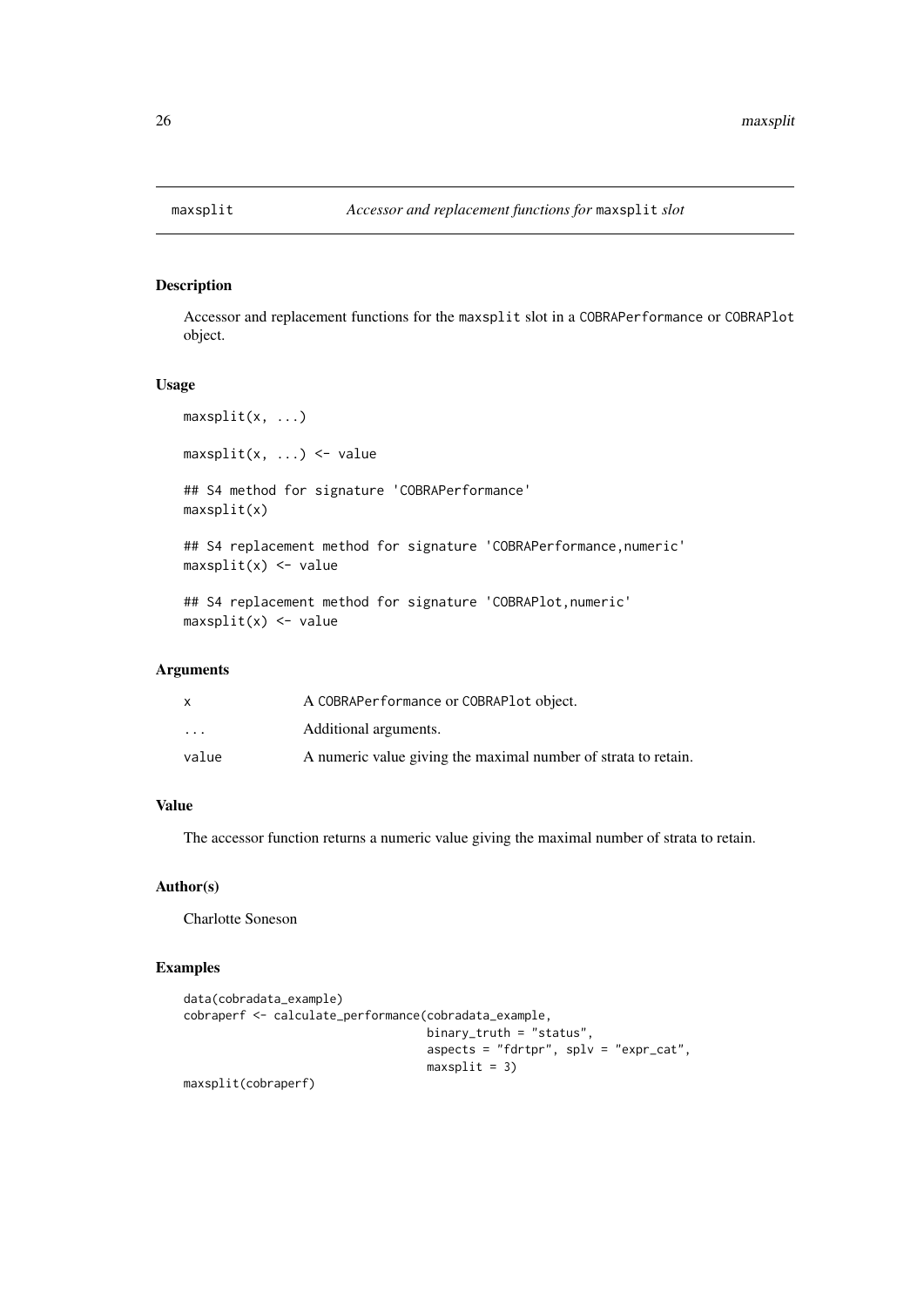# maxsplit — *Accessor and replacement functions for* maxsplit *slot*

## Description

Accessor and replacement functions for the maxsplit slot in a COBRAPerformance or COBRAPlot object.

## Usage

```
maxsplit(x, ...)

maxsplit(x, ...) <- value

## S4 method for signature 'COBRAPerformance'
maxsplit(x)

## S4 replacement method for signature 'COBRAPerformance,numeric'
maxsplit(x) <- value

## S4 replacement method for signature 'COBRAPlot,numeric'
maxsplit(x) <- value
```

## Arguments

| | |
|---|---|
| x | A COBRAPerformance or COBRAPlot object. |
| ... | Additional arguments. |
| value | A numeric value giving the maximal number of strata to retain. |

## Value

The accessor function returns a numeric value giving the maximal number of strata to retain.

## Author(s)

Charlotte Soneson

## Examples

```
data(cobradata_example)
cobraperf <- calculate_performance(cobradata_example,
                                   binary_truth = "status",
                                   aspects = "fdrtpr", splv = "expr_cat",
                                   maxsplit = 3)
maxsplit(cobraperf)
```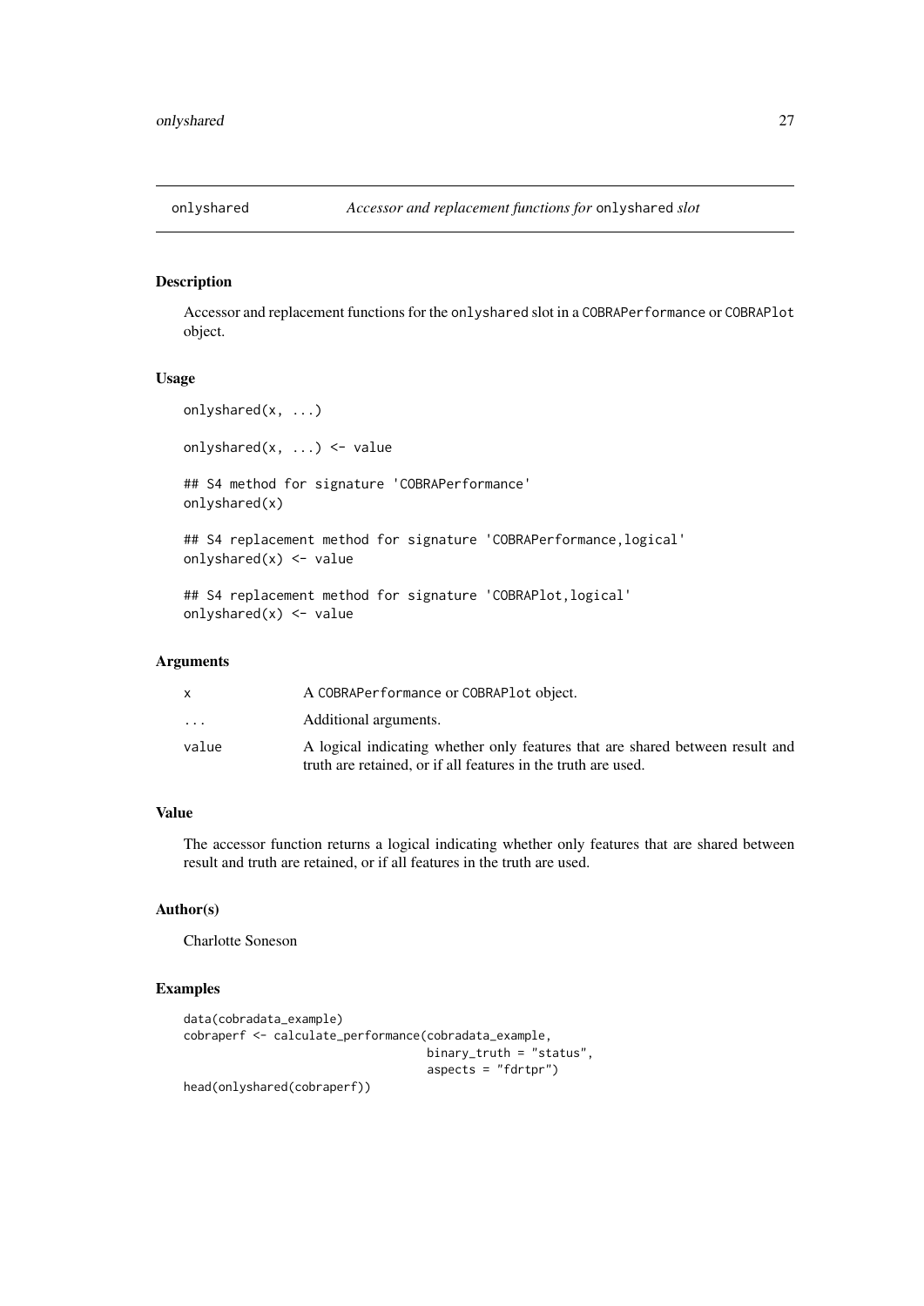## onlyshared — *Accessor and replacement functions for* `onlyshared` *slot*

### Description

Accessor and replacement functions for the `onlyshared` slot in a `COBRAPerformance` or `COBRAPlot` object.

### Usage

```
onlyshared(x, ...)

onlyshared(x, ...) <- value

## S4 method for signature 'COBRAPerformance'
onlyshared(x)

## S4 replacement method for signature 'COBRAPerformance,logical'
onlyshared(x) <- value

## S4 replacement method for signature 'COBRAPlot,logical'
onlyshared(x) <- value
```

### Arguments

| | |
|---|---|
| `x` | A `COBRAPerformance` or `COBRAPlot` object. |
| `...` | Additional arguments. |
| `value` | A logical indicating whether only features that are shared between result and truth are retained, or if all features in the truth are used. |

### Value

The accessor function returns a logical indicating whether only features that are shared between result and truth are retained, or if all features in the truth are used.

### Author(s)

Charlotte Soneson

### Examples

```
data(cobradata_example)
cobraperf <- calculate_performance(cobradata_example,
                                   binary_truth = "status",
                                   aspects = "fdrtpr")
head(onlyshared(cobraperf))
```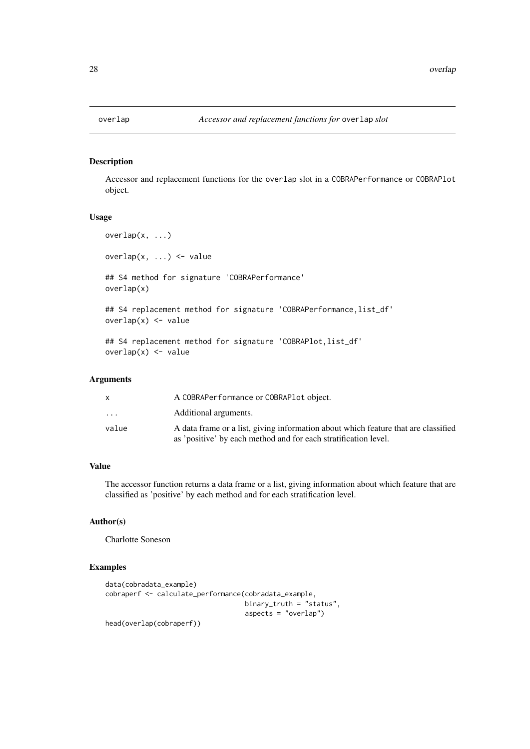overlap *Accessor and replacement functions for* overlap *slot*

## Description

Accessor and replacement functions for the overlap slot in a COBRAPerformance or COBRAPlot object.

## Usage

```
overlap(x, ...)

overlap(x, ...) <- value

## S4 method for signature 'COBRAPerformance'
overlap(x)

## S4 replacement method for signature 'COBRAPerformance,list_df'
overlap(x) <- value

## S4 replacement method for signature 'COBRAPlot,list_df'
overlap(x) <- value
```

## Arguments

| | |
|---|---|
| x | A COBRAPerformance or COBRAPlot object. |
| ... | Additional arguments. |
| value | A data frame or a list, giving information about which feature that are classified as 'positive' by each method and for each stratification level. |

## Value

The accessor function returns a data frame or a list, giving information about which feature that are classified as 'positive' by each method and for each stratification level.

## Author(s)

Charlotte Soneson

## Examples

```
data(cobradata_example)
cobraperf <- calculate_performance(cobradata_example,
                                   binary_truth = "status",
                                   aspects = "overlap")
head(overlap(cobraperf))
```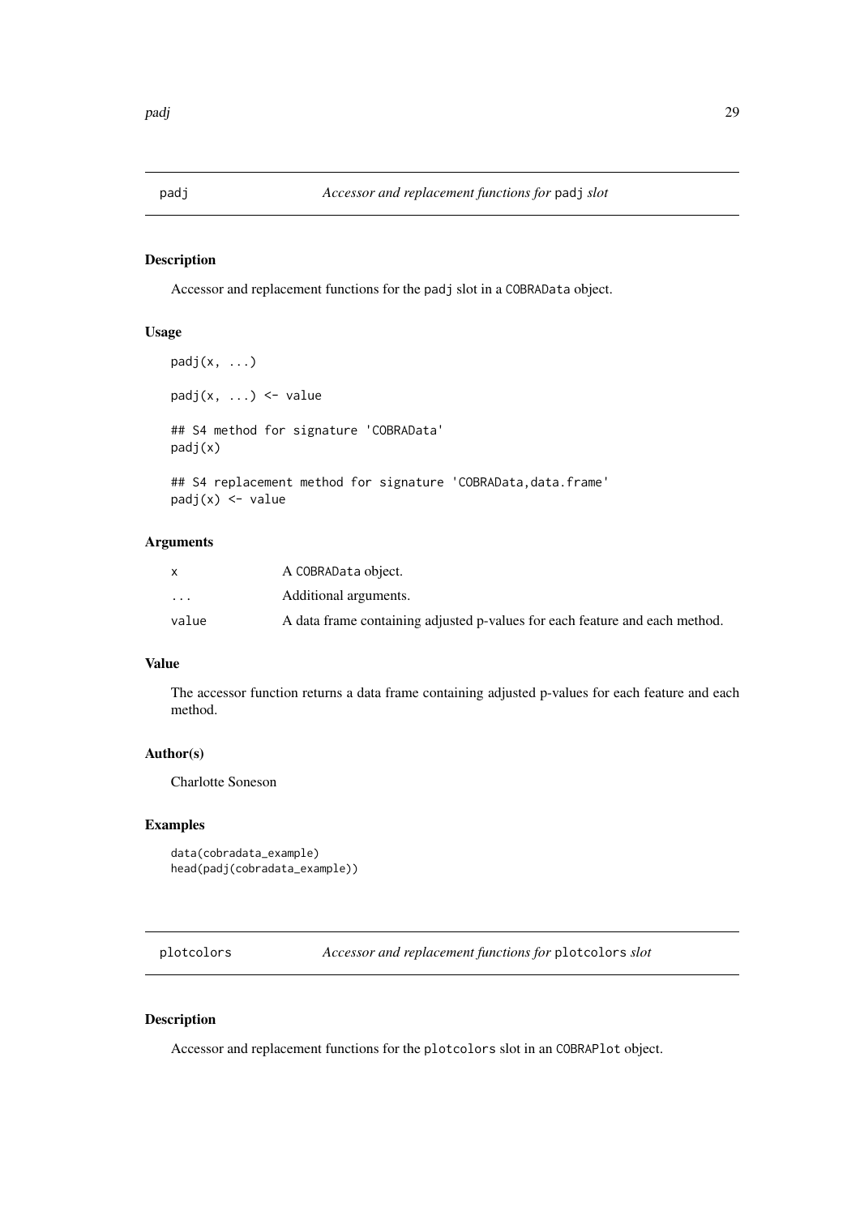## padj — *Accessor and replacement functions for* `padj` *slot*

### Description

Accessor and replacement functions for the `padj` slot in a `COBRAData` object.

### Usage

```
padj(x, ...)

padj(x, ...) <- value

## S4 method for signature 'COBRAData'
padj(x)

## S4 replacement method for signature 'COBRAData,data.frame'
padj(x) <- value
```

### Arguments

| | |
|---|---|
| x | A `COBRAData` object. |
| ... | Additional arguments. |
| value | A data frame containing adjusted p-values for each feature and each method. |

### Value

The accessor function returns a data frame containing adjusted p-values for each feature and each method.

### Author(s)

Charlotte Soneson

### Examples

```
data(cobradata_example)
head(padj(cobradata_example))
```

## plotcolors — *Accessor and replacement functions for* `plotcolors` *slot*

### Description

Accessor and replacement functions for the `plotcolors` slot in an `COBRAPlot` object.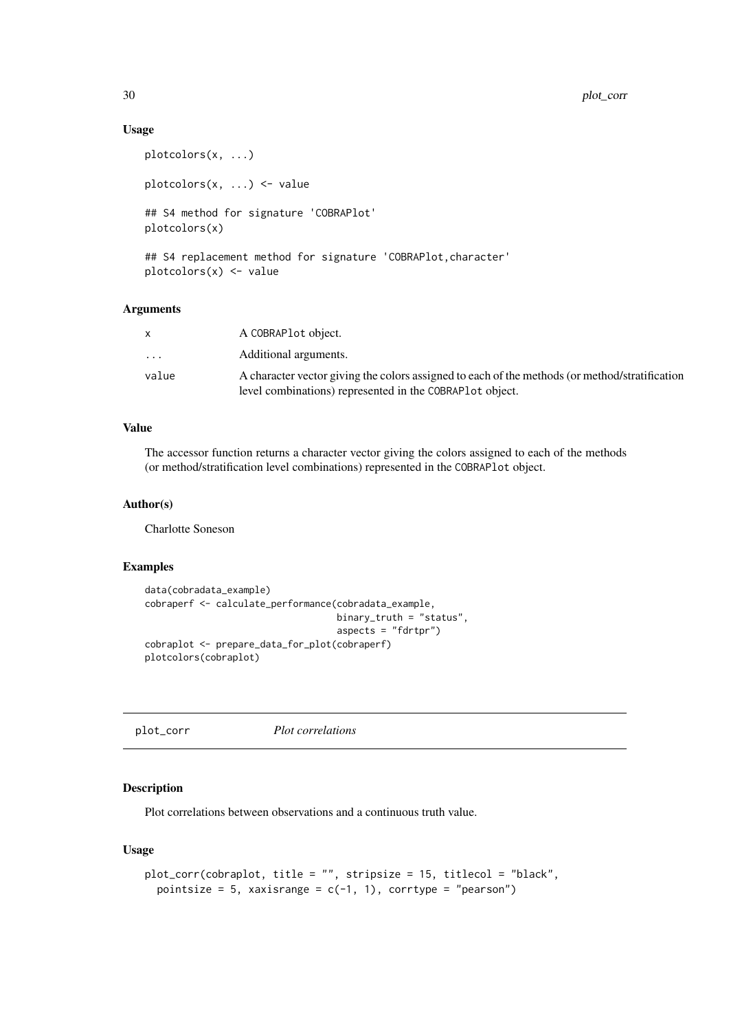### Usage

```
plotcolors(x, ...)

plotcolors(x, ...) <- value

## S4 method for signature 'COBRAPlot'
plotcolors(x)

## S4 replacement method for signature 'COBRAPlot,character'
plotcolors(x) <- value
```

### Arguments

| | |
|---|---|
| x | A COBRAPlot object. |
| ... | Additional arguments. |
| value | A character vector giving the colors assigned to each of the methods (or method/stratification level combinations) represented in the COBRAPlot object. |

### Value

The accessor function returns a character vector giving the colors assigned to each of the methods (or method/stratification level combinations) represented in the COBRAPlot object.

### Author(s)

Charlotte Soneson

### Examples

```
data(cobradata_example)
cobraperf <- calculate_performance(cobradata_example,
                                   binary_truth = "status",
                                   aspects = "fdrtpr")
cobraplot <- prepare_data_for_plot(cobraperf)
plotcolors(cobraplot)
```

---

## plot_corr *Plot correlations*

### Description

Plot correlations between observations and a continuous truth value.

### Usage

```
plot_corr(cobraplot, title = "", stripsize = 15, titlecol = "black",
  pointsize = 5, xaxisrange = c(-1, 1), corrtype = "pearson")
```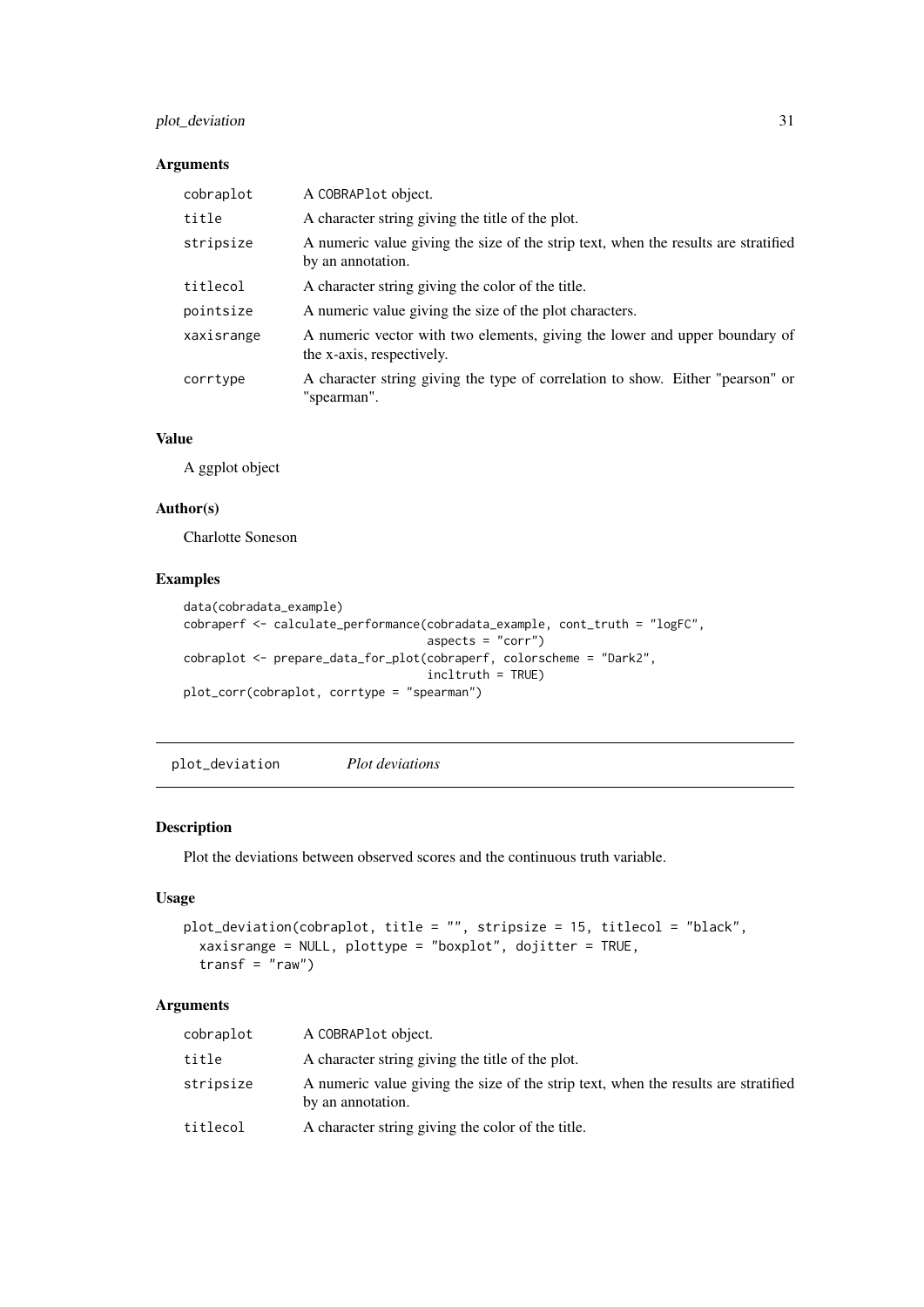### Arguments

| | |
|---|---|
| cobraplot | A COBRAPlot object. |
| title | A character string giving the title of the plot. |
| stripsize | A numeric value giving the size of the strip text, when the results are stratified by an annotation. |
| titlecol | A character string giving the color of the title. |
| pointsize | A numeric value giving the size of the plot characters. |
| xaxisrange | A numeric vector with two elements, giving the lower and upper boundary of the x-axis, respectively. |
| corrtype | A character string giving the type of correlation to show. Either "pearson" or "spearman". |

### Value

A ggplot object

### Author(s)

Charlotte Soneson

### Examples

```
data(cobradata_example)
cobraperf <- calculate_performance(cobradata_example, cont_truth = "logFC",
                                   aspects = "corr")
cobraplot <- prepare_data_for_plot(cobraperf, colorscheme = "Dark2",
                                   incltruth = TRUE)
plot_corr(cobraplot, corrtype = "spearman")
```

---

## plot_deviation *Plot deviations*

### Description

Plot the deviations between observed scores and the continuous truth variable.

### Usage

```
plot_deviation(cobraplot, title = "", stripsize = 15, titlecol = "black",
  xaxisrange = NULL, plottype = "boxplot", dojitter = TRUE,
  transf = "raw")
```

### Arguments

| | |
|---|---|
| cobraplot | A COBRAPlot object. |
| title | A character string giving the title of the plot. |
| stripsize | A numeric value giving the size of the strip text, when the results are stratified by an annotation. |
| titlecol | A character string giving the color of the title. |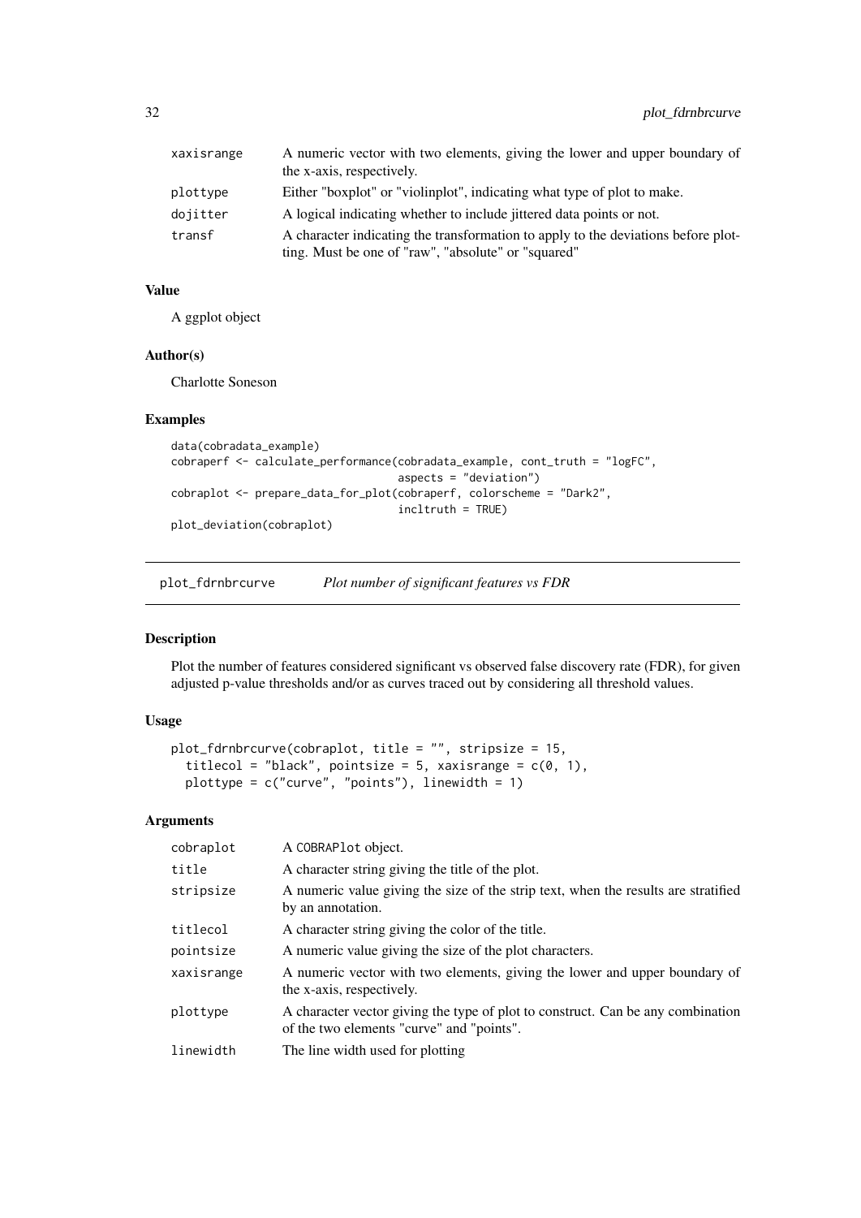| | |
|---|---|
| xaxisrange | A numeric vector with two elements, giving the lower and upper boundary of the x-axis, respectively. |
| plottype | Either "boxplot" or "violinplot", indicating what type of plot to make. |
| dojitter | A logical indicating whether to include jittered data points or not. |
| transf | A character indicating the transformation to apply to the deviations before plotting. Must be one of "raw", "absolute" or "squared" |

### Value

A ggplot object

### Author(s)

Charlotte Soneson

### Examples

```
data(cobradata_example)
cobraperf <- calculate_performance(cobradata_example, cont_truth = "logFC",
                                   aspects = "deviation")
cobraplot <- prepare_data_for_plot(cobraperf, colorscheme = "Dark2",
                                   incltruth = TRUE)
plot_deviation(cobraplot)
```

---

## plot_fdrnbrcurve *Plot number of significant features vs FDR*

### Description

Plot the number of features considered significant vs observed false discovery rate (FDR), for given adjusted p-value thresholds and/or as curves traced out by considering all threshold values.

### Usage

```
plot_fdrnbrcurve(cobraplot, title = "", stripsize = 15,
  titlecol = "black", pointsize = 5, xaxisrange = c(0, 1),
  plottype = c("curve", "points"), linewidth = 1)
```

### Arguments

| | |
|---|---|
| cobraplot | A COBRAPlot object. |
| title | A character string giving the title of the plot. |
| stripsize | A numeric value giving the size of the strip text, when the results are stratified by an annotation. |
| titlecol | A character string giving the color of the title. |
| pointsize | A numeric value giving the size of the plot characters. |
| xaxisrange | A numeric vector with two elements, giving the lower and upper boundary of the x-axis, respectively. |
| plottype | A character vector giving the type of plot to construct. Can be any combination of the two elements "curve" and "points". |
| linewidth | The line width used for plotting |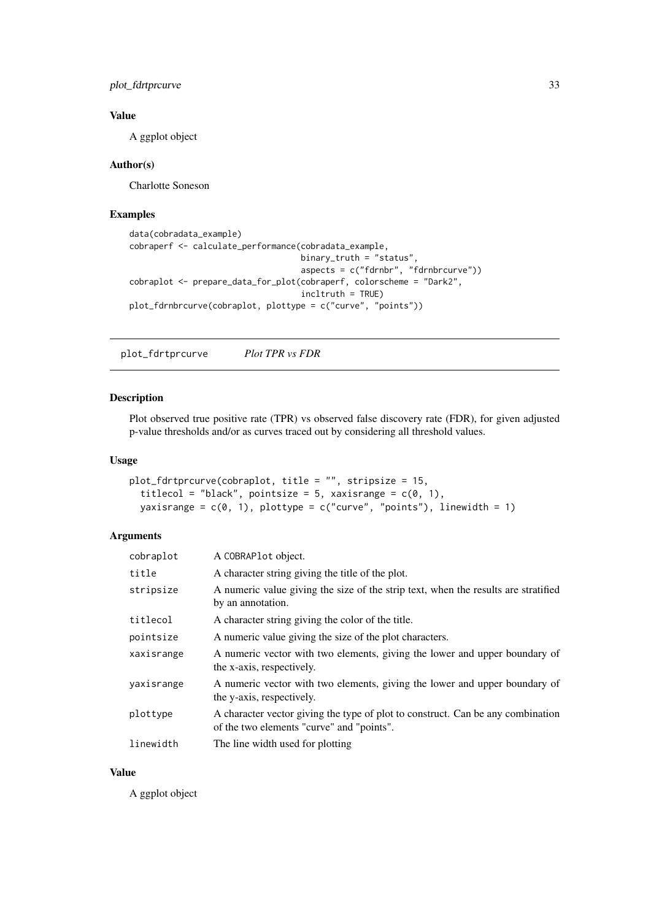### Value

A ggplot object

### Author(s)

Charlotte Soneson

### Examples

```
data(cobradata_example)
cobraperf <- calculate_performance(cobradata_example,
                                   binary_truth = "status",
                                   aspects = c("fdrnbr", "fdrnbrcurve"))
cobraplot <- prepare_data_for_plot(cobraperf, colorscheme = "Dark2",
                                   incltruth = TRUE)
plot_fdrnbrcurve(cobraplot, plottype = c("curve", "points"))
```

---

## plot_fdrtprcurve *Plot TPR vs FDR*

### Description

Plot observed true positive rate (TPR) vs observed false discovery rate (FDR), for given adjusted p-value thresholds and/or as curves traced out by considering all threshold values.

### Usage

```
plot_fdrtprcurve(cobraplot, title = "", stripsize = 15,
  titlecol = "black", pointsize = 5, xaxisrange = c(0, 1),
  yaxisrange = c(0, 1), plottype = c("curve", "points"), linewidth = 1)
```

### Arguments

| | |
|---|---|
| cobraplot | A COBRAPlot object. |
| title | A character string giving the title of the plot. |
| stripsize | A numeric value giving the size of the strip text, when the results are stratified by an annotation. |
| titlecol | A character string giving the color of the title. |
| pointsize | A numeric value giving the size of the plot characters. |
| xaxisrange | A numeric vector with two elements, giving the lower and upper boundary of the x-axis, respectively. |
| yaxisrange | A numeric vector with two elements, giving the lower and upper boundary of the y-axis, respectively. |
| plottype | A character vector giving the type of plot to construct. Can be any combination of the two elements "curve" and "points". |
| linewidth | The line width used for plotting |

### Value

A ggplot object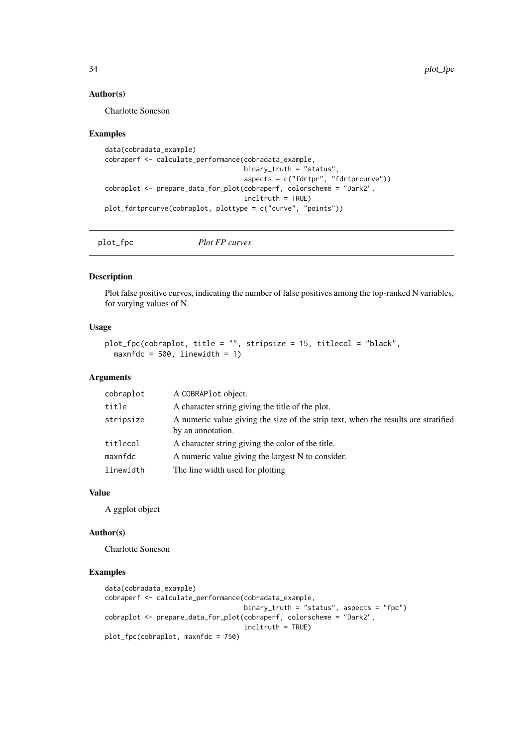### Author(s)

Charlotte Soneson

### Examples

```
data(cobradata_example)
cobraperf <- calculate_performance(cobradata_example,
                                   binary_truth = "status",
                                   aspects = c("fdrtpr", "fdrtprcurve"))
cobraplot <- prepare_data_for_plot(cobraperf, colorscheme = "Dark2",
                                   incltruth = TRUE)
plot_fdrtprcurve(cobraplot, plottype = c("curve", "points"))
```

---

## plot_fpc *Plot FP curves*

### Description

Plot false positive curves, indicating the number of false positives among the top-ranked N variables, for varying values of N.

### Usage

```
plot_fpc(cobraplot, title = "", stripsize = 15, titlecol = "black",
  maxnfdc = 500, linewidth = 1)
```

### Arguments

| | |
|---|---|
| cobraplot | A COBRAPlot object. |
| title | A character string giving the title of the plot. |
| stripsize | A numeric value giving the size of the strip text, when the results are stratified by an annotation. |
| titlecol | A character string giving the color of the title. |
| maxnfdc | A numeric value giving the largest N to consider. |
| linewidth | The line width used for plotting |

### Value

A ggplot object

### Author(s)

Charlotte Soneson

### Examples

```
data(cobradata_example)
cobraperf <- calculate_performance(cobradata_example,
                                   binary_truth = "status", aspects = "fpc")
cobraplot <- prepare_data_for_plot(cobraperf, colorscheme = "Dark2",
                                   incltruth = TRUE)
plot_fpc(cobraplot, maxnfdc = 750)
```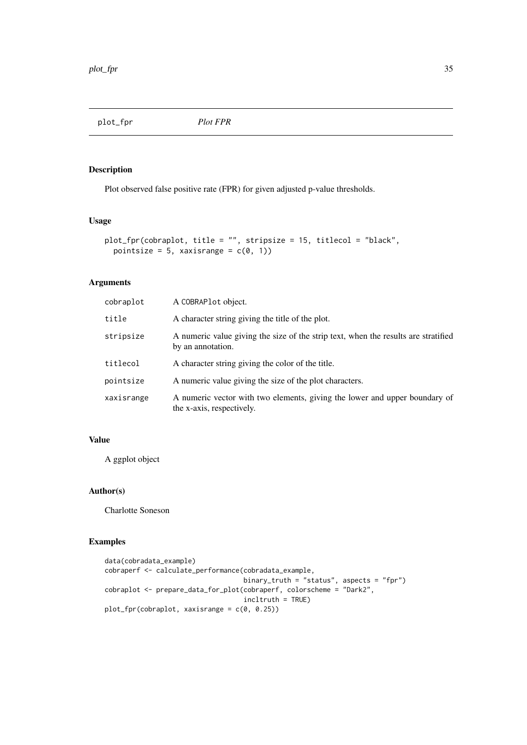# plot_fpr *Plot FPR*

## Description

Plot observed false positive rate (FPR) for given adjusted p-value thresholds.

## Usage

```
plot_fpr(cobraplot, title = "", stripsize = 15, titlecol = "black",
  pointsize = 5, xaxisrange = c(0, 1))
```

## Arguments

| | |
|---|---|
| cobraplot | A COBRAPlot object. |
| title | A character string giving the title of the plot. |
| stripsize | A numeric value giving the size of the strip text, when the results are stratified by an annotation. |
| titlecol | A character string giving the color of the title. |
| pointsize | A numeric value giving the size of the plot characters. |
| xaxisrange | A numeric vector with two elements, giving the lower and upper boundary of the x-axis, respectively. |

## Value

A ggplot object

## Author(s)

Charlotte Soneson

## Examples

```
data(cobradata_example)
cobraperf <- calculate_performance(cobradata_example,
                                   binary_truth = "status", aspects = "fpr")
cobraplot <- prepare_data_for_plot(cobraperf, colorscheme = "Dark2",
                                   incltruth = TRUE)
plot_fpr(cobraplot, xaxisrange = c(0, 0.25))
```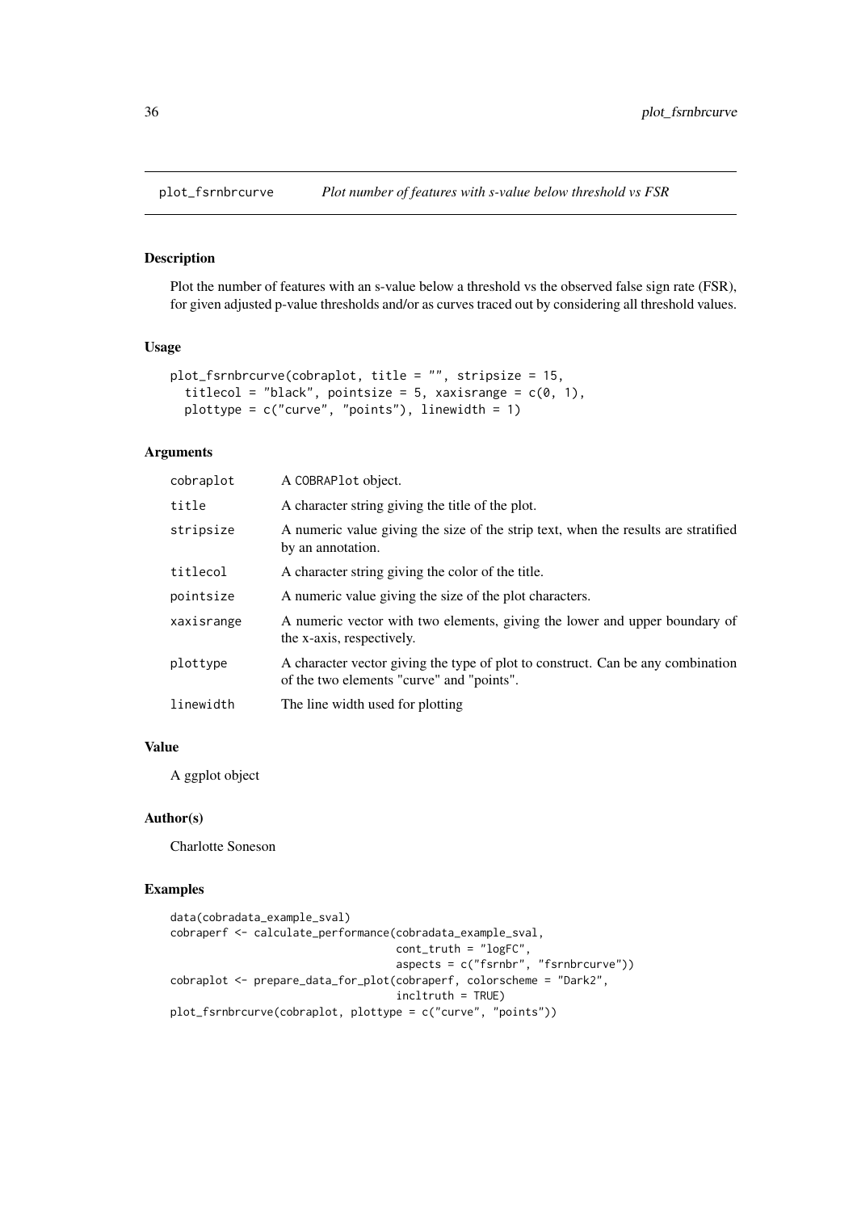plot_fsrnbrcurve *Plot number of features with s-value below threshold vs FSR*

## Description

Plot the number of features with an s-value below a threshold vs the observed false sign rate (FSR), for given adjusted p-value thresholds and/or as curves traced out by considering all threshold values.

## Usage

```
plot_fsrnbrcurve(cobraplot, title = "", stripsize = 15,
  titlecol = "black", pointsize = 5, xaxisrange = c(0, 1),
  plottype = c("curve", "points"), linewidth = 1)
```

## Arguments

| | |
|---|---|
| cobraplot | A COBRAPlot object. |
| title | A character string giving the title of the plot. |
| stripsize | A numeric value giving the size of the strip text, when the results are stratified by an annotation. |
| titlecol | A character string giving the color of the title. |
| pointsize | A numeric value giving the size of the plot characters. |
| xaxisrange | A numeric vector with two elements, giving the lower and upper boundary of the x-axis, respectively. |
| plottype | A character vector giving the type of plot to construct. Can be any combination of the two elements "curve" and "points". |
| linewidth | The line width used for plotting |

## Value

A ggplot object

## Author(s)

Charlotte Soneson

## Examples

```
data(cobradata_example_sval)
cobraperf <- calculate_performance(cobradata_example_sval,
                                   cont_truth = "logFC",
                                   aspects = c("fsrnbr", "fsrnbrcurve"))
cobraplot <- prepare_data_for_plot(cobraperf, colorscheme = "Dark2",
                                   incltruth = TRUE)
plot_fsrnbrcurve(cobraplot, plottype = c("curve", "points"))
```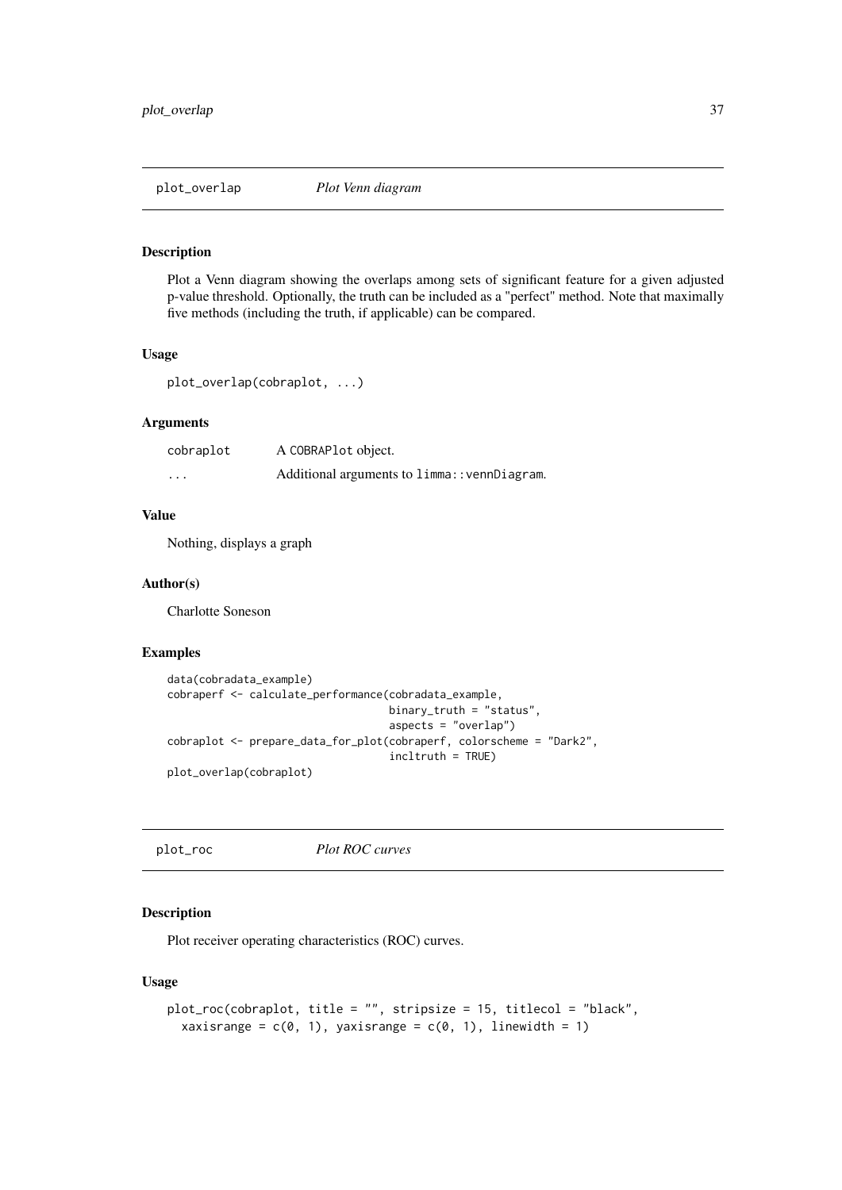## plot_overlap *Plot Venn diagram*

### Description

Plot a Venn diagram showing the overlaps among sets of significant feature for a given adjusted p-value threshold. Optionally, the truth can be included as a "perfect" method. Note that maximally five methods (including the truth, if applicable) can be compared.

### Usage

```
plot_overlap(cobraplot, ...)
```

### Arguments

| | |
|---|---|
| cobraplot | A COBRAPlot object. |
| ... | Additional arguments to limma::vennDiagram. |

### Value

Nothing, displays a graph

### Author(s)

Charlotte Soneson

### Examples

```
data(cobradata_example)
cobraperf <- calculate_performance(cobradata_example,
                                   binary_truth = "status",
                                   aspects = "overlap")
cobraplot <- prepare_data_for_plot(cobraperf, colorscheme = "Dark2",
                                   incltruth = TRUE)
plot_overlap(cobraplot)
```

## plot_roc *Plot ROC curves*

### Description

Plot receiver operating characteristics (ROC) curves.

### Usage

```
plot_roc(cobraplot, title = "", stripsize = 15, titlecol = "black",
  xaxisrange = c(0, 1), yaxisrange = c(0, 1), linewidth = 1)
```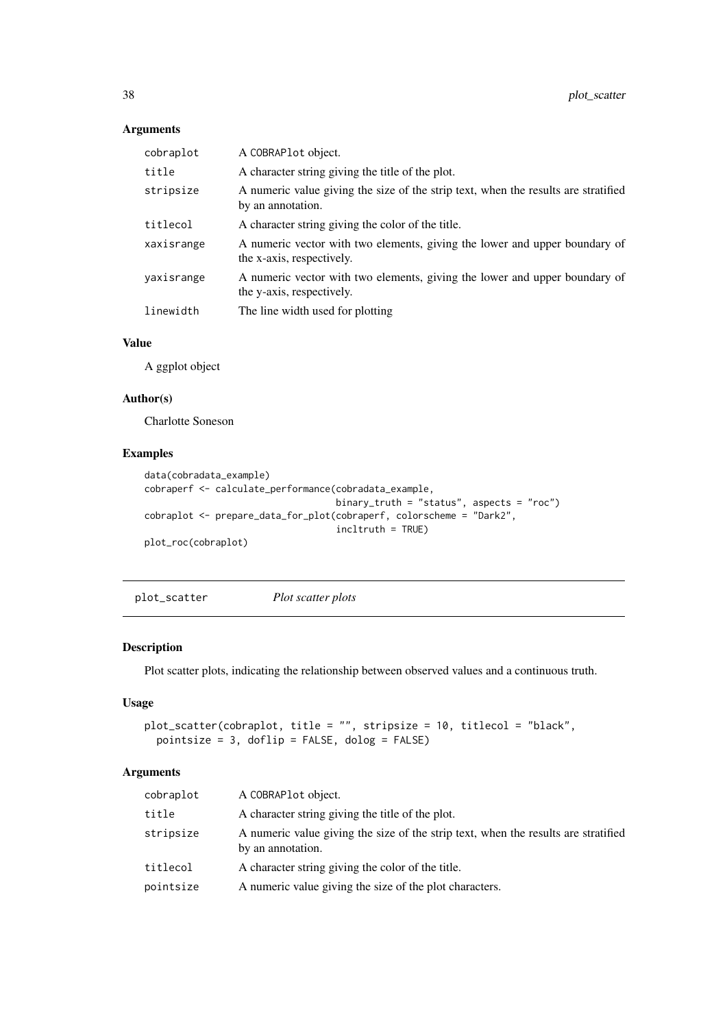### Arguments

| | |
|---|---|
| cobraplot | A COBRAPlot object. |
| title | A character string giving the title of the plot. |
| stripsize | A numeric value giving the size of the strip text, when the results are stratified by an annotation. |
| titlecol | A character string giving the color of the title. |
| xaxisrange | A numeric vector with two elements, giving the lower and upper boundary of the x-axis, respectively. |
| yaxisrange | A numeric vector with two elements, giving the lower and upper boundary of the y-axis, respectively. |
| linewidth | The line width used for plotting |

### Value

A ggplot object

### Author(s)

Charlotte Soneson

### Examples

```
data(cobradata_example)
cobraperf <- calculate_performance(cobradata_example,
                                   binary_truth = "status", aspects = "roc")
cobraplot <- prepare_data_for_plot(cobraperf, colorscheme = "Dark2",
                                   incltruth = TRUE)
plot_roc(cobraplot)
```

---

## plot_scatter *Plot scatter plots*

---

### Description

Plot scatter plots, indicating the relationship between observed values and a continuous truth.

### Usage

```
plot_scatter(cobraplot, title = "", stripsize = 10, titlecol = "black",
  pointsize = 3, doflip = FALSE, dolog = FALSE)
```

### Arguments

| | |
|---|---|
| cobraplot | A COBRAPlot object. |
| title | A character string giving the title of the plot. |
| stripsize | A numeric value giving the size of the strip text, when the results are stratified by an annotation. |
| titlecol | A character string giving the color of the title. |
| pointsize | A numeric value giving the size of the plot characters. |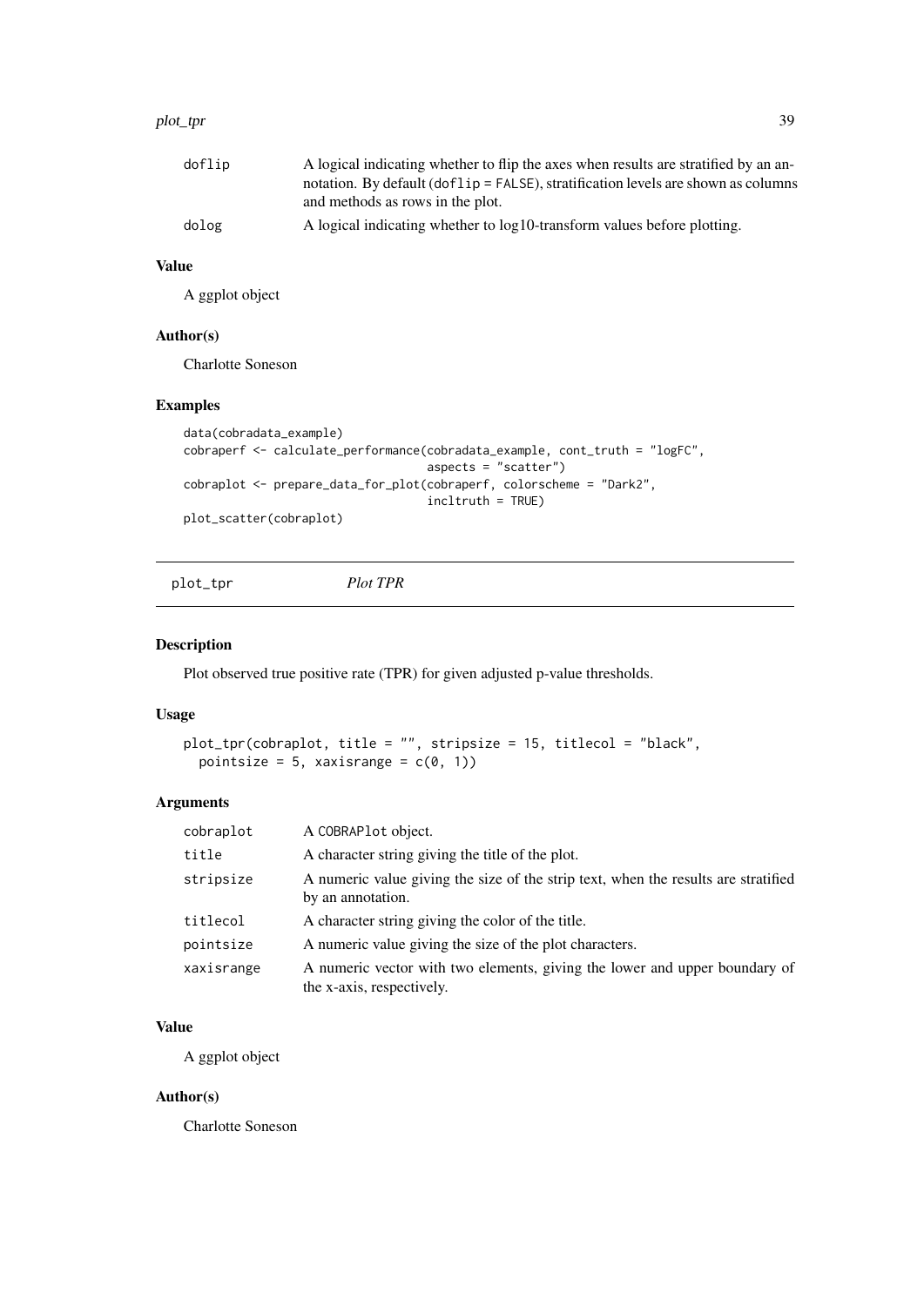| | |
|---|---|
| doflip | A logical indicating whether to flip the axes when results are stratified by an annotation. By default (doflip = FALSE), stratification levels are shown as columns and methods as rows in the plot. |
| dolog | A logical indicating whether to log10-transform values before plotting. |

### Value

A ggplot object

### Author(s)

Charlotte Soneson

### Examples

```
data(cobradata_example)
cobraperf <- calculate_performance(cobradata_example, cont_truth = "logFC",
                                   aspects = "scatter")
cobraplot <- prepare_data_for_plot(cobraperf, colorscheme = "Dark2",
                                   incltruth = TRUE)
plot_scatter(cobraplot)
```

---

## plot_tpr *Plot TPR*

### Description

Plot observed true positive rate (TPR) for given adjusted p-value thresholds.

### Usage

```
plot_tpr(cobraplot, title = "", stripsize = 15, titlecol = "black",
  pointsize = 5, xaxisrange = c(0, 1))
```

### Arguments

| | |
|---|---|
| cobraplot | A COBRAPlot object. |
| title | A character string giving the title of the plot. |
| stripsize | A numeric value giving the size of the strip text, when the results are stratified by an annotation. |
| titlecol | A character string giving the color of the title. |
| pointsize | A numeric value giving the size of the plot characters. |
| xaxisrange | A numeric vector with two elements, giving the lower and upper boundary of the x-axis, respectively. |

### Value

A ggplot object

### Author(s)

Charlotte Soneson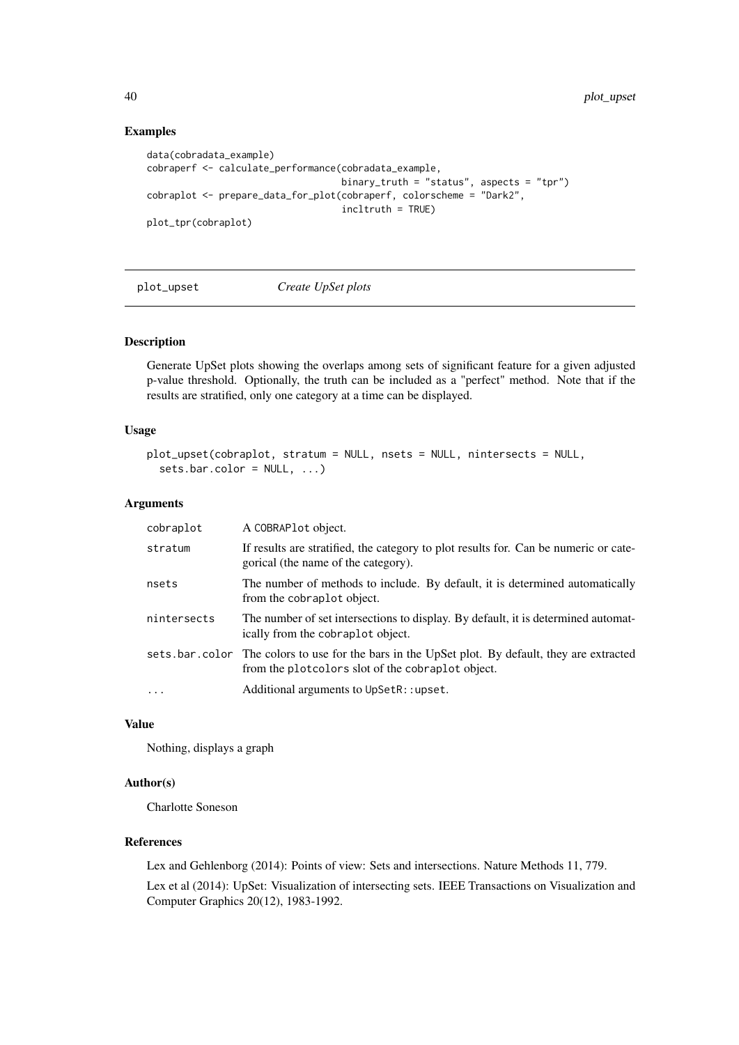## Examples

```
data(cobradata_example)
cobraperf <- calculate_performance(cobradata_example,
                                   binary_truth = "status", aspects = "tpr")
cobraplot <- prepare_data_for_plot(cobraperf, colorscheme = "Dark2",
                                   incltruth = TRUE)
plot_tpr(cobraplot)
```

---

# plot_upset — *Create UpSet plots*

## Description

Generate UpSet plots showing the overlaps among sets of significant feature for a given adjusted p-value threshold. Optionally, the truth can be included as a "perfect" method. Note that if the results are stratified, only one category at a time can be displayed.

## Usage

```
plot_upset(cobraplot, stratum = NULL, nsets = NULL, nintersects = NULL,
  sets.bar.color = NULL, ...)
```

## Arguments

| | |
|---|---|
| `cobraplot` | A `COBRAPlot` object. |
| `stratum` | If results are stratified, the category to plot results for. Can be numeric or categorical (the name of the category). |
| `nsets` | The number of methods to include. By default, it is determined automatically from the `cobraplot` object. |
| `nintersects` | The number of set intersections to display. By default, it is determined automatically from the `cobraplot` object. |
| `sets.bar.color` | The colors to use for the bars in the UpSet plot. By default, they are extracted from the `plotcolors` slot of the `cobraplot` object. |
| `...` | Additional arguments to `UpSetR::upset`. |

## Value

Nothing, displays a graph

## Author(s)

Charlotte Soneson

## References

Lex and Gehlenborg (2014): Points of view: Sets and intersections. Nature Methods 11, 779.

Lex et al (2014): UpSet: Visualization of intersecting sets. IEEE Transactions on Visualization and Computer Graphics 20(12), 1983-1992.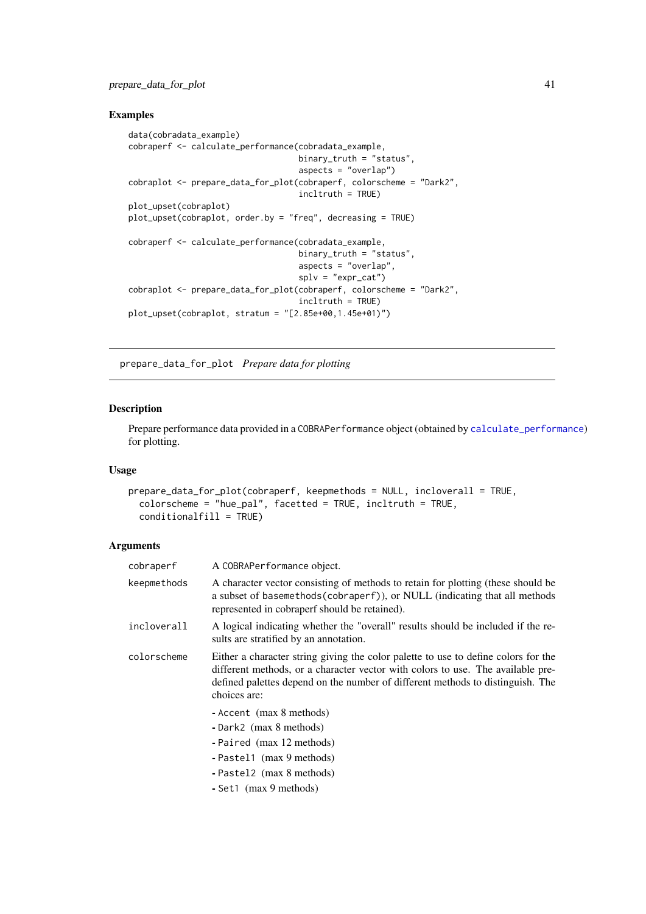### Examples

```
data(cobradata_example)
cobraperf <- calculate_performance(cobradata_example,
                                   binary_truth = "status",
                                   aspects = "overlap")
cobraplot <- prepare_data_for_plot(cobraperf, colorscheme = "Dark2",
                                   incltruth = TRUE)
plot_upset(cobraplot)
plot_upset(cobraplot, order.by = "freq", decreasing = TRUE)

cobraperf <- calculate_performance(cobradata_example,
                                   binary_truth = "status",
                                   aspects = "overlap",
                                   splv = "expr_cat")
cobraplot <- prepare_data_for_plot(cobraperf, colorscheme = "Dark2",
                                   incltruth = TRUE)
plot_upset(cobraplot, stratum = "[2.85e+00,1.45e+01)")
```

---

## prepare_data_for_plot *Prepare data for plotting*

---

### Description

Prepare performance data provided in a COBRAPerformance object (obtained by calculate_performance) for plotting.

### Usage

```
prepare_data_for_plot(cobraperf, keepmethods = NULL, incloverall = TRUE,
  colorscheme = "hue_pal", facetted = TRUE, incltruth = TRUE,
  conditionalfill = TRUE)
```

### Arguments

| | |
|---|---|
| cobraperf | A COBRAPerformance object. |
| keepmethods | A character vector consisting of methods to retain for plotting (these should be a subset of basemethods(cobraperf)), or NULL (indicating that all methods represented in cobraperf should be retained). |
| incloverall | A logical indicating whether the "overall" results should be included if the results are stratified by an annotation. |
| colorscheme | Either a character string giving the color palette to use to define colors for the different methods, or a character vector with colors to use. The available predefined palettes depend on the number of different methods to distinguish. The choices are:<br>- Accent (max 8 methods)<br>- Dark2 (max 8 methods)<br>- Paired (max 12 methods)<br>- Pastel1 (max 9 methods)<br>- Pastel2 (max 8 methods)<br>- Set1 (max 9 methods) |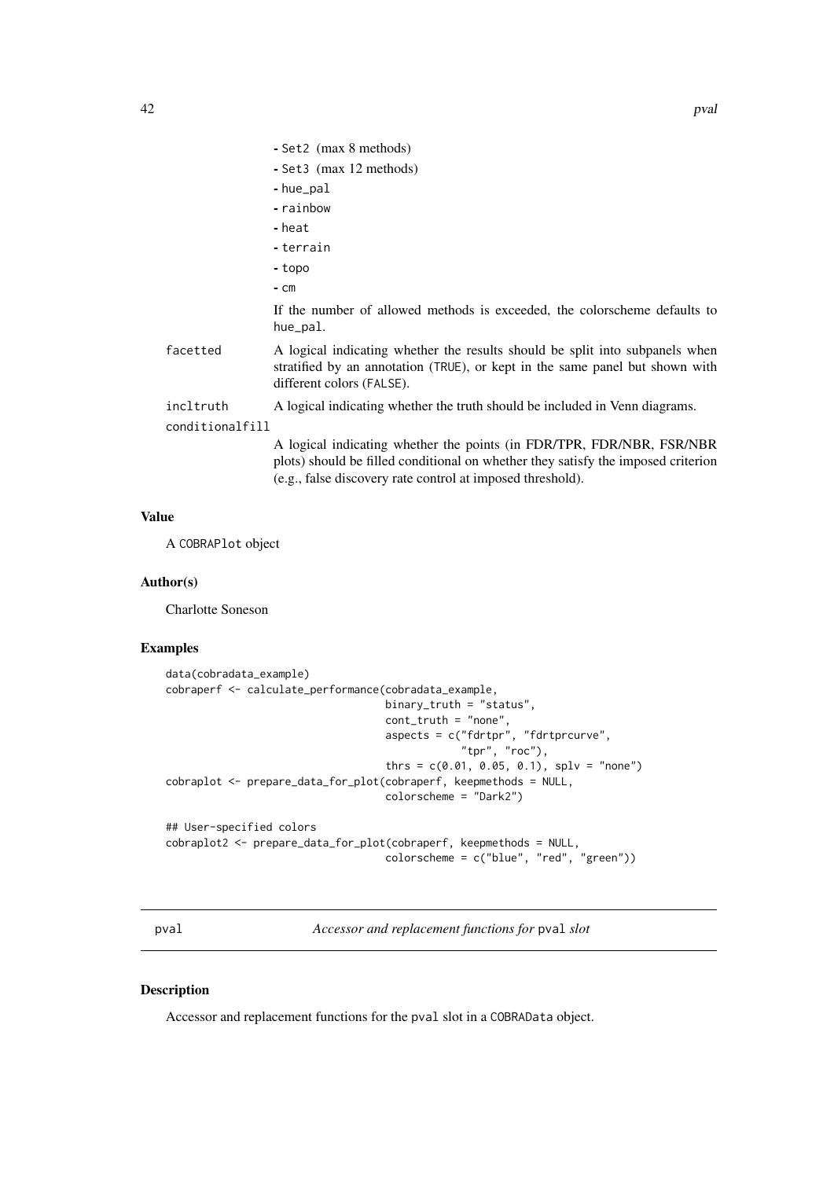- Set2 (max 8 methods)
- Set3 (max 12 methods)
- hue_pal
- rainbow
- heat
- terrain
- topo
- cm

If the number of allowed methods is exceeded, the colorscheme defaults to hue_pal.

facetted
: A logical indicating whether the results should be split into subpanels when stratified by an annotation (TRUE), or kept in the same panel but shown with different colors (FALSE).

incltruth
: A logical indicating whether the truth should be included in Venn diagrams.

conditionalfill
: A logical indicating whether the points (in FDR/TPR, FDR/NBR, FSR/NBR plots) should be filled conditional on whether they satisfy the imposed criterion (e.g., false discovery rate control at imposed threshold).

### Value

A COBRAPlot object

### Author(s)

Charlotte Soneson

### Examples

```
data(cobradata_example)
cobraperf <- calculate_performance(cobradata_example,
                                   binary_truth = "status",
                                   cont_truth = "none",
                                   aspects = c("fdrtpr", "fdrtprcurve",
                                               "tpr", "roc"),
                                   thrs = c(0.01, 0.05, 0.1), splv = "none")
cobraplot <- prepare_data_for_plot(cobraperf, keepmethods = NULL,
                                   colorscheme = "Dark2")

## User-specified colors
cobraplot2 <- prepare_data_for_plot(cobraperf, keepmethods = NULL,
                                   colorscheme = c("blue", "red", "green"))
```

## pval — *Accessor and replacement functions for* pval *slot*

### Description

Accessor and replacement functions for the pval slot in a COBRAData object.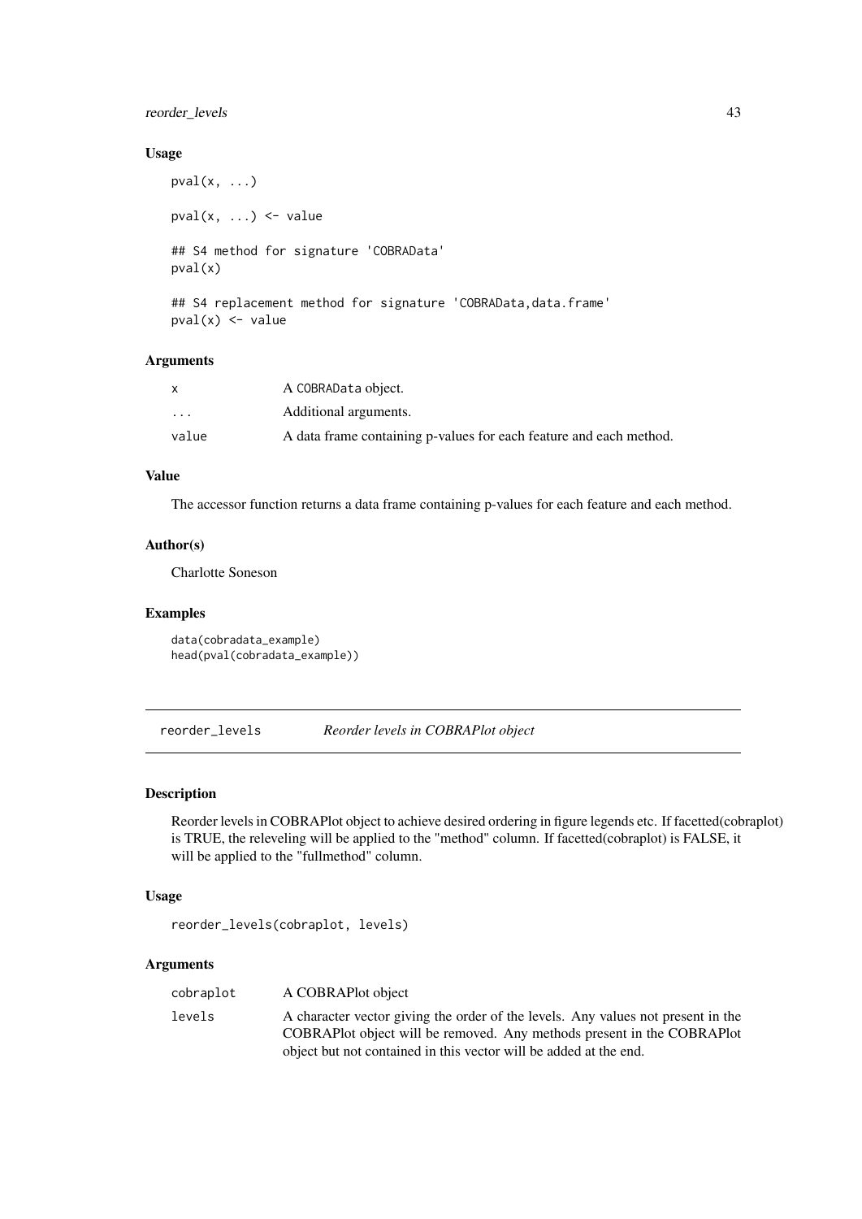### Usage

```
pval(x, ...)

pval(x, ...) <- value

## S4 method for signature 'COBRAData'
pval(x)

## S4 replacement method for signature 'COBRAData,data.frame'
pval(x) <- value
```

### Arguments

| | |
|---|---|
| x | A COBRAData object. |
| ... | Additional arguments. |
| value | A data frame containing p-values for each feature and each method. |

### Value

The accessor function returns a data frame containing p-values for each feature and each method.

### Author(s)

Charlotte Soneson

### Examples

```
data(cobradata_example)
head(pval(cobradata_example))
```

---

## reorder_levels — *Reorder levels in COBRAPlot object*

### Description

Reorder levels in COBRAPlot object to achieve desired ordering in figure legends etc. If facetted(cobraplot) is TRUE, the releveling will be applied to the "method" column. If facetted(cobraplot) is FALSE, it will be applied to the "fullmethod" column.

### Usage

```
reorder_levels(cobraplot, levels)
```

### Arguments

| | |
|---|---|
| cobraplot | A COBRAPlot object |
| levels | A character vector giving the order of the levels. Any values not present in the COBRAPlot object will be removed. Any methods present in the COBRAPlot object but not contained in this vector will be added at the end. |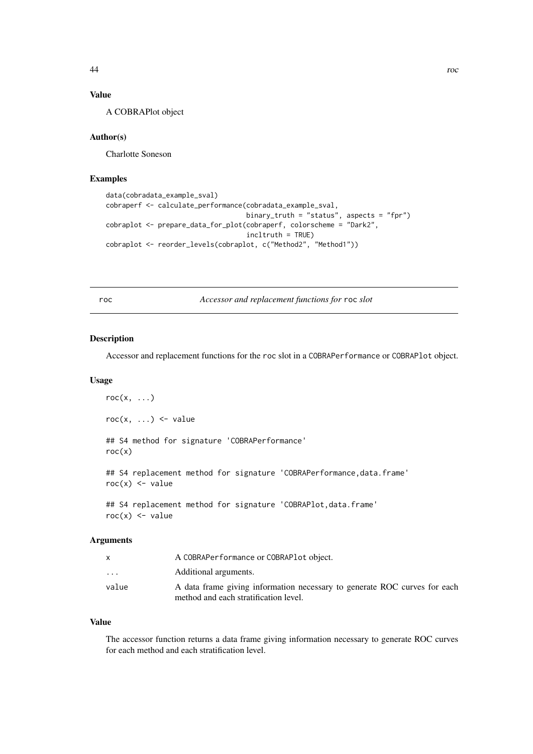## Value

A COBRAPlot object

## Author(s)

Charlotte Soneson

## Examples

```
data(cobradata_example_sval)
cobraperf <- calculate_performance(cobradata_example_sval,
                                   binary_truth = "status", aspects = "fpr")
cobraplot <- prepare_data_for_plot(cobraperf, colorscheme = "Dark2",
                                   incltruth = TRUE)
cobraplot <- reorder_levels(cobraplot, c("Method2", "Method1"))
```

---

# roc — *Accessor and replacement functions for* `roc` *slot*

---

## Description

Accessor and replacement functions for the `roc` slot in a `COBRAPerformance` or `COBRAPlot` object.

## Usage

```
roc(x, ...)

roc(x, ...) <- value

## S4 method for signature 'COBRAPerformance'
roc(x)

## S4 replacement method for signature 'COBRAPerformance,data.frame'
roc(x) <- value

## S4 replacement method for signature 'COBRAPlot,data.frame'
roc(x) <- value
```

## Arguments

| | |
|---|---|
| `x` | A `COBRAPerformance` or `COBRAPlot` object. |
| `...` | Additional arguments. |
| `value` | A data frame giving information necessary to generate ROC curves for each method and each stratification level. |

## Value

The accessor function returns a data frame giving information necessary to generate ROC curves for each method and each stratification level.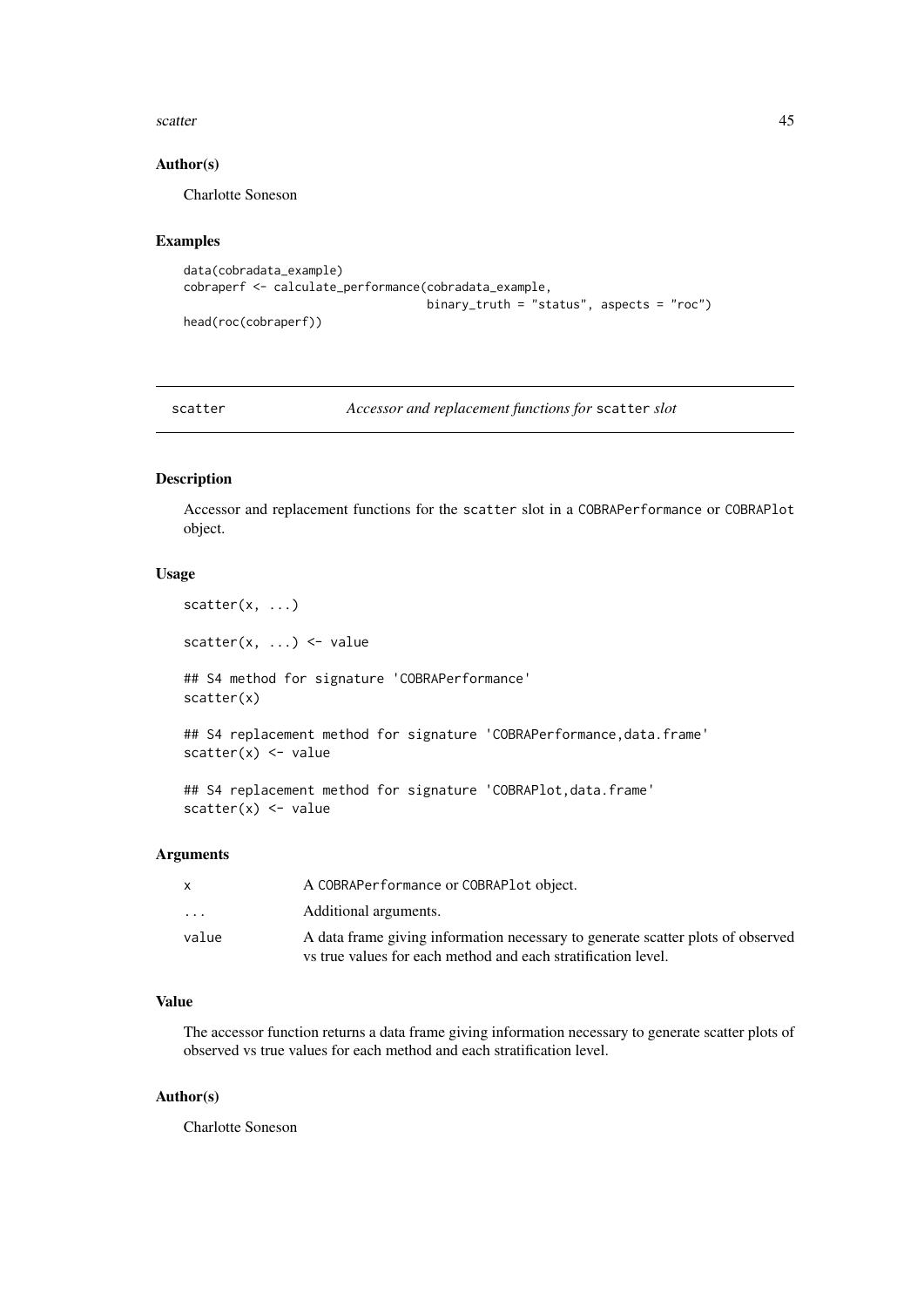### Author(s)

Charlotte Soneson

### Examples

```
data(cobradata_example)
cobraperf <- calculate_performance(cobradata_example,
                                   binary_truth = "status", aspects = "roc")
head(roc(cobraperf))
```

---

## scatter — *Accessor and replacement functions for* `scatter` *slot*

---

### Description

Accessor and replacement functions for the `scatter` slot in a `COBRAPerformance` or `COBRAPlot` object.

### Usage

```
scatter(x, ...)

scatter(x, ...) <- value

## S4 method for signature 'COBRAPerformance'
scatter(x)

## S4 replacement method for signature 'COBRAPerformance,data.frame'
scatter(x) <- value

## S4 replacement method for signature 'COBRAPlot,data.frame'
scatter(x) <- value
```

### Arguments

| | |
|---|---|
| x | A `COBRAPerformance` or `COBRAPlot` object. |
| ... | Additional arguments. |
| value | A data frame giving information necessary to generate scatter plots of observed vs true values for each method and each stratification level. |

### Value

The accessor function returns a data frame giving information necessary to generate scatter plots of observed vs true values for each method and each stratification level.

### Author(s)

Charlotte Soneson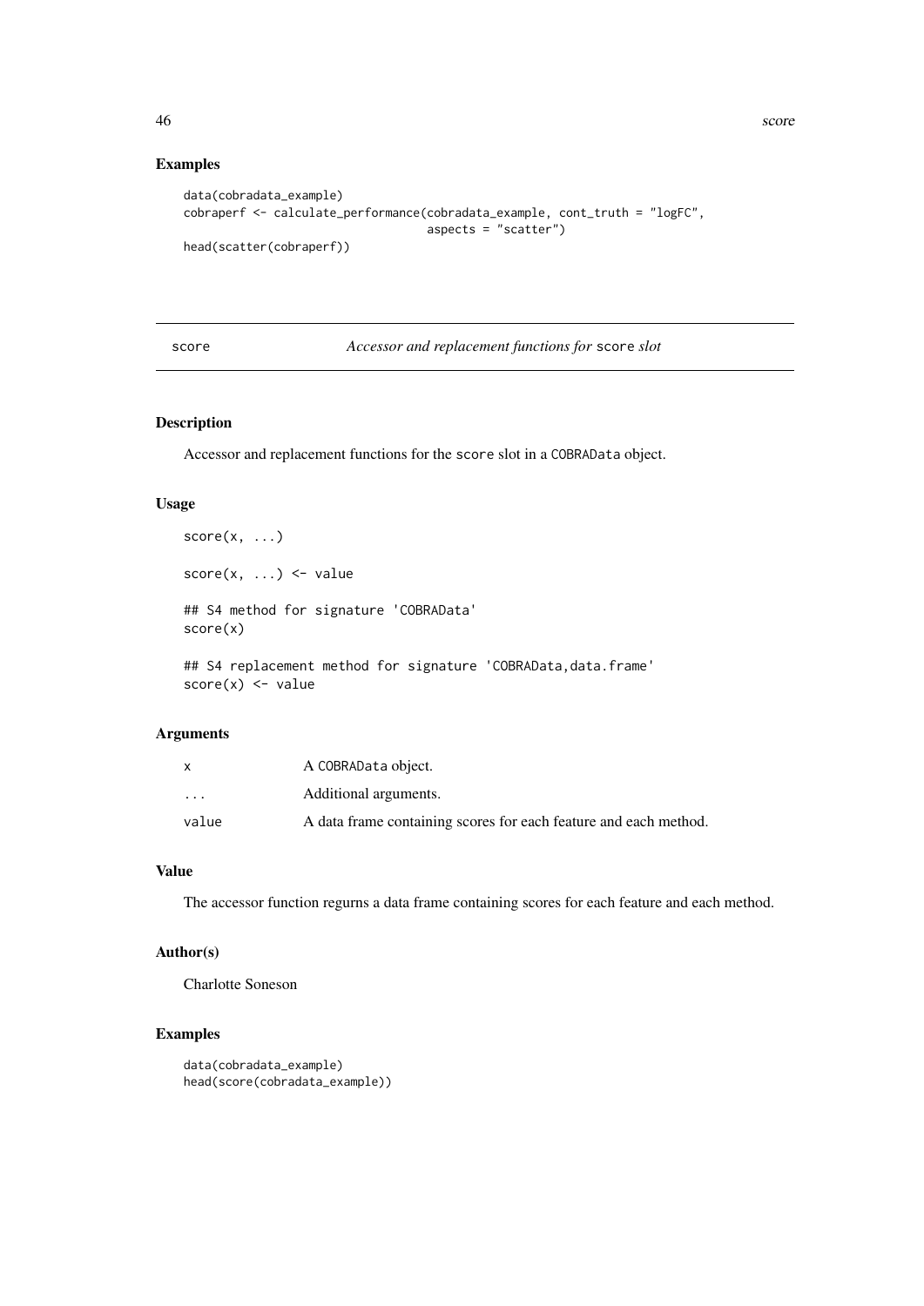## Examples

```
data(cobradata_example)
cobraperf <- calculate_performance(cobradata_example, cont_truth = "logFC",
                                   aspects = "scatter")
head(scatter(cobraperf))
```

---

# score — *Accessor and replacement functions for* `score` *slot*

## Description

Accessor and replacement functions for the `score` slot in a `COBRAData` object.

## Usage

```
score(x, ...)

score(x, ...) <- value

## S4 method for signature 'COBRAData'
score(x)

## S4 replacement method for signature 'COBRAData,data.frame'
score(x) <- value
```

## Arguments

| | |
|---|---|
| `x` | A `COBRAData` object. |
| `...` | Additional arguments. |
| `value` | A data frame containing scores for each feature and each method. |

## Value

The accessor function regurns a data frame containing scores for each feature and each method.

## Author(s)

Charlotte Soneson

## Examples

```
data(cobradata_example)
head(score(cobradata_example))
```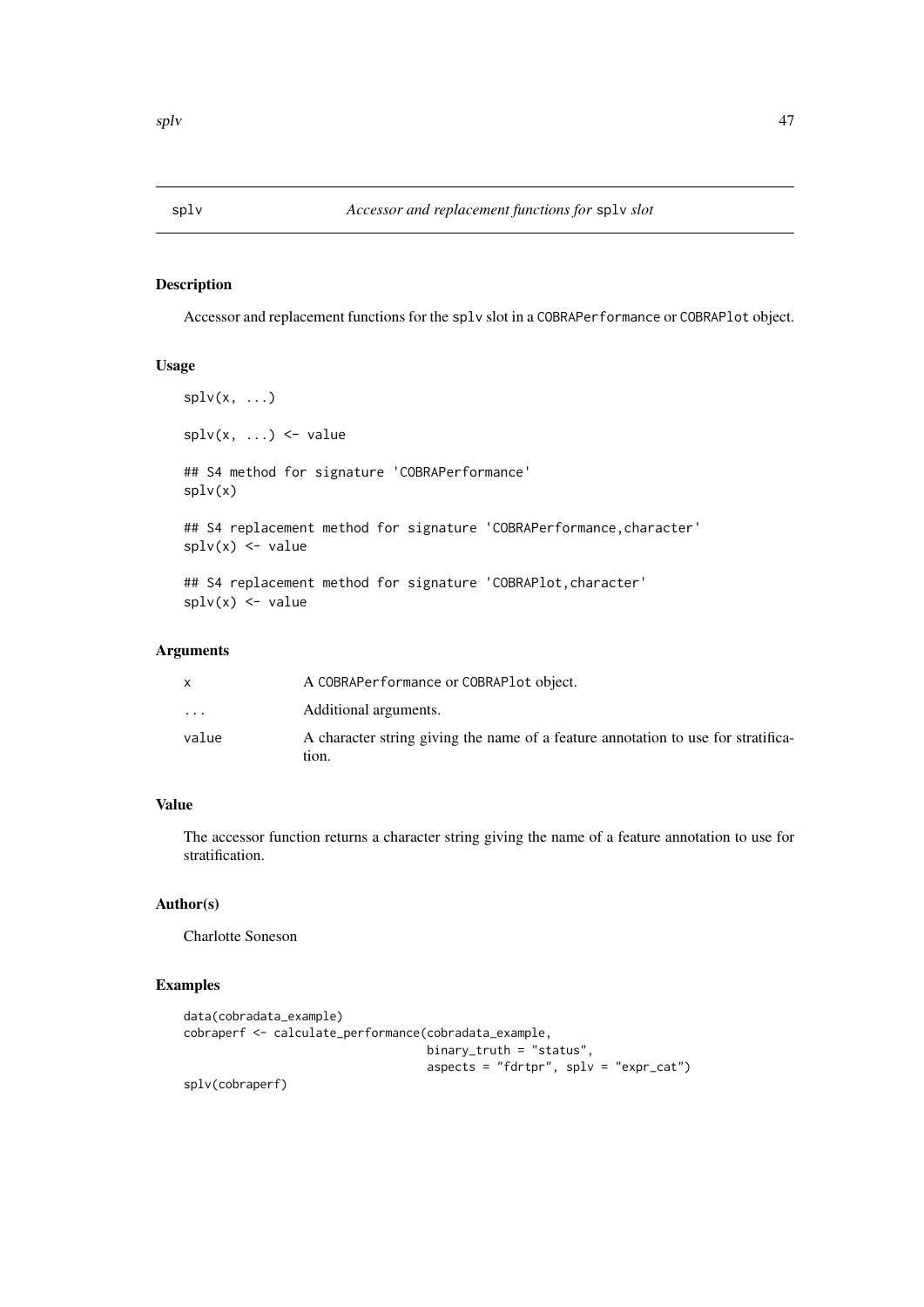# splv — *Accessor and replacement functions for* `splv` *slot*

## Description

Accessor and replacement functions for the `splv` slot in a `COBRAPerformance` or `COBRAPlot` object.

## Usage

```
splv(x, ...)

splv(x, ...) <- value

## S4 method for signature 'COBRAPerformance'
splv(x)

## S4 replacement method for signature 'COBRAPerformance,character'
splv(x) <- value

## S4 replacement method for signature 'COBRAPlot,character'
splv(x) <- value
```

## Arguments

| | |
|---|---|
| `x` | A `COBRAPerformance` or `COBRAPlot` object. |
| `...` | Additional arguments. |
| `value` | A character string giving the name of a feature annotation to use for stratification. |

## Value

The accessor function returns a character string giving the name of a feature annotation to use for stratification.

## Author(s)

Charlotte Soneson

## Examples

```
data(cobradata_example)
cobraperf <- calculate_performance(cobradata_example,
                                   binary_truth = "status",
                                   aspects = "fdrtpr", splv = "expr_cat")
splv(cobraperf)
```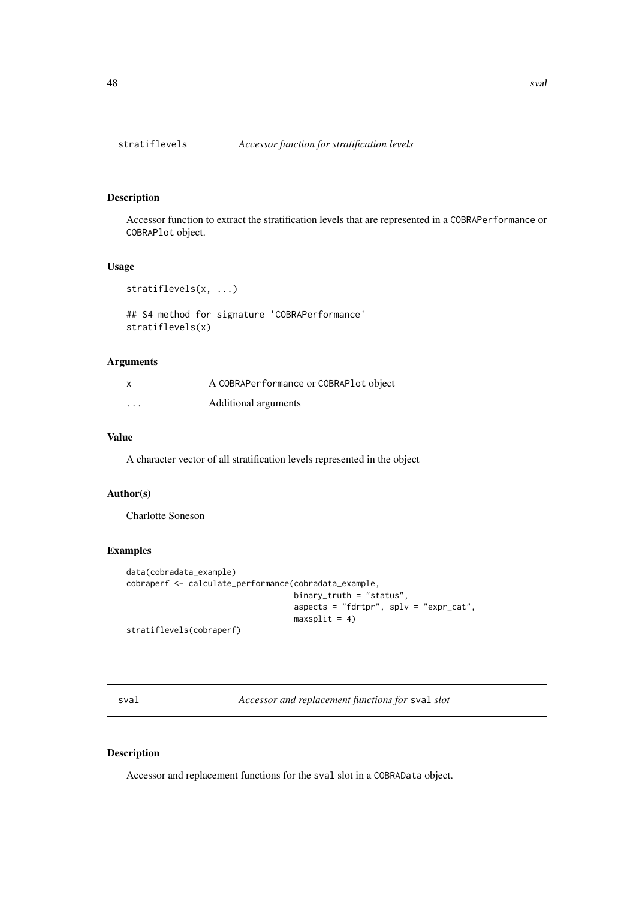## stratiflevels — *Accessor function for stratification levels*

### Description

Accessor function to extract the stratification levels that are represented in a `COBRAPerformance` or `COBRAPlot` object.

### Usage

```
stratiflevels(x, ...)

## S4 method for signature 'COBRAPerformance'
stratiflevels(x)
```

### Arguments

| | |
|---|---|
| x | A `COBRAPerformance` or `COBRAPlot` object |
| ... | Additional arguments |

### Value

A character vector of all stratification levels represented in the object

### Author(s)

Charlotte Soneson

### Examples

```
data(cobradata_example)
cobraperf <- calculate_performance(cobradata_example,
                                   binary_truth = "status",
                                   aspects = "fdrtpr", splv = "expr_cat",
                                   maxsplit = 4)
stratiflevels(cobraperf)
```

## sval — *Accessor and replacement functions for* `sval` *slot*

### Description

Accessor and replacement functions for the `sval` slot in a `COBRAData` object.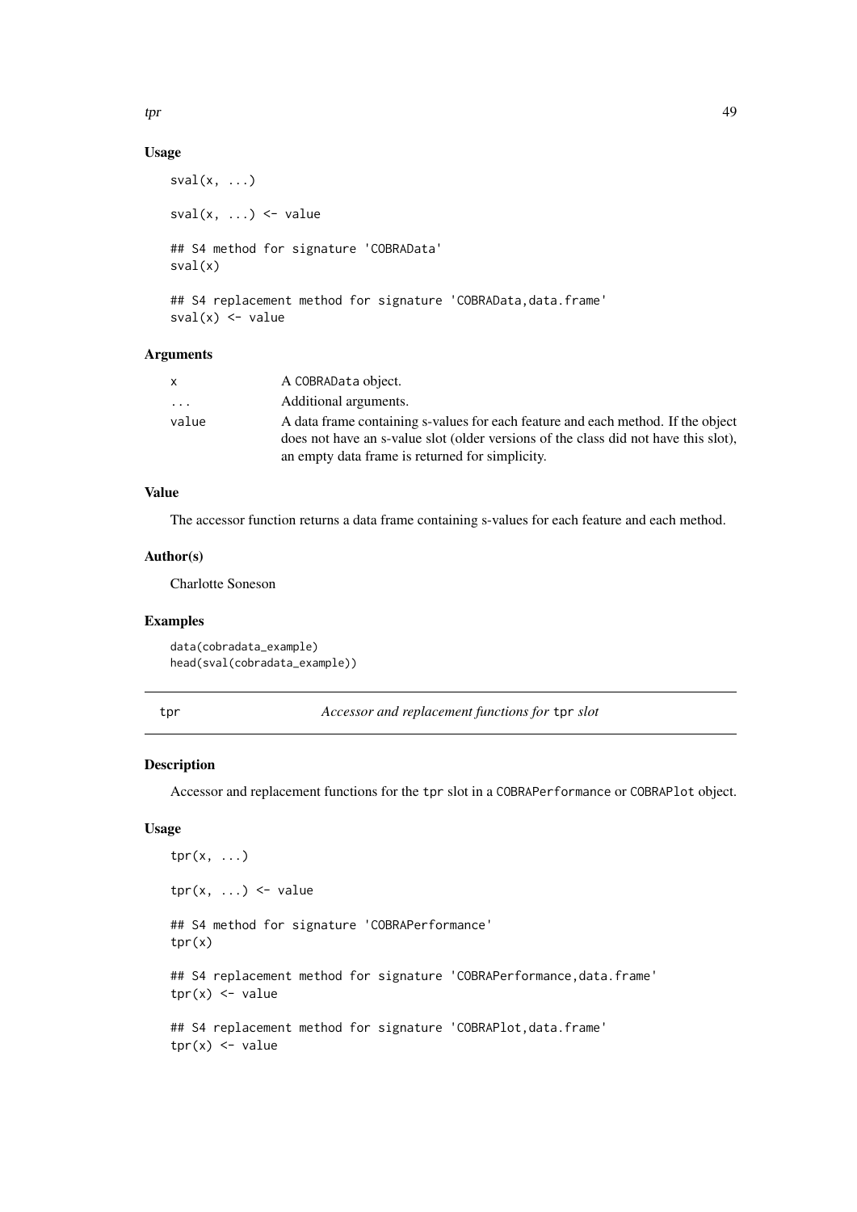### Usage

```
sval(x, ...)

sval(x, ...) <- value

## S4 method for signature 'COBRAData'
sval(x)

## S4 replacement method for signature 'COBRAData,data.frame'
sval(x) <- value
```

### Arguments

| | |
|---|---|
| x | A COBRAData object. |
| ... | Additional arguments. |
| value | A data frame containing s-values for each feature and each method. If the object does not have an s-value slot (older versions of the class did not have this slot), an empty data frame is returned for simplicity. |

### Value

The accessor function returns a data frame containing s-values for each feature and each method.

### Author(s)

Charlotte Soneson

### Examples

```
data(cobradata_example)
head(sval(cobradata_example))
```

---

## tpr — *Accessor and replacement functions for* tpr *slot*

### Description

Accessor and replacement functions for the tpr slot in a COBRAPerformance or COBRAPlot object.

### Usage

```
tpr(x, ...)

tpr(x, ...) <- value

## S4 method for signature 'COBRAPerformance'
tpr(x)

## S4 replacement method for signature 'COBRAPerformance,data.frame'
tpr(x) <- value

## S4 replacement method for signature 'COBRAPlot,data.frame'
tpr(x) <- value
```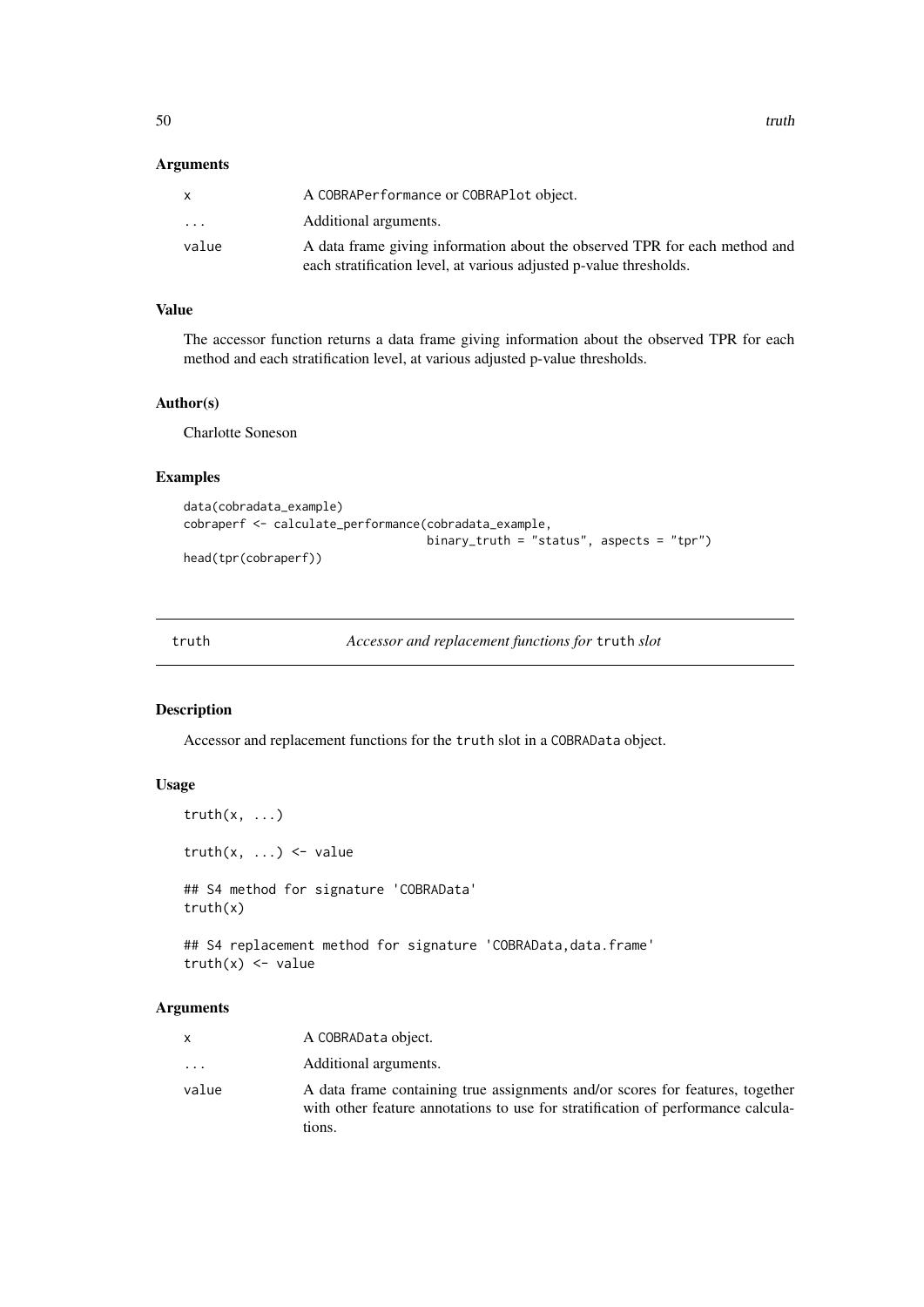### Arguments

| | |
|---|---|
| x | A COBRAPerformance or COBRAPlot object. |
| ... | Additional arguments. |
| value | A data frame giving information about the observed TPR for each method and each stratification level, at various adjusted p-value thresholds. |

### Value

The accessor function returns a data frame giving information about the observed TPR for each method and each stratification level, at various adjusted p-value thresholds.

### Author(s)

Charlotte Soneson

### Examples

```
data(cobradata_example)
cobraperf <- calculate_performance(cobradata_example,
                                   binary_truth = "status", aspects = "tpr")
head(tpr(cobraperf))
```

---

## truth — *Accessor and replacement functions for* truth *slot*

### Description

Accessor and replacement functions for the truth slot in a COBRAData object.

### Usage

```
truth(x, ...)

truth(x, ...) <- value

## S4 method for signature 'COBRAData'
truth(x)

## S4 replacement method for signature 'COBRAData,data.frame'
truth(x) <- value
```

### Arguments

| | |
|---|---|
| x | A COBRAData object. |
| ... | Additional arguments. |
| value | A data frame containing true assignments and/or scores for features, together with other feature annotations to use for stratification of performance calculations. |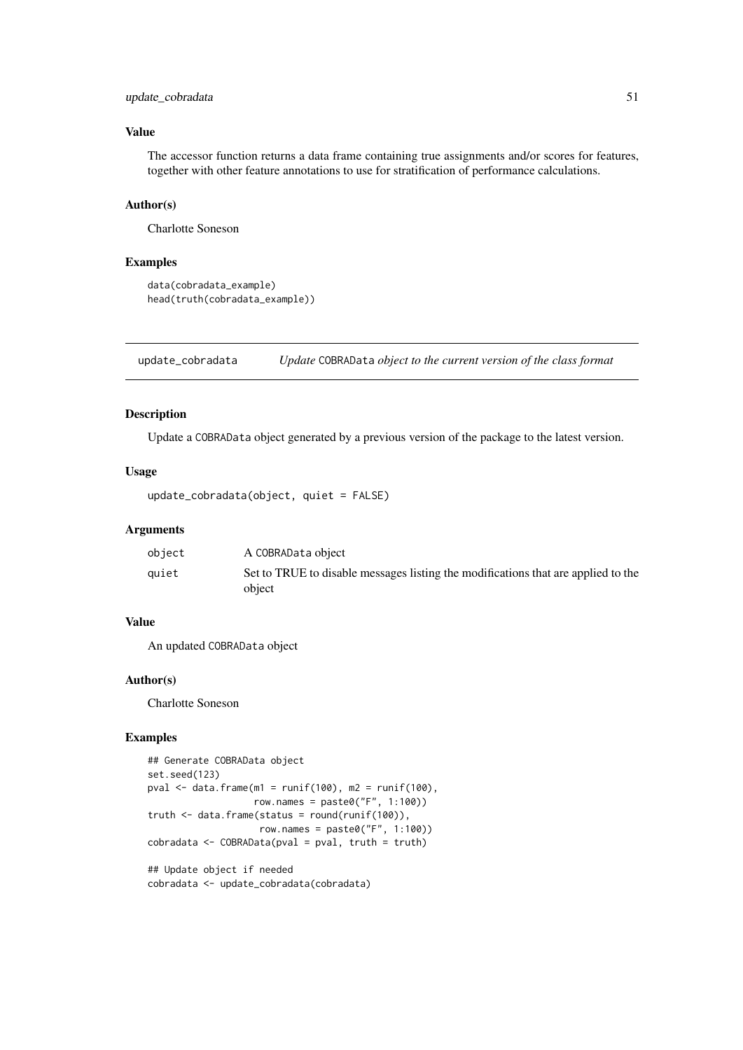### Value

The accessor function returns a data frame containing true assignments and/or scores for features, together with other feature annotations to use for stratification of performance calculations.

### Author(s)

Charlotte Soneson

### Examples

```
data(cobradata_example)
head(truth(cobradata_example))
```

---

## update_cobradata — *Update* COBRAData *object to the current version of the class format*

### Description

Update a COBRAData object generated by a previous version of the package to the latest version.

### Usage

```
update_cobradata(object, quiet = FALSE)
```

### Arguments

| | |
|---|---|
| object | A COBRAData object |
| quiet | Set to TRUE to disable messages listing the modifications that are applied to the object |

### Value

An updated COBRAData object

### Author(s)

Charlotte Soneson

### Examples

```
## Generate COBRAData object
set.seed(123)
pval <- data.frame(m1 = runif(100), m2 = runif(100),
                   row.names = paste0("F", 1:100))
truth <- data.frame(status = round(runif(100)),
                    row.names = paste0("F", 1:100))
cobradata <- COBRAData(pval = pval, truth = truth)

## Update object if needed
cobradata <- update_cobradata(cobradata)
```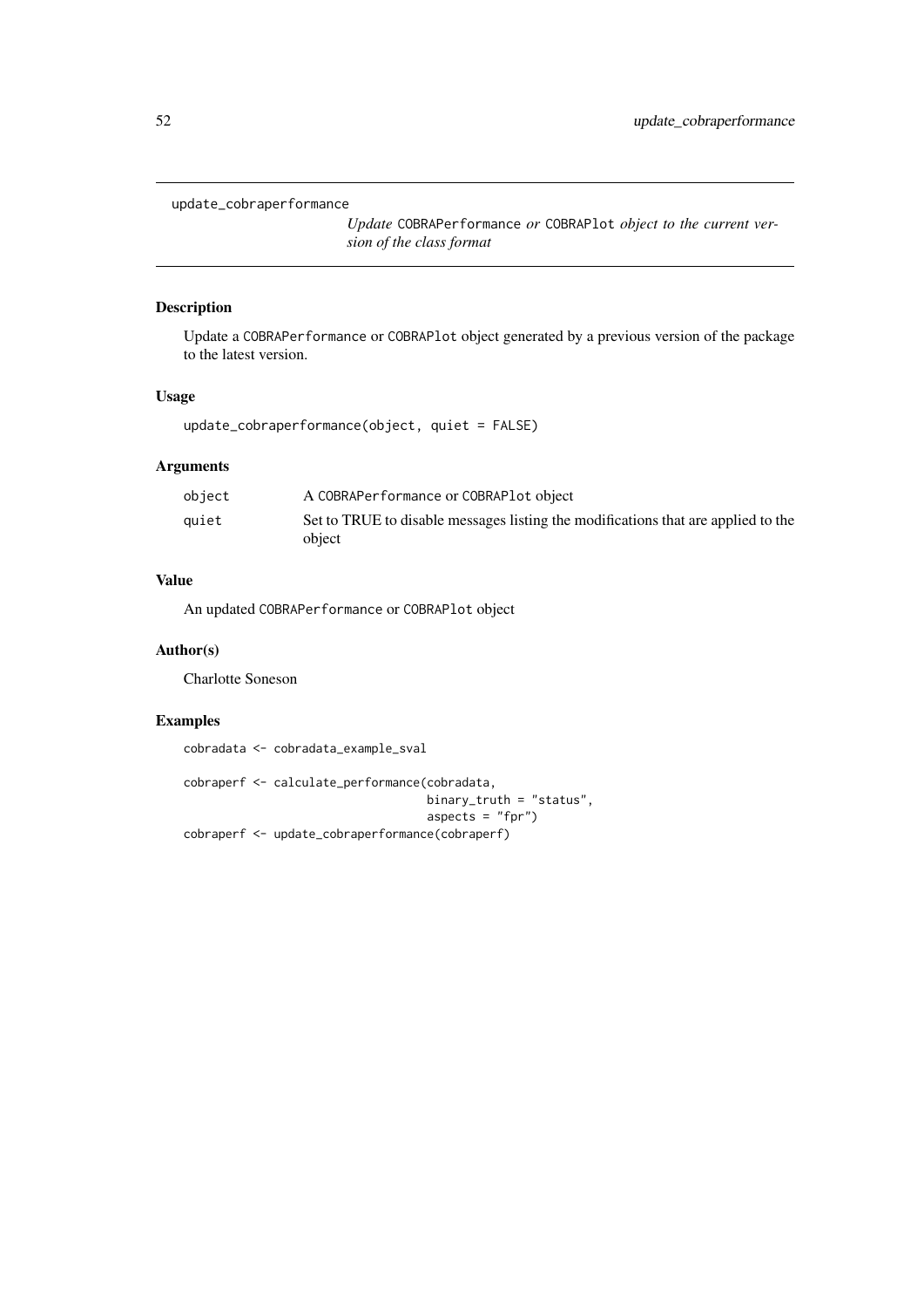```
update_cobraperformance
```

## *Update* `COBRAPerformance` *or* `COBRAPlot` *object to the current version of the class format*

### Description

Update a `COBRAPerformance` or `COBRAPlot` object generated by a previous version of the package to the latest version.

### Usage

```
update_cobraperformance(object, quiet = FALSE)
```

### Arguments

| | |
|---|---|
| `object` | A `COBRAPerformance` or `COBRAPlot` object |
| `quiet` | Set to TRUE to disable messages listing the modifications that are applied to the object |

### Value

An updated `COBRAPerformance` or `COBRAPlot` object

### Author(s)

Charlotte Soneson

### Examples

```
cobradata <- cobradata_example_sval

cobraperf <- calculate_performance(cobradata,
                                   binary_truth = "status",
                                   aspects = "fpr")
cobraperf <- update_cobraperformance(cobraperf)
```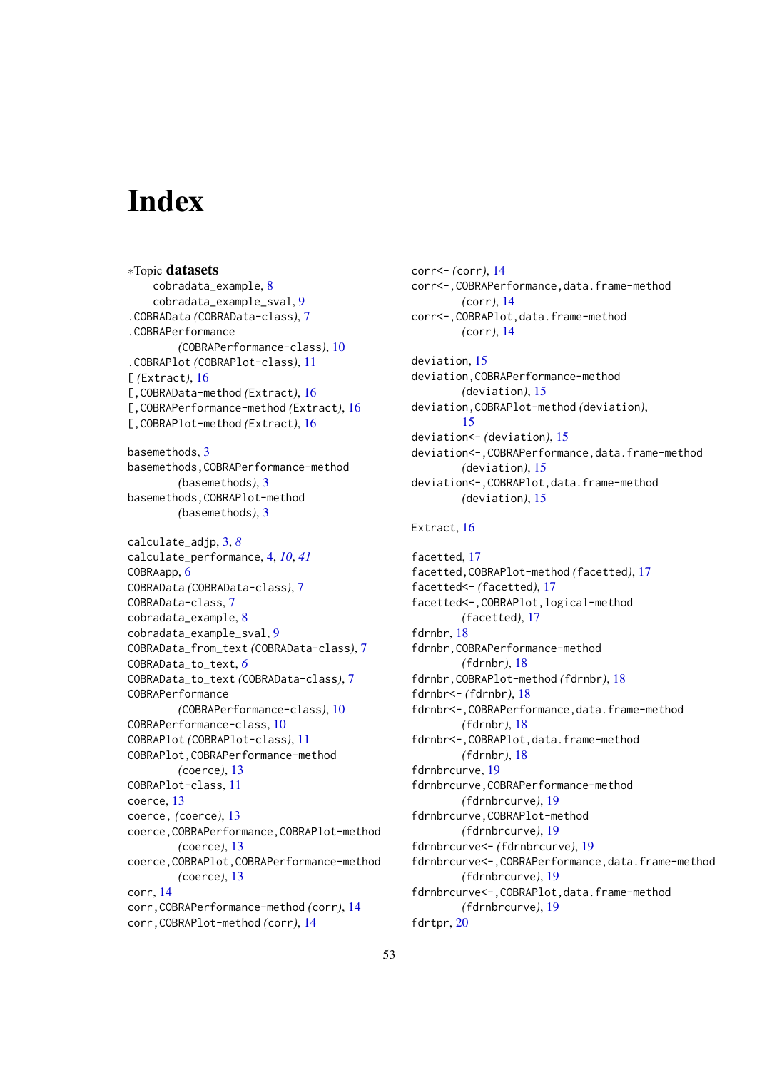# Index

∗Topic **datasets**

- cobradata_example, 8
- cobradata_example_sval, 9

.COBRAData *(COBRAData-class)*, 7
.COBRAPerformance *(COBRAPerformance-class)*, 10
.COBRAPlot *(COBRAPlot-class)*, 11
[ *(Extract)*, 16
[,COBRAData-method *(Extract)*, 16
[,COBRAPerformance-method *(Extract)*, 16
[,COBRAPlot-method *(Extract)*, 16

basemethods, 3
basemethods,COBRAPerformance-method *(basemethods)*, 3
basemethods,COBRAPlot-method *(basemethods)*, 3

calculate_adjp, 3, *8*
calculate_performance, 4, *10*, *41*
COBRAapp, 6
COBRAData *(COBRAData-class)*, 7
COBRAData-class, 7
cobradata_example, 8
cobradata_example_sval, 9
COBRAData_from_text *(COBRAData-class)*, 7
COBRAData_to_text, *6*
COBRAData_to_text *(COBRAData-class)*, 7
COBRAPerformance *(COBRAPerformance-class)*, 10
COBRAPerformance-class, 10
COBRAPlot *(COBRAPlot-class)*, 11
COBRAPlot,COBRAPerformance-method *(coerce)*, 13
COBRAPlot-class, 11
coerce, 13
coerce, *(coerce)*, 13
coerce,COBRAPerformance,COBRAPlot-method *(coerce)*, 13
coerce,COBRAPlot,COBRAPerformance-method *(coerce)*, 13
corr, 14
corr,COBRAPerformance-method *(corr)*, 14
corr,COBRAPlot-method *(corr)*, 14
corr<- *(corr)*, 14
corr<-,COBRAPerformance,data.frame-method *(corr)*, 14
corr<-,COBRAPlot,data.frame-method *(corr)*, 14

deviation, 15
deviation,COBRAPerformance-method *(deviation)*, 15
deviation,COBRAPlot-method *(deviation)*, 15
deviation<- *(deviation)*, 15
deviation<-,COBRAPerformance,data.frame-method *(deviation)*, 15
deviation<-,COBRAPlot,data.frame-method *(deviation)*, 15

Extract, 16

facetted, 17
facetted,COBRAPlot-method *(facetted)*, 17
facetted<- *(facetted)*, 17
facetted<-,COBRAPlot,logical-method *(facetted)*, 17
fdrnbr, 18
fdrnbr,COBRAPerformance-method *(fdrnbr)*, 18
fdrnbr,COBRAPlot-method *(fdrnbr)*, 18
fdrnbr<- *(fdrnbr)*, 18
fdrnbr<-,COBRAPerformance,data.frame-method *(fdrnbr)*, 18
fdrnbr<-,COBRAPlot,data.frame-method *(fdrnbr)*, 18
fdrnbrcurve, 19
fdrnbrcurve,COBRAPerformance-method *(fdrnbrcurve)*, 19
fdrnbrcurve,COBRAPlot-method *(fdrnbrcurve)*, 19
fdrnbrcurve<- *(fdrnbrcurve)*, 19
fdrnbrcurve<-,COBRAPerformance,data.frame-method *(fdrnbrcurve)*, 19
fdrnbrcurve<-,COBRAPlot,data.frame-method *(fdrnbrcurve)*, 19
fdrtpr, 20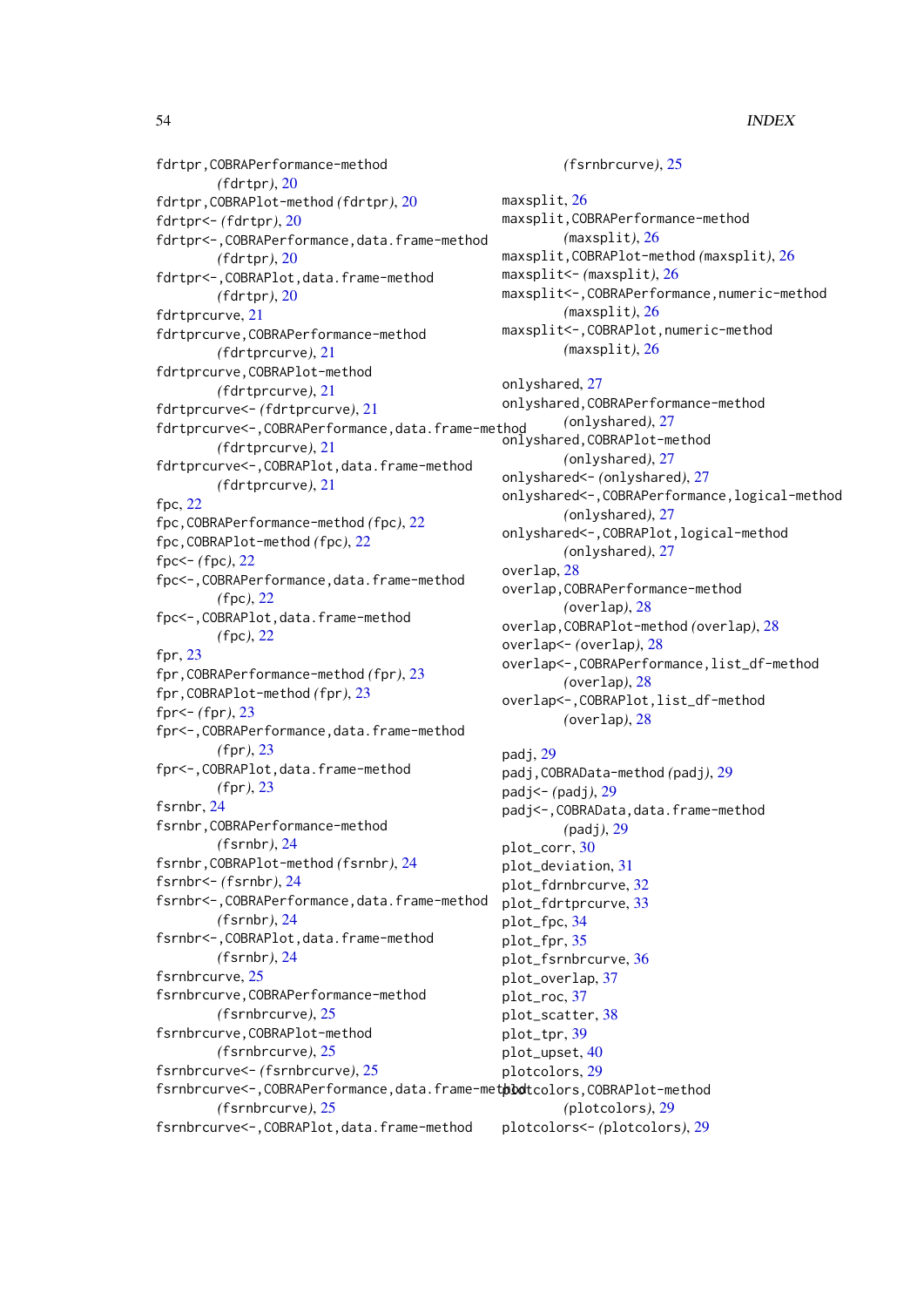fdrtpr,COBRAPerformance-method
*(fdrtpr)*, 20
fdrtpr,COBRAPlot-method *(fdrtpr)*, 20
fdrtpr<- *(fdrtpr)*, 20
fdrtpr<-,COBRAPerformance,data.frame-method
*(fdrtpr)*, 20
fdrtpr<-,COBRAPlot,data.frame-method
*(fdrtpr)*, 20
fdrtprcurve, 21
fdrtprcurve,COBRAPerformance-method
*(fdrtprcurve)*, 21
fdrtprcurve,COBRAPlot-method
*(fdrtprcurve)*, 21
fdrtprcurve<- *(fdrtprcurve)*, 21
fdrtprcurve<-,COBRAPerformance,data.frame-method
*(fdrtprcurve)*, 21
fdrtprcurve<-,COBRAPlot,data.frame-method
*(fdrtprcurve)*, 21
fpc, 22
fpc,COBRAPerformance-method *(fpc)*, 22
fpc,COBRAPlot-method *(fpc)*, 22
fpc<- *(fpc)*, 22
fpc<-,COBRAPerformance,data.frame-method
*(fpc)*, 22
fpc<-,COBRAPlot,data.frame-method
*(fpc)*, 22
fpr, 23
fpr,COBRAPerformance-method *(fpr)*, 23
fpr,COBRAPlot-method *(fpr)*, 23
fpr<- *(fpr)*, 23
fpr<-,COBRAPerformance,data.frame-method
*(fpr)*, 23
fpr<-,COBRAPlot,data.frame-method
*(fpr)*, 23
fsrnbr, 24
fsrnbr,COBRAPerformance-method
*(fsrnbr)*, 24
fsrnbr,COBRAPlot-method *(fsrnbr)*, 24
fsrnbr<- *(fsrnbr)*, 24
fsrnbr<-,COBRAPerformance,data.frame-method
*(fsrnbr)*, 24
fsrnbr<-,COBRAPlot,data.frame-method
*(fsrnbr)*, 24
fsrnbrcurve, 25
fsrnbrcurve,COBRAPerformance-method
*(fsrnbrcurve)*, 25
fsrnbrcurve,COBRAPlot-method
*(fsrnbrcurve)*, 25
fsrnbrcurve<- *(fsrnbrcurve)*, 25
fsrnbrcurve<-,COBRAPerformance,data.frame-method
*(fsrnbrcurve)*, 25
fsrnbrcurve<-,COBRAPlot,data.frame-method
*(fsrnbrcurve)*, 25

maxsplit, 26
maxsplit,COBRAPerformance-method
*(maxsplit)*, 26
maxsplit,COBRAPlot-method *(maxsplit)*, 26
maxsplit<- *(maxsplit)*, 26
maxsplit<-,COBRAPerformance,numeric-method
*(maxsplit)*, 26
maxsplit<-,COBRAPlot,numeric-method
*(maxsplit)*, 26

onlyshared, 27
onlyshared,COBRAPerformance-method
*(onlyshared)*, 27
onlyshared,COBRAPlot-method
*(onlyshared)*, 27
onlyshared<- *(onlyshared)*, 27
onlyshared<-,COBRAPerformance,logical-method
*(onlyshared)*, 27
onlyshared<-,COBRAPlot,logical-method
*(onlyshared)*, 27
overlap, 28
overlap,COBRAPerformance-method
*(overlap)*, 28
overlap,COBRAPlot-method *(overlap)*, 28
overlap<- *(overlap)*, 28
overlap<-,COBRAPerformance,list_df-method
*(overlap)*, 28
overlap<-,COBRAPlot,list_df-method
*(overlap)*, 28

padj, 29
padj,COBRAData-method *(padj)*, 29
padj<- *(padj)*, 29
padj<-,COBRAData,data.frame-method
*(padj)*, 29
plot_corr, 30
plot_deviation, 31
plot_fdrnbrcurve, 32
plot_fdrtprcurve, 33
plot_fpc, 34
plot_fpr, 35
plot_fsrnbrcurve, 36
plot_overlap, 37
plot_roc, 37
plot_scatter, 38
plot_tpr, 39
plot_upset, 40
plotcolors, 29
plotcolors,COBRAPlot-method
*(plotcolors)*, 29
plotcolors<- *(plotcolors)*, 29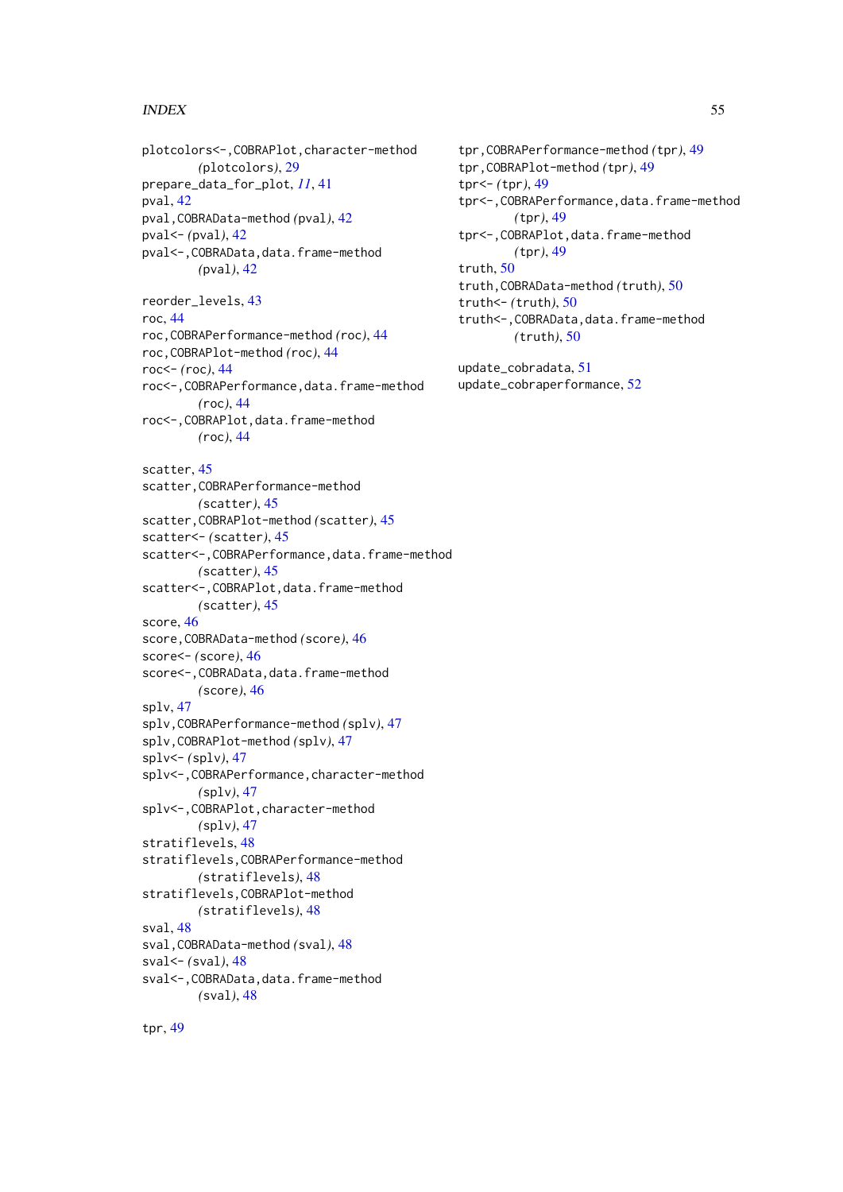plotcolors<-,COBRAPlot,character-method
        (plotcolors), 29
prepare_data_for_plot, *11*, 41
pval, 42
pval,COBRAData-method (pval), 42
pval<- (pval), 42
pval<-,COBRAData,data.frame-method
        (pval), 42

reorder_levels, 43
roc, 44
roc,COBRAPerformance-method (roc), 44
roc,COBRAPlot-method (roc), 44
roc<- (roc), 44
roc<-,COBRAPerformance,data.frame-method
        (roc), 44
roc<-,COBRAPlot,data.frame-method
        (roc), 44

scatter, 45
scatter,COBRAPerformance-method
        (scatter), 45
scatter,COBRAPlot-method (scatter), 45
scatter<- (scatter), 45
scatter<-,COBRAPerformance,data.frame-method
        (scatter), 45
scatter<-,COBRAPlot,data.frame-method
        (scatter), 45
score, 46
score,COBRAData-method (score), 46
score<- (score), 46
score<-,COBRAData,data.frame-method
        (score), 46
splv, 47
splv,COBRAPerformance-method (splv), 47
splv,COBRAPlot-method (splv), 47
splv<- (splv), 47
splv<-,COBRAPerformance,character-method
        (splv), 47
splv<-,COBRAPlot,character-method
        (splv), 47
stratiflevels, 48
stratiflevels,COBRAPerformance-method
        (stratiflevels), 48
stratiflevels,COBRAPlot-method
        (stratiflevels), 48
sval, 48
sval,COBRAData-method (sval), 48
sval<- (sval), 48
sval<-,COBRAData,data.frame-method
        (sval), 48

tpr, 49
tpr,COBRAPerformance-method (tpr), 49
tpr,COBRAPlot-method (tpr), 49
tpr<- (tpr), 49
tpr<-,COBRAPerformance,data.frame-method
        (tpr), 49
tpr<-,COBRAPlot,data.frame-method
        (tpr), 49
truth, 50
truth,COBRAData-method (truth), 50
truth<- (truth), 50
truth<-,COBRAData,data.frame-method
        (truth), 50

update_cobradata, 51
update_cobraperformance, 52